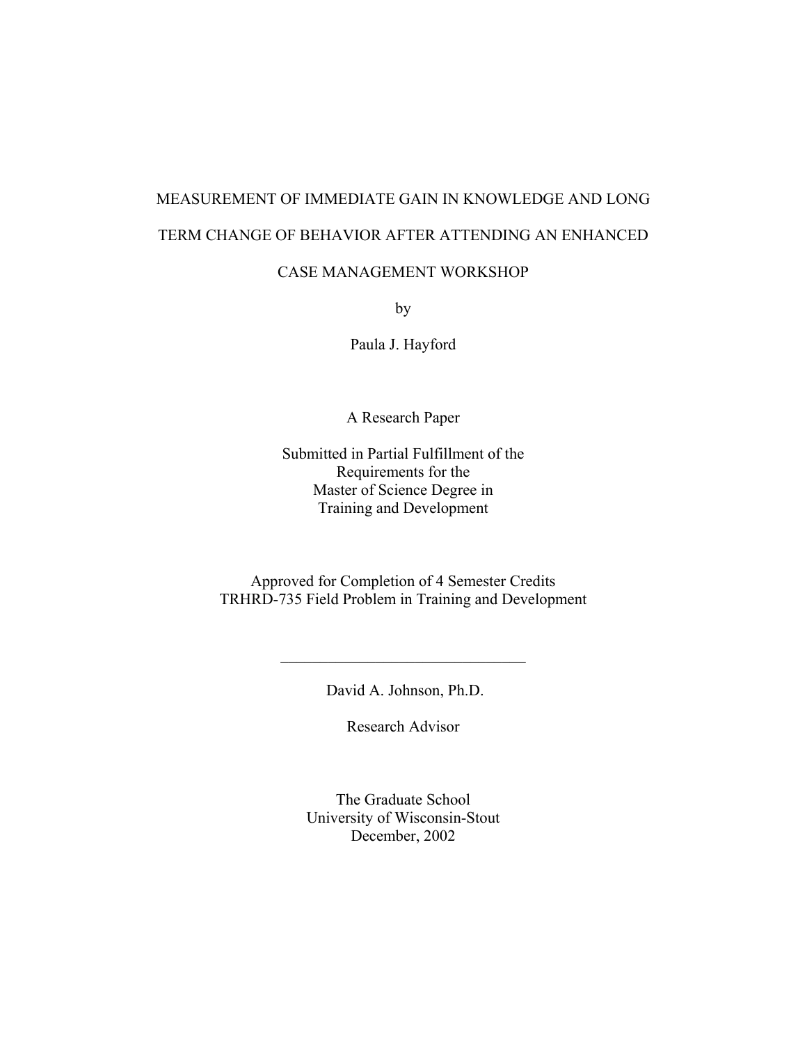# MEASUREMENT OF IMMEDIATE GAIN IN KNOWLEDGE AND LONG TERM CHANGE OF BEHAVIOR AFTER ATTENDING AN ENHANCED CASE MANAGEMENT WORKSHOP

by

Paula J. Hayford

A Research Paper

Submitted in Partial Fulfillment of the
Requirements for the
Master of Science Degree in
Training and Development

Approved for Completion of 4 Semester Credits
TRHRD-735 Field Problem in Training and Development

\_\_\_\_\_\_\_\_\_\_\_\_\_\_\_\_\_\_\_\_\_\_\_\_\_\_\_\_\_\_\_\_

David A. Johnson, Ph.D.

Research Advisor

The Graduate School
University of Wisconsin-Stout
December, 2002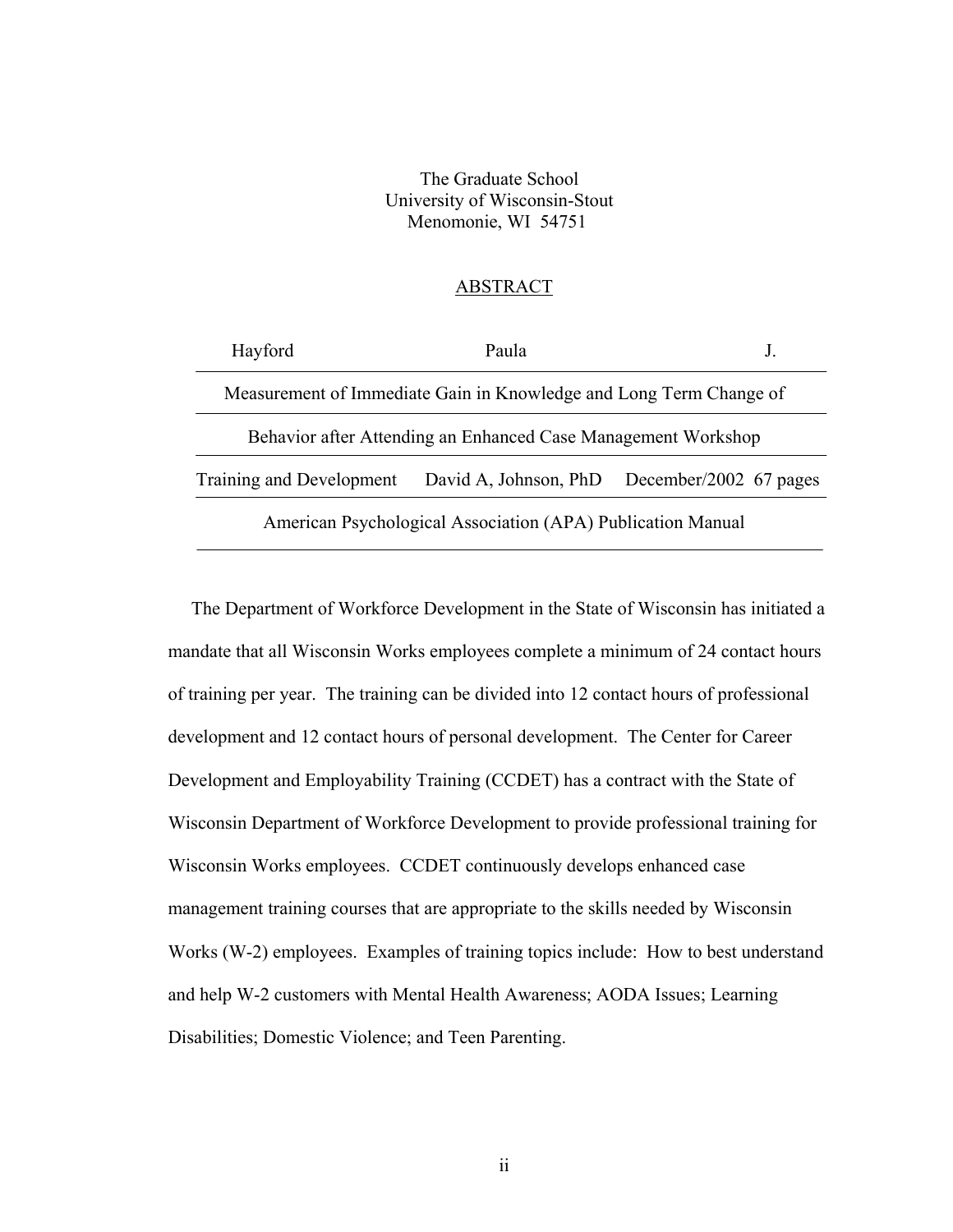The Graduate School
University of Wisconsin-Stout
Menomonie, WI 54751

ABSTRACT

| Hayford | Paula | J. |
|---|---|---|

Measurement of Immediate Gain in Knowledge and Long Term Change of Behavior after Attending an Enhanced Case Management Workshop

| Training and Development | David A, Johnson, PhD | December/2002 | 67 pages |
|---|---|---|---|

American Psychological Association (APA) Publication Manual

The Department of Workforce Development in the State of Wisconsin has initiated a mandate that all Wisconsin Works employees complete a minimum of 24 contact hours of training per year. The training can be divided into 12 contact hours of professional development and 12 contact hours of personal development. The Center for Career Development and Employability Training (CCDET) has a contract with the State of Wisconsin Department of Workforce Development to provide professional training for Wisconsin Works employees. CCDET continuously develops enhanced case management training courses that are appropriate to the skills needed by Wisconsin Works (W-2) employees. Examples of training topics include: How to best understand and help W-2 customers with Mental Health Awareness; AODA Issues; Learning Disabilities; Domestic Violence; and Teen Parenting.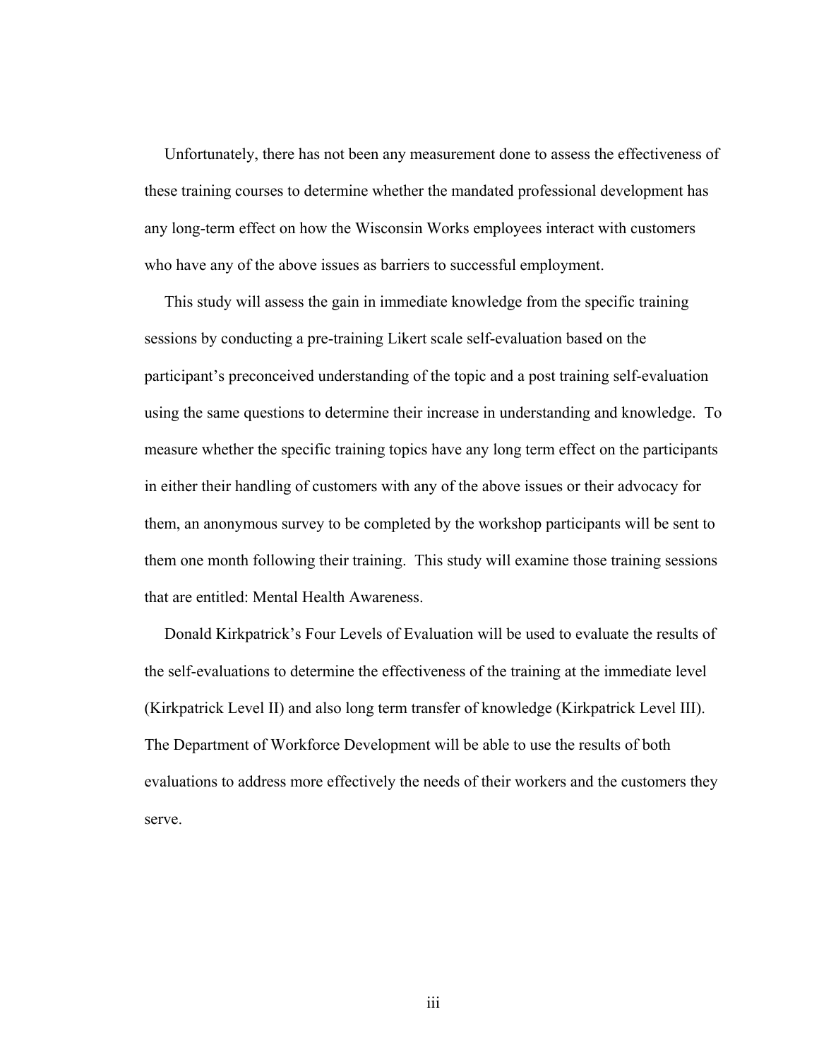Unfortunately, there has not been any measurement done to assess the effectiveness of these training courses to determine whether the mandated professional development has any long-term effect on how the Wisconsin Works employees interact with customers who have any of the above issues as barriers to successful employment.

This study will assess the gain in immediate knowledge from the specific training sessions by conducting a pre-training Likert scale self-evaluation based on the participant's preconceived understanding of the topic and a post training self-evaluation using the same questions to determine their increase in understanding and knowledge. To measure whether the specific training topics have any long term effect on the participants in either their handling of customers with any of the above issues or their advocacy for them, an anonymous survey to be completed by the workshop participants will be sent to them one month following their training. This study will examine those training sessions that are entitled: Mental Health Awareness.

Donald Kirkpatrick's Four Levels of Evaluation will be used to evaluate the results of the self-evaluations to determine the effectiveness of the training at the immediate level (Kirkpatrick Level II) and also long term transfer of knowledge (Kirkpatrick Level III). The Department of Workforce Development will be able to use the results of both evaluations to address more effectively the needs of their workers and the customers they serve.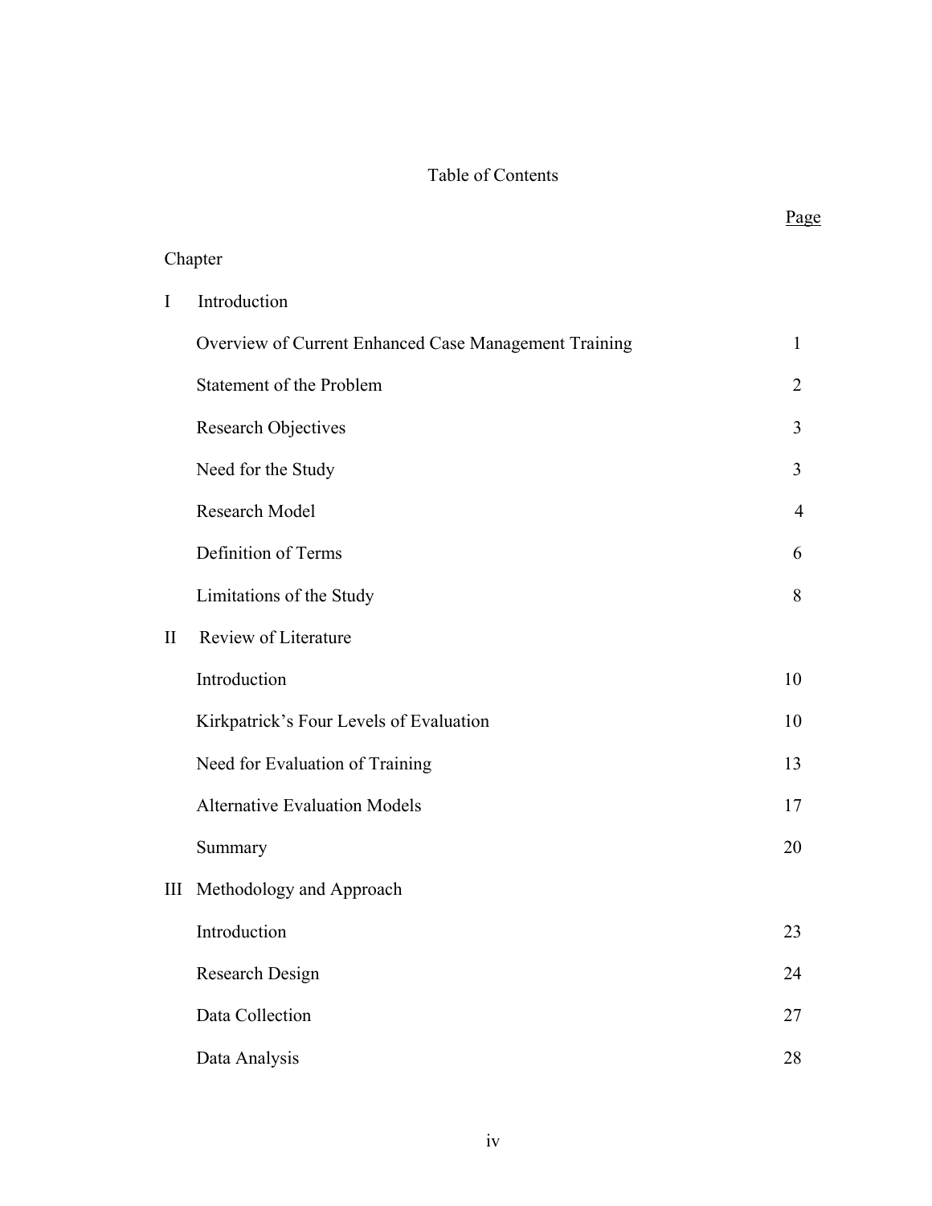# Table of Contents

| Chapter | | Page |
|---|---|---|
| I | Introduction | |
| | Overview of Current Enhanced Case Management Training | 1 |
| | Statement of the Problem | 2 |
| | Research Objectives | 3 |
| | Need for the Study | 3 |
| | Research Model | 4 |
| | Definition of Terms | 6 |
| | Limitations of the Study | 8 |
| II | Review of Literature | |
| | Introduction | 10 |
| | Kirkpatrick's Four Levels of Evaluation | 10 |
| | Need for Evaluation of Training | 13 |
| | Alternative Evaluation Models | 17 |
| | Summary | 20 |
| III | Methodology and Approach | |
| | Introduction | 23 |
| | Research Design | 24 |
| | Data Collection | 27 |
| | Data Analysis | 28 |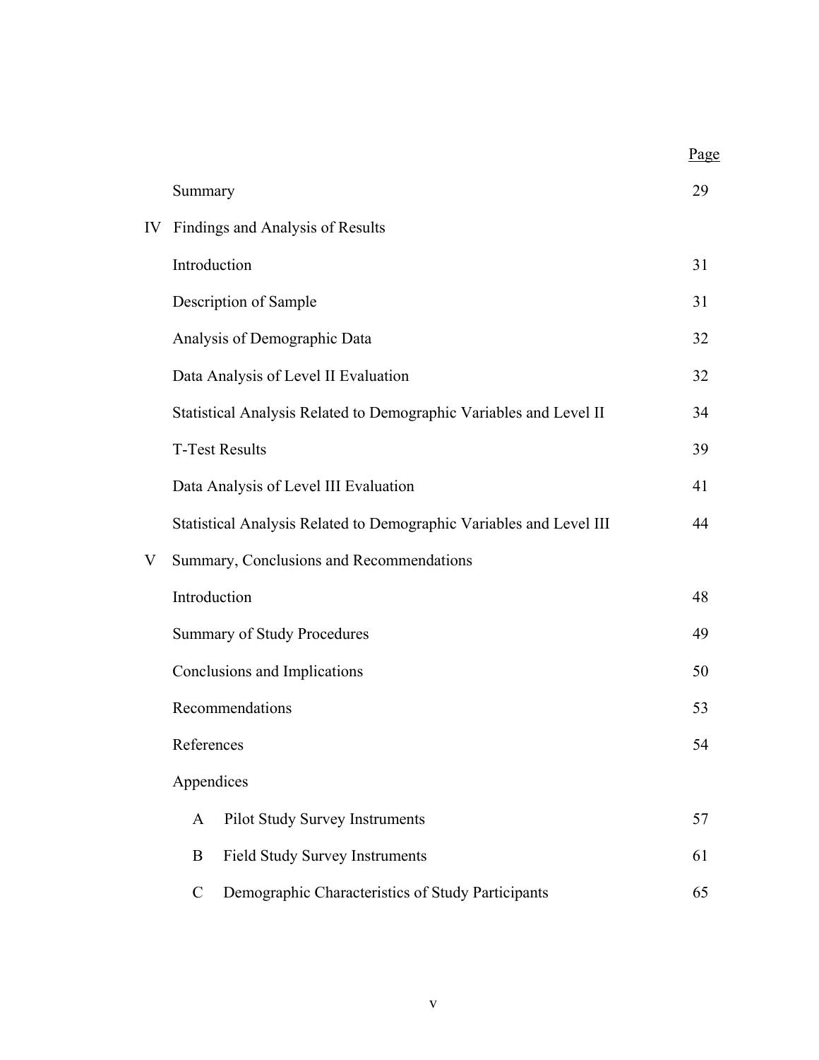| | | Page |
|---|---|---|
| | Summary | 29 |
| IV | Findings and Analysis of Results | |
| | Introduction | 31 |
| | Description of Sample | 31 |
| | Analysis of Demographic Data | 32 |
| | Data Analysis of Level II Evaluation | 32 |
| | Statistical Analysis Related to Demographic Variables and Level II | 34 |
| | T-Test Results | 39 |
| | Data Analysis of Level III Evaluation | 41 |
| | Statistical Analysis Related to Demographic Variables and Level III | 44 |
| V | Summary, Conclusions and Recommendations | |
| | Introduction | 48 |
| | Summary of Study Procedures | 49 |
| | Conclusions and Implications | 50 |
| | Recommendations | 53 |
| | References | 54 |
| | Appendices | |
| | A Pilot Study Survey Instruments | 57 |
| | B Field Study Survey Instruments | 61 |
| | C Demographic Characteristics of Study Participants | 65 |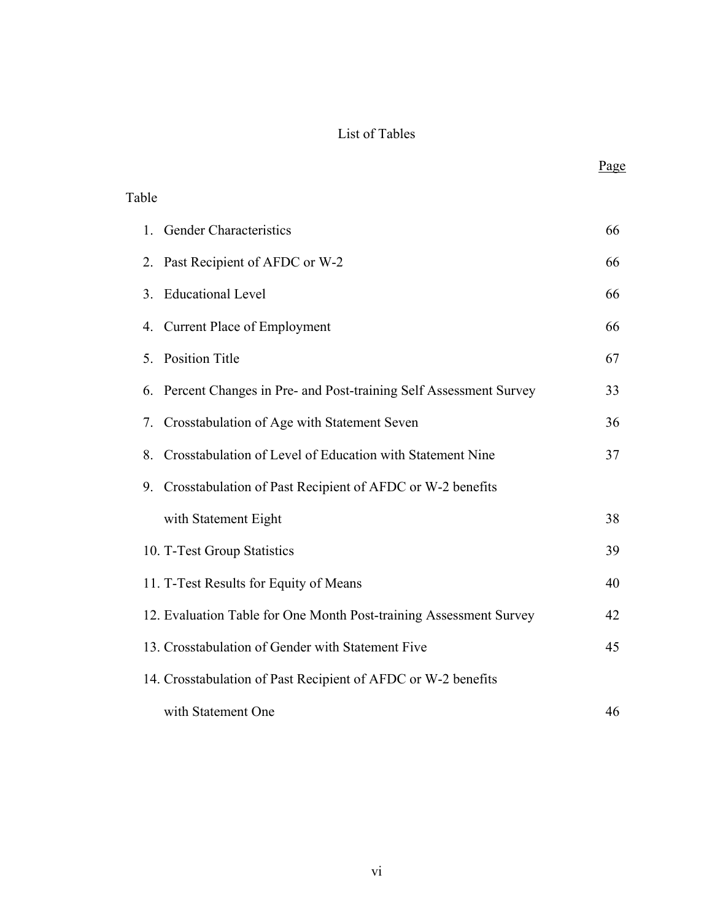# List of Tables

| Table | | Page |
|---|---|---|
| 1. | Gender Characteristics | 66 |
| 2. | Past Recipient of AFDC or W-2 | 66 |
| 3. | Educational Level | 66 |
| 4. | Current Place of Employment | 66 |
| 5. | Position Title | 67 |
| 6. | Percent Changes in Pre- and Post-training Self Assessment Survey | 33 |
| 7. | Crosstabulation of Age with Statement Seven | 36 |
| 8. | Crosstabulation of Level of Education with Statement Nine | 37 |
| 9. | Crosstabulation of Past Recipient of AFDC or W-2 benefits with Statement Eight | 38 |
| 10. | T-Test Group Statistics | 39 |
| 11. | T-Test Results for Equity of Means | 40 |
| 12. | Evaluation Table for One Month Post-training Assessment Survey | 42 |
| 13. | Crosstabulation of Gender with Statement Five | 45 |
| 14. | Crosstabulation of Past Recipient of AFDC or W-2 benefits with Statement One | 46 |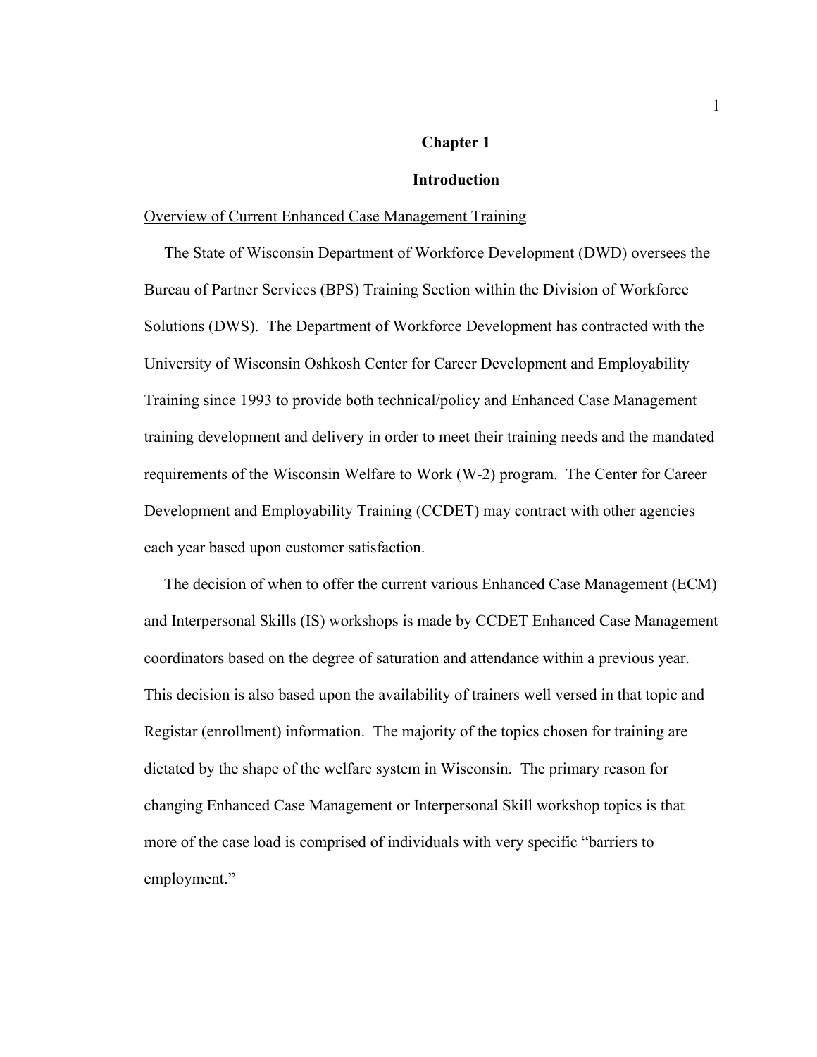# Chapter 1

## Introduction

<u>Overview of Current Enhanced Case Management Training</u>

The State of Wisconsin Department of Workforce Development (DWD) oversees the Bureau of Partner Services (BPS) Training Section within the Division of Workforce Solutions (DWS). The Department of Workforce Development has contracted with the University of Wisconsin Oshkosh Center for Career Development and Employability Training since 1993 to provide both technical/policy and Enhanced Case Management training development and delivery in order to meet their training needs and the mandated requirements of the Wisconsin Welfare to Work (W-2) program. The Center for Career Development and Employability Training (CCDET) may contract with other agencies each year based upon customer satisfaction.

The decision of when to offer the current various Enhanced Case Management (ECM) and Interpersonal Skills (IS) workshops is made by CCDET Enhanced Case Management coordinators based on the degree of saturation and attendance within a previous year. This decision is also based upon the availability of trainers well versed in that topic and Registar (enrollment) information. The majority of the topics chosen for training are dictated by the shape of the welfare system in Wisconsin. The primary reason for changing Enhanced Case Management or Interpersonal Skill workshop topics is that more of the case load is comprised of individuals with very specific "barriers to employment."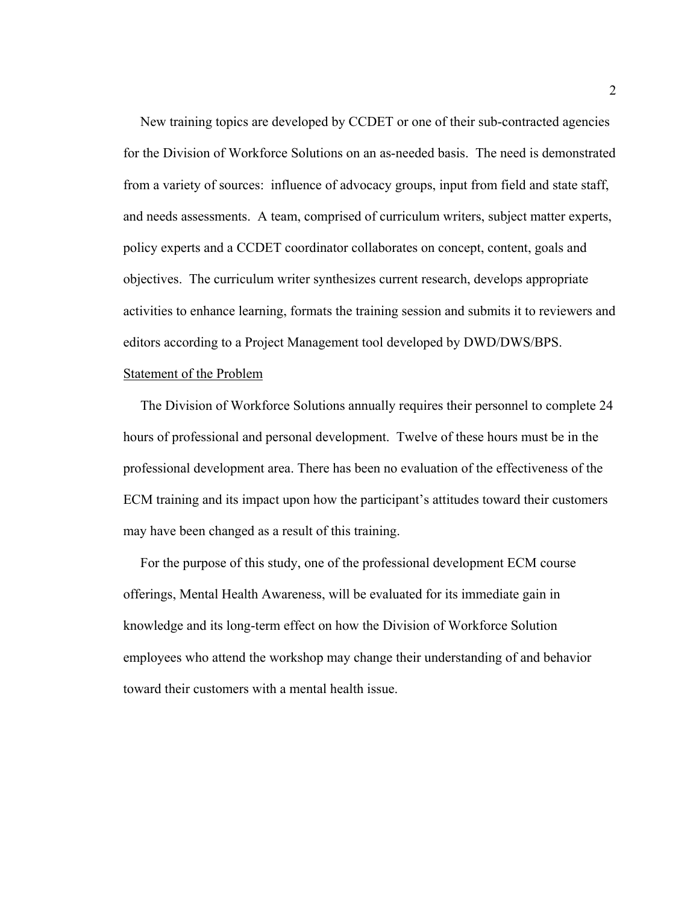New training topics are developed by CCDET or one of their sub-contracted agencies for the Division of Workforce Solutions on an as-needed basis. The need is demonstrated from a variety of sources: influence of advocacy groups, input from field and state staff, and needs assessments. A team, comprised of curriculum writers, subject matter experts, policy experts and a CCDET coordinator collaborates on concept, content, goals and objectives. The curriculum writer synthesizes current research, develops appropriate activities to enhance learning, formats the training session and submits it to reviewers and editors according to a Project Management tool developed by DWD/DWS/BPS.

## Statement of the Problem

The Division of Workforce Solutions annually requires their personnel to complete 24 hours of professional and personal development. Twelve of these hours must be in the professional development area. There has been no evaluation of the effectiveness of the ECM training and its impact upon how the participant's attitudes toward their customers may have been changed as a result of this training.

For the purpose of this study, one of the professional development ECM course offerings, Mental Health Awareness, will be evaluated for its immediate gain in knowledge and its long-term effect on how the Division of Workforce Solution employees who attend the workshop may change their understanding of and behavior toward their customers with a mental health issue.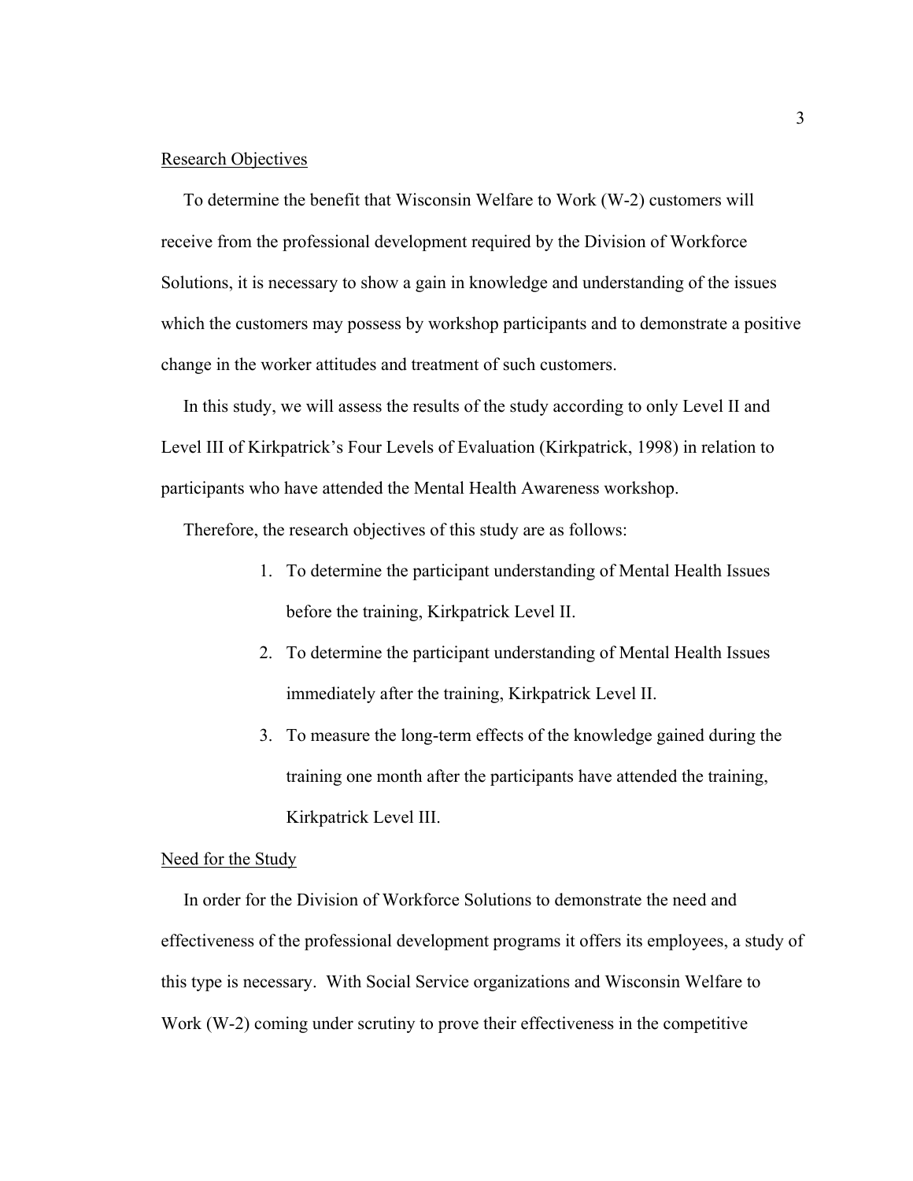## Research Objectives

To determine the benefit that Wisconsin Welfare to Work (W-2) customers will receive from the professional development required by the Division of Workforce Solutions, it is necessary to show a gain in knowledge and understanding of the issues which the customers may possess by workshop participants and to demonstrate a positive change in the worker attitudes and treatment of such customers.

In this study, we will assess the results of the study according to only Level II and Level III of Kirkpatrick's Four Levels of Evaluation (Kirkpatrick, 1998) in relation to participants who have attended the Mental Health Awareness workshop.

Therefore, the research objectives of this study are as follows:

1. To determine the participant understanding of Mental Health Issues before the training, Kirkpatrick Level II.
2. To determine the participant understanding of Mental Health Issues immediately after the training, Kirkpatrick Level II.
3. To measure the long-term effects of the knowledge gained during the training one month after the participants have attended the training, Kirkpatrick Level III.

## Need for the Study

In order for the Division of Workforce Solutions to demonstrate the need and effectiveness of the professional development programs it offers its employees, a study of this type is necessary. With Social Service organizations and Wisconsin Welfare to Work (W-2) coming under scrutiny to prove their effectiveness in the competitive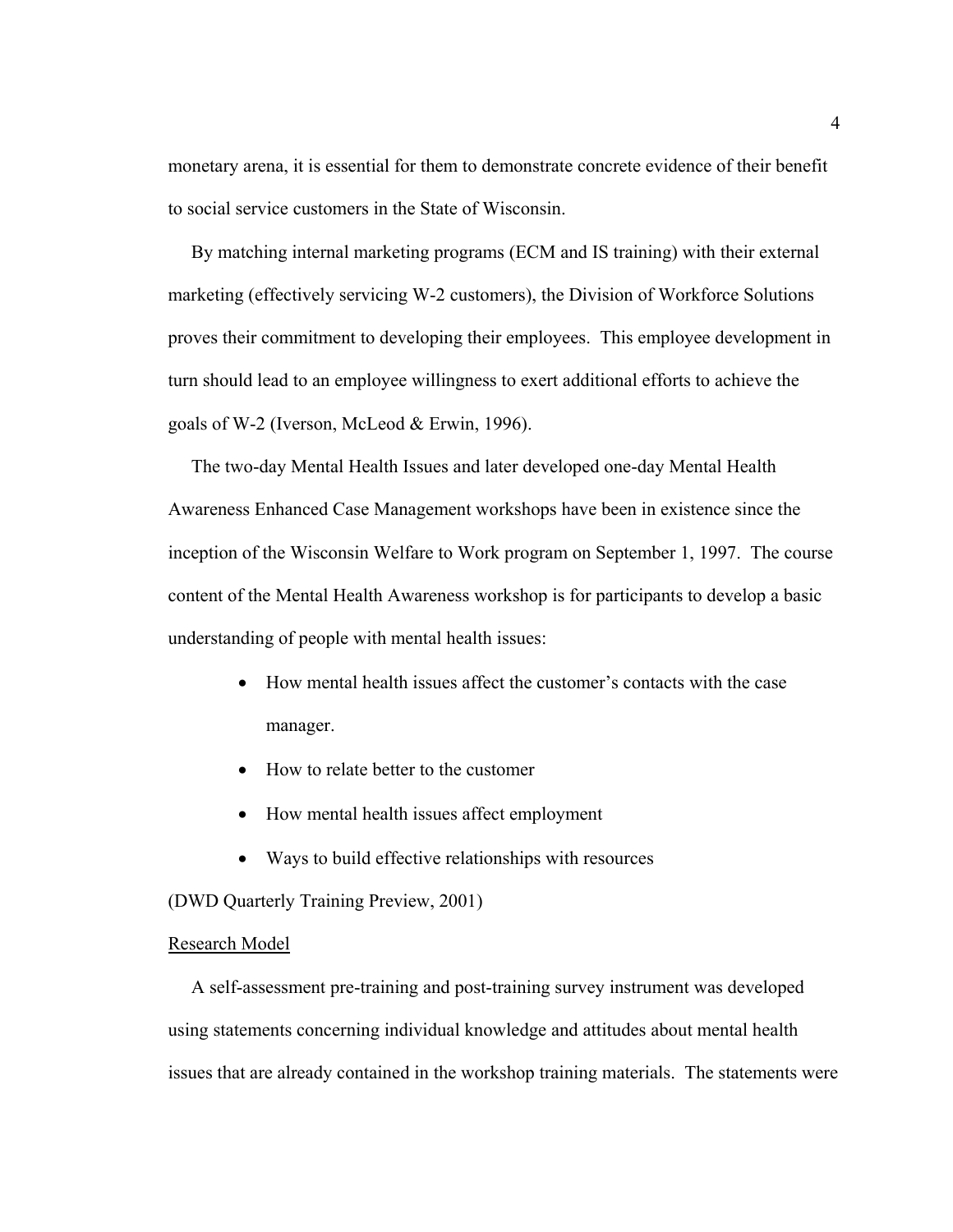monetary arena, it is essential for them to demonstrate concrete evidence of their benefit to social service customers in the State of Wisconsin.

By matching internal marketing programs (ECM and IS training) with their external marketing (effectively servicing W-2 customers), the Division of Workforce Solutions proves their commitment to developing their employees. This employee development in turn should lead to an employee willingness to exert additional efforts to achieve the goals of W-2 (Iverson, McLeod & Erwin, 1996).

The two-day Mental Health Issues and later developed one-day Mental Health Awareness Enhanced Case Management workshops have been in existence since the inception of the Wisconsin Welfare to Work program on September 1, 1997. The course content of the Mental Health Awareness workshop is for participants to develop a basic understanding of people with mental health issues:

- How mental health issues affect the customer's contacts with the case manager.
- How to relate better to the customer
- How mental health issues affect employment
- Ways to build effective relationships with resources

(DWD Quarterly Training Preview, 2001)

Research Model

A self-assessment pre-training and post-training survey instrument was developed using statements concerning individual knowledge and attitudes about mental health issues that are already contained in the workshop training materials. The statements were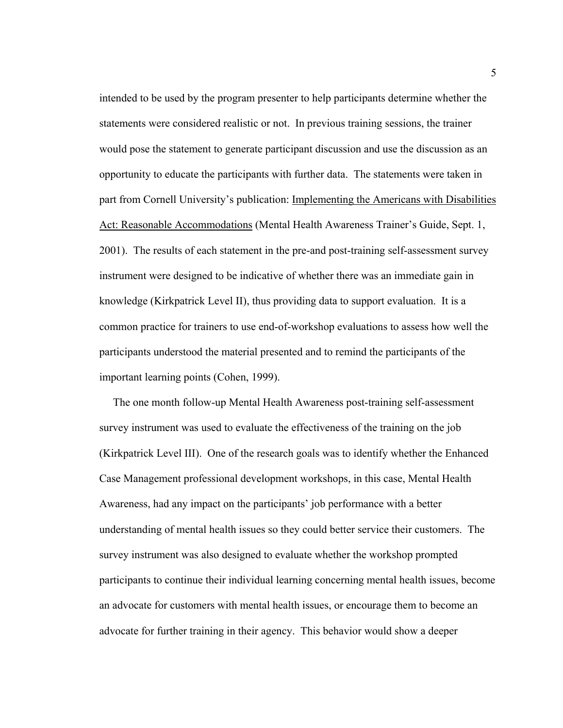intended to be used by the program presenter to help participants determine whether the statements were considered realistic or not. In previous training sessions, the trainer would pose the statement to generate participant discussion and use the discussion as an opportunity to educate the participants with further data. The statements were taken in part from Cornell University's publication: Implementing the Americans with Disabilities Act: Reasonable Accommodations (Mental Health Awareness Trainer's Guide, Sept. 1, 2001). The results of each statement in the pre-and post-training self-assessment survey instrument were designed to be indicative of whether there was an immediate gain in knowledge (Kirkpatrick Level II), thus providing data to support evaluation. It is a common practice for trainers to use end-of-workshop evaluations to assess how well the participants understood the material presented and to remind the participants of the important learning points (Cohen, 1999).

The one month follow-up Mental Health Awareness post-training self-assessment survey instrument was used to evaluate the effectiveness of the training on the job (Kirkpatrick Level III). One of the research goals was to identify whether the Enhanced Case Management professional development workshops, in this case, Mental Health Awareness, had any impact on the participants' job performance with a better understanding of mental health issues so they could better service their customers. The survey instrument was also designed to evaluate whether the workshop prompted participants to continue their individual learning concerning mental health issues, become an advocate for customers with mental health issues, or encourage them to become an advocate for further training in their agency. This behavior would show a deeper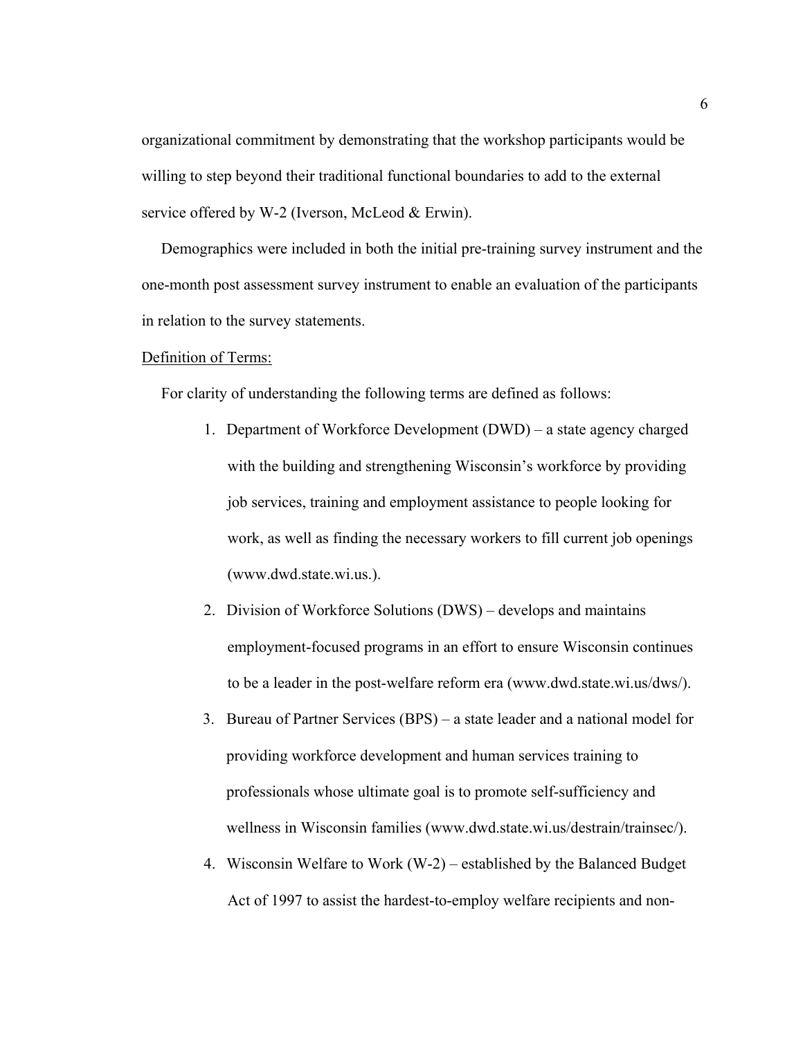organizational commitment by demonstrating that the workshop participants would be willing to step beyond their traditional functional boundaries to add to the external service offered by W-2 (Iverson, McLeod & Erwin).

Demographics were included in both the initial pre-training survey instrument and the one-month post assessment survey instrument to enable an evaluation of the participants in relation to the survey statements.

Definition of Terms:

For clarity of understanding the following terms are defined as follows:

1. Department of Workforce Development (DWD) – a state agency charged with the building and strengthening Wisconsin's workforce by providing job services, training and employment assistance to people looking for work, as well as finding the necessary workers to fill current job openings (www.dwd.state.wi.us.).
2. Division of Workforce Solutions (DWS) – develops and maintains employment-focused programs in an effort to ensure Wisconsin continues to be a leader in the post-welfare reform era (www.dwd.state.wi.us/dws/).
3. Bureau of Partner Services (BPS) – a state leader and a national model for providing workforce development and human services training to professionals whose ultimate goal is to promote self-sufficiency and wellness in Wisconsin families (www.dwd.state.wi.us/destrain/trainsec/).
4. Wisconsin Welfare to Work (W-2) – established by the Balanced Budget Act of 1997 to assist the hardest-to-employ welfare recipients and non-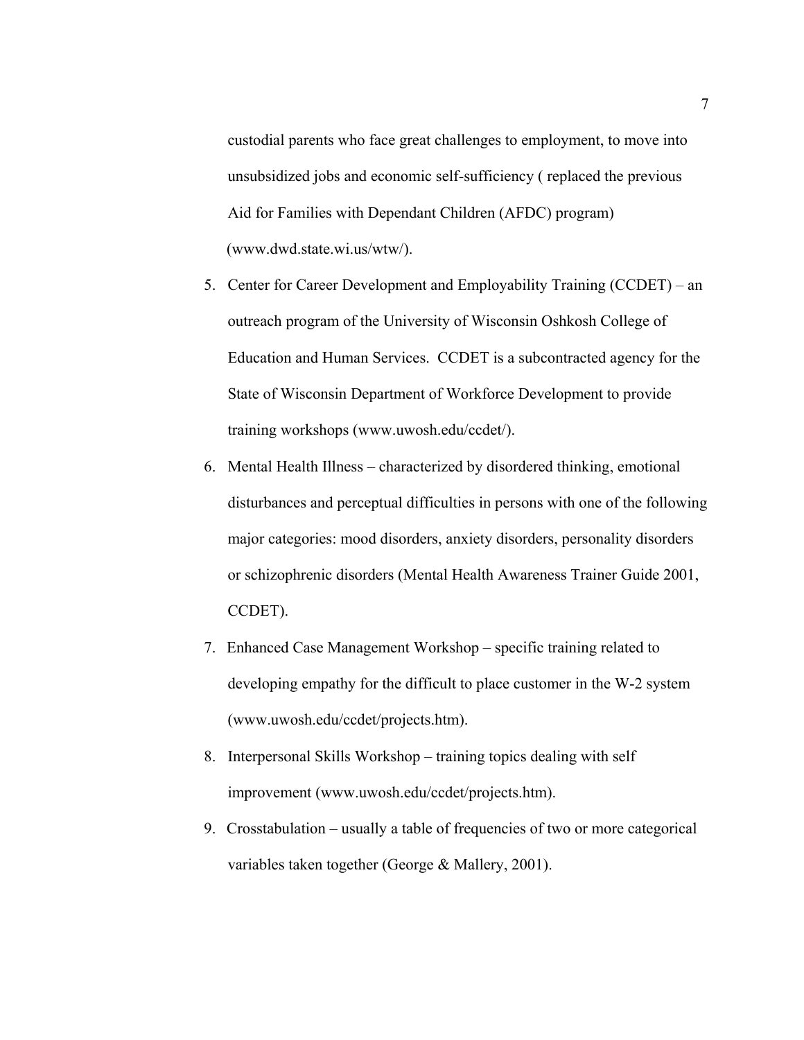custodial parents who face great challenges to employment, to move into unsubsidized jobs and economic self-sufficiency ( replaced the previous Aid for Families with Dependant Children (AFDC) program) (www.dwd.state.wi.us/wtw/).

5. Center for Career Development and Employability Training (CCDET) – an outreach program of the University of Wisconsin Oshkosh College of Education and Human Services. CCDET is a subcontracted agency for the State of Wisconsin Department of Workforce Development to provide training workshops (www.uwosh.edu/ccdet/).
6. Mental Health Illness – characterized by disordered thinking, emotional disturbances and perceptual difficulties in persons with one of the following major categories: mood disorders, anxiety disorders, personality disorders or schizophrenic disorders (Mental Health Awareness Trainer Guide 2001, CCDET).
7. Enhanced Case Management Workshop – specific training related to developing empathy for the difficult to place customer in the W-2 system (www.uwosh.edu/ccdet/projects.htm).
8. Interpersonal Skills Workshop – training topics dealing with self improvement (www.uwosh.edu/ccdet/projects.htm).
9. Crosstabulation – usually a table of frequencies of two or more categorical variables taken together (George & Mallery, 2001).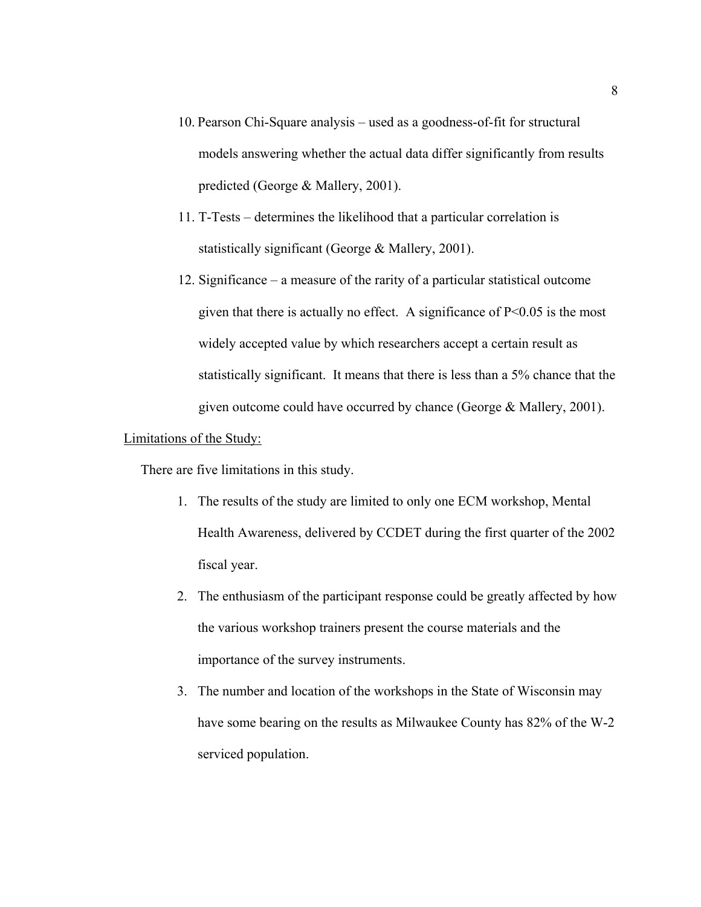10. Pearson Chi-Square analysis – used as a goodness-of-fit for structural models answering whether the actual data differ significantly from results predicted (George & Mallery, 2001).
11. T-Tests – determines the likelihood that a particular correlation is statistically significant (George & Mallery, 2001).
12. Significance – a measure of the rarity of a particular statistical outcome given that there is actually no effect. A significance of $P<0.05$ is the most widely accepted value by which researchers accept a certain result as statistically significant. It means that there is less than a 5% chance that the given outcome could have occurred by chance (George & Mallery, 2001).

Limitations of the Study:

There are five limitations in this study.

1. The results of the study are limited to only one ECM workshop, Mental Health Awareness, delivered by CCDET during the first quarter of the 2002 fiscal year.
2. The enthusiasm of the participant response could be greatly affected by how the various workshop trainers present the course materials and the importance of the survey instruments.
3. The number and location of the workshops in the State of Wisconsin may have some bearing on the results as Milwaukee County has 82% of the W-2 serviced population.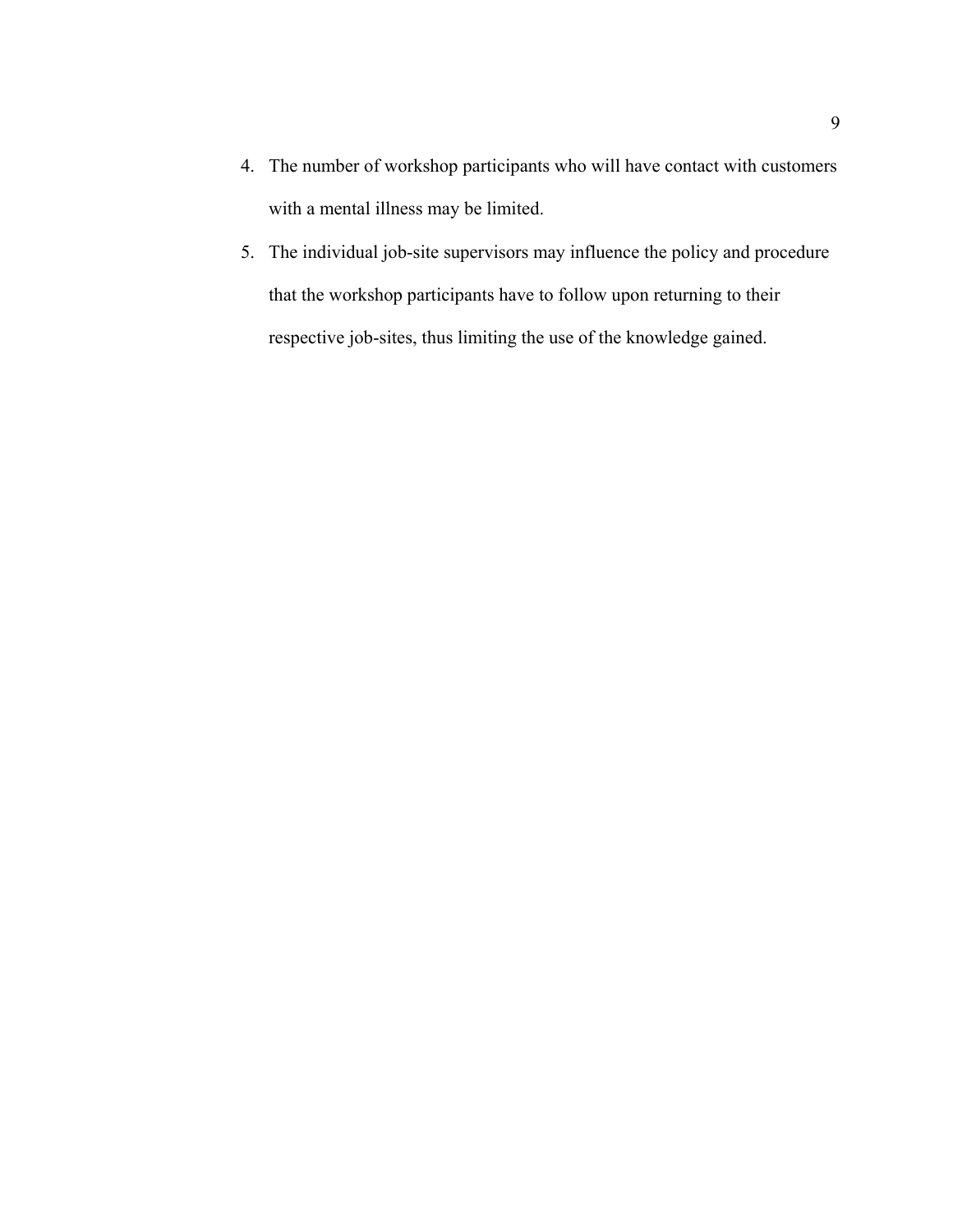4. The number of workshop participants who will have contact with customers with a mental illness may be limited.
5. The individual job-site supervisors may influence the policy and procedure that the workshop participants have to follow upon returning to their respective job-sites, thus limiting the use of the knowledge gained.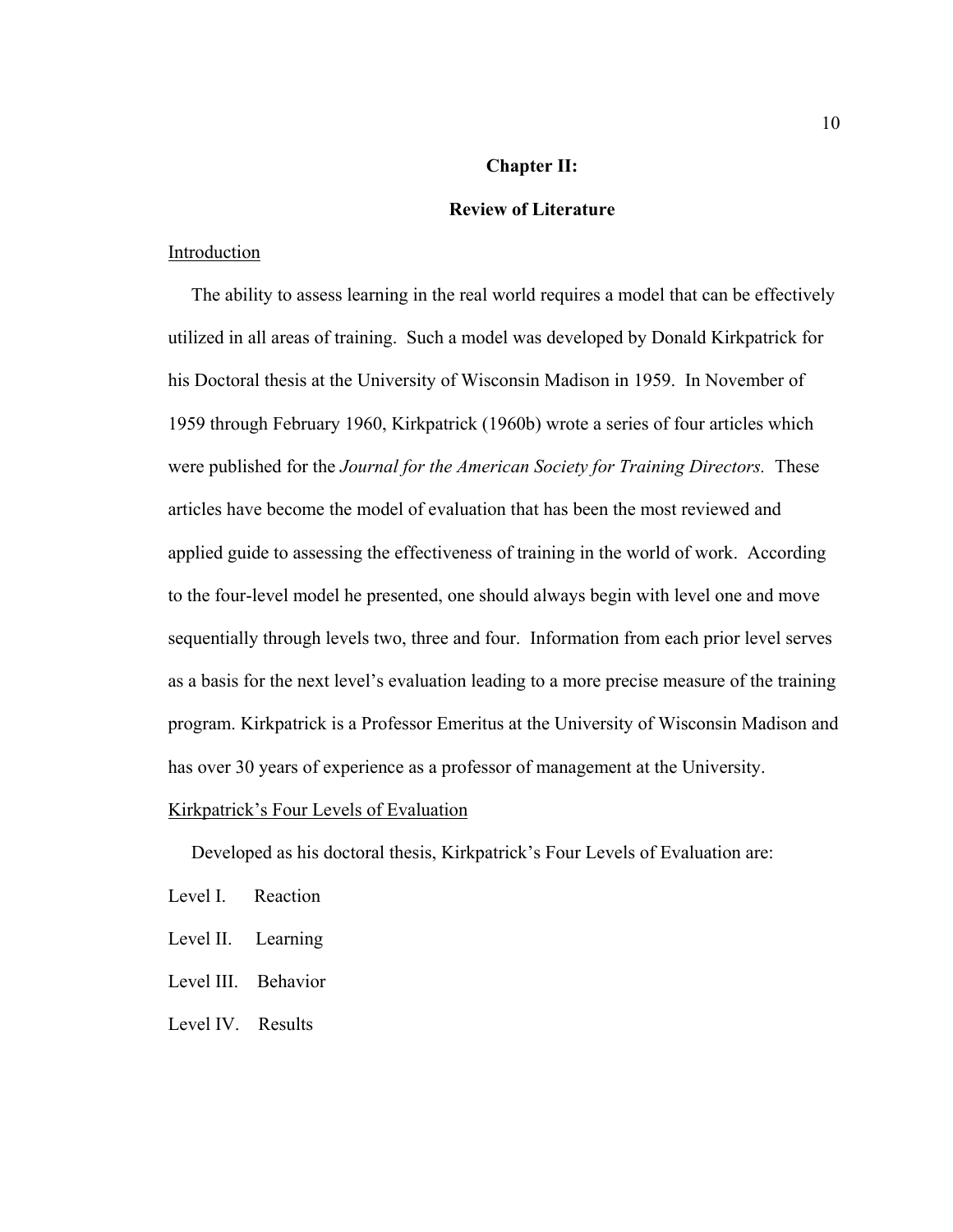## Chapter II:

## Review of Literature

### Introduction

The ability to assess learning in the real world requires a model that can be effectively utilized in all areas of training. Such a model was developed by Donald Kirkpatrick for his Doctoral thesis at the University of Wisconsin Madison in 1959. In November of 1959 through February 1960, Kirkpatrick (1960b) wrote a series of four articles which were published for the *Journal for the American Society for Training Directors.* These articles have become the model of evaluation that has been the most reviewed and applied guide to assessing the effectiveness of training in the world of work. According to the four-level model he presented, one should always begin with level one and move sequentially through levels two, three and four. Information from each prior level serves as a basis for the next level's evaluation leading to a more precise measure of the training program. Kirkpatrick is a Professor Emeritus at the University of Wisconsin Madison and has over 30 years of experience as a professor of management at the University.

### Kirkpatrick's Four Levels of Evaluation

Developed as his doctoral thesis, Kirkpatrick's Four Levels of Evaluation are:

Level I. Reaction

Level II. Learning

Level III. Behavior

Level IV. Results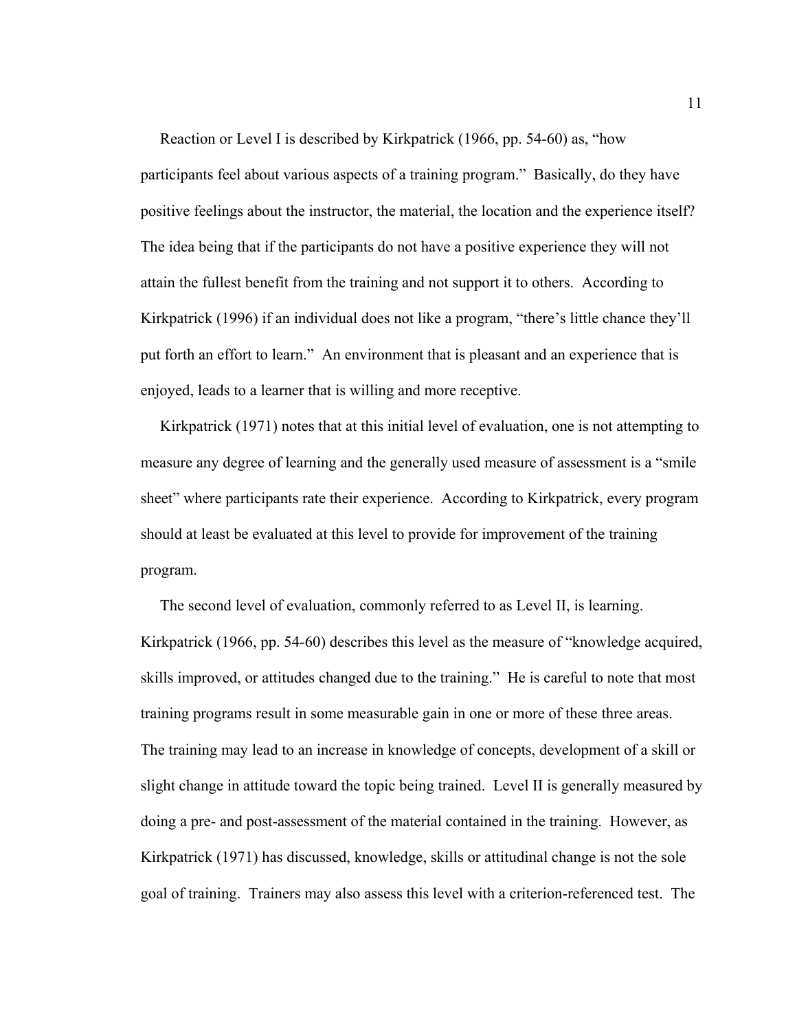Reaction or Level I is described by Kirkpatrick (1966, pp. 54-60) as, “how participants feel about various aspects of a training program.” Basically, do they have positive feelings about the instructor, the material, the location and the experience itself? The idea being that if the participants do not have a positive experience they will not attain the fullest benefit from the training and not support it to others. According to Kirkpatrick (1996) if an individual does not like a program, “there’s little chance they’ll put forth an effort to learn.” An environment that is pleasant and an experience that is enjoyed, leads to a learner that is willing and more receptive.

Kirkpatrick (1971) notes that at this initial level of evaluation, one is not attempting to measure any degree of learning and the generally used measure of assessment is a “smile sheet” where participants rate their experience. According to Kirkpatrick, every program should at least be evaluated at this level to provide for improvement of the training program.

The second level of evaluation, commonly referred to as Level II, is learning. Kirkpatrick (1966, pp. 54-60) describes this level as the measure of “knowledge acquired, skills improved, or attitudes changed due to the training.” He is careful to note that most training programs result in some measurable gain in one or more of these three areas. The training may lead to an increase in knowledge of concepts, development of a skill or slight change in attitude toward the topic being trained. Level II is generally measured by doing a pre- and post-assessment of the material contained in the training. However, as Kirkpatrick (1971) has discussed, knowledge, skills or attitudinal change is not the sole goal of training. Trainers may also assess this level with a criterion-referenced test. The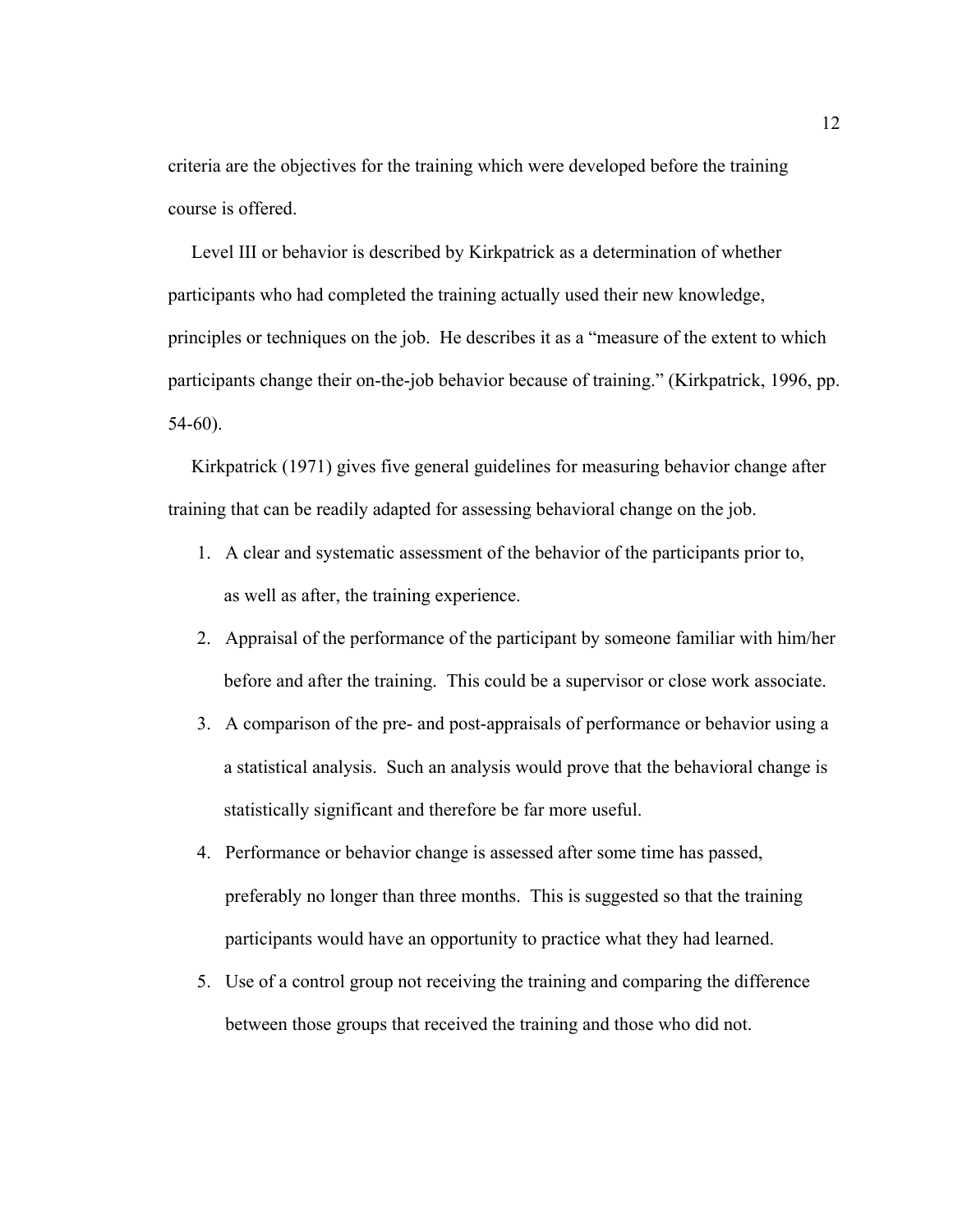criteria are the objectives for the training which were developed before the training course is offered.

Level III or behavior is described by Kirkpatrick as a determination of whether participants who had completed the training actually used their new knowledge, principles or techniques on the job. He describes it as a "measure of the extent to which participants change their on-the-job behavior because of training." (Kirkpatrick, 1996, pp. 54-60).

Kirkpatrick (1971) gives five general guidelines for measuring behavior change after training that can be readily adapted for assessing behavioral change on the job.

1. A clear and systematic assessment of the behavior of the participants prior to, as well as after, the training experience.
2. Appraisal of the performance of the participant by someone familiar with him/her before and after the training. This could be a supervisor or close work associate.
3. A comparison of the pre- and post-appraisals of performance or behavior using a a statistical analysis. Such an analysis would prove that the behavioral change is statistically significant and therefore be far more useful.
4. Performance or behavior change is assessed after some time has passed, preferably no longer than three months. This is suggested so that the training participants would have an opportunity to practice what they had learned.
5. Use of a control group not receiving the training and comparing the difference between those groups that received the training and those who did not.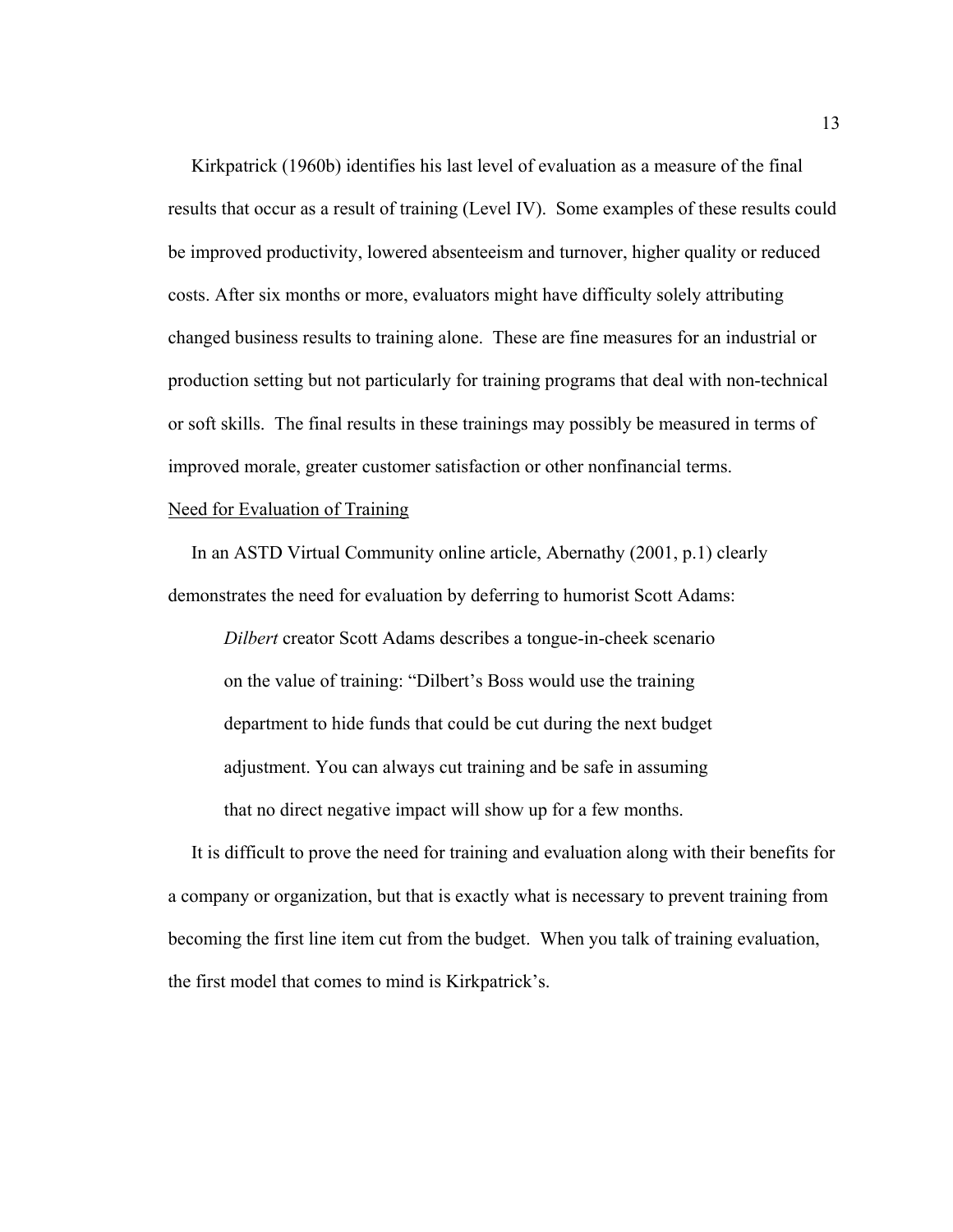Kirkpatrick (1960b) identifies his last level of evaluation as a measure of the final results that occur as a result of training (Level IV). Some examples of these results could be improved productivity, lowered absenteeism and turnover, higher quality or reduced costs. After six months or more, evaluators might have difficulty solely attributing changed business results to training alone. These are fine measures for an industrial or production setting but not particularly for training programs that deal with non-technical or soft skills. The final results in these trainings may possibly be measured in terms of improved morale, greater customer satisfaction or other nonfinancial terms.

## Need for Evaluation of Training

In an ASTD Virtual Community online article, Abernathy (2001, p.1) clearly demonstrates the need for evaluation by deferring to humorist Scott Adams:

> *Dilbert* creator Scott Adams describes a tongue-in-cheek scenario on the value of training: "Dilbert's Boss would use the training department to hide funds that could be cut during the next budget adjustment. You can always cut training and be safe in assuming that no direct negative impact will show up for a few months.

It is difficult to prove the need for training and evaluation along with their benefits for a company or organization, but that is exactly what is necessary to prevent training from becoming the first line item cut from the budget. When you talk of training evaluation, the first model that comes to mind is Kirkpatrick's.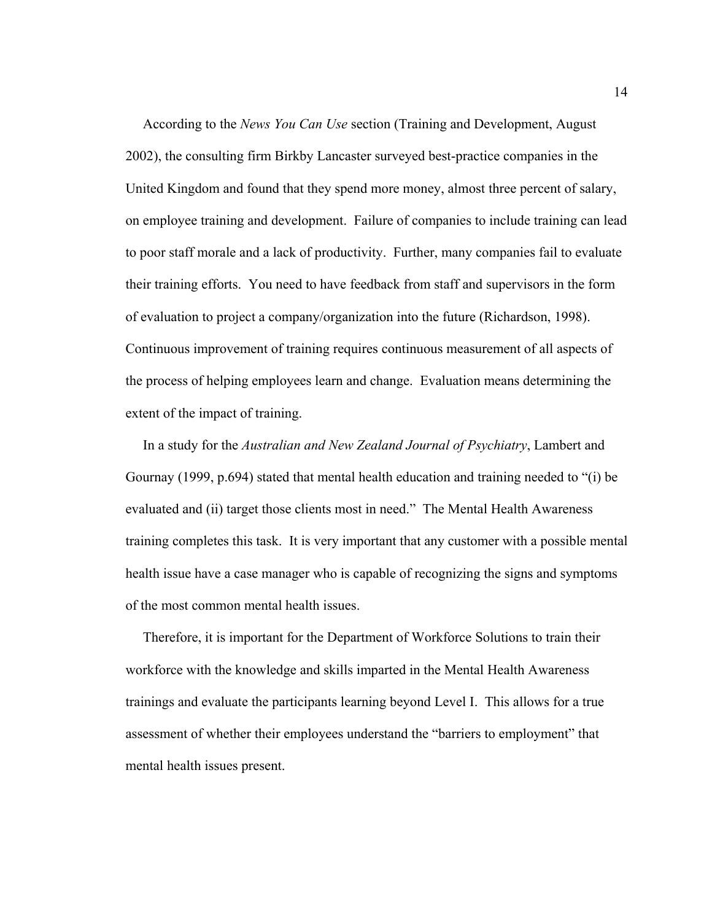According to the *News You Can Use* section (Training and Development, August 2002), the consulting firm Birkby Lancaster surveyed best-practice companies in the United Kingdom and found that they spend more money, almost three percent of salary, on employee training and development. Failure of companies to include training can lead to poor staff morale and a lack of productivity. Further, many companies fail to evaluate their training efforts. You need to have feedback from staff and supervisors in the form of evaluation to project a company/organization into the future (Richardson, 1998). Continuous improvement of training requires continuous measurement of all aspects of the process of helping employees learn and change. Evaluation means determining the extent of the impact of training.

In a study for the *Australian and New Zealand Journal of Psychiatry*, Lambert and Gournay (1999, p.694) stated that mental health education and training needed to "(i) be evaluated and (ii) target those clients most in need." The Mental Health Awareness training completes this task. It is very important that any customer with a possible mental health issue have a case manager who is capable of recognizing the signs and symptoms of the most common mental health issues.

Therefore, it is important for the Department of Workforce Solutions to train their workforce with the knowledge and skills imparted in the Mental Health Awareness trainings and evaluate the participants learning beyond Level I. This allows for a true assessment of whether their employees understand the "barriers to employment" that mental health issues present.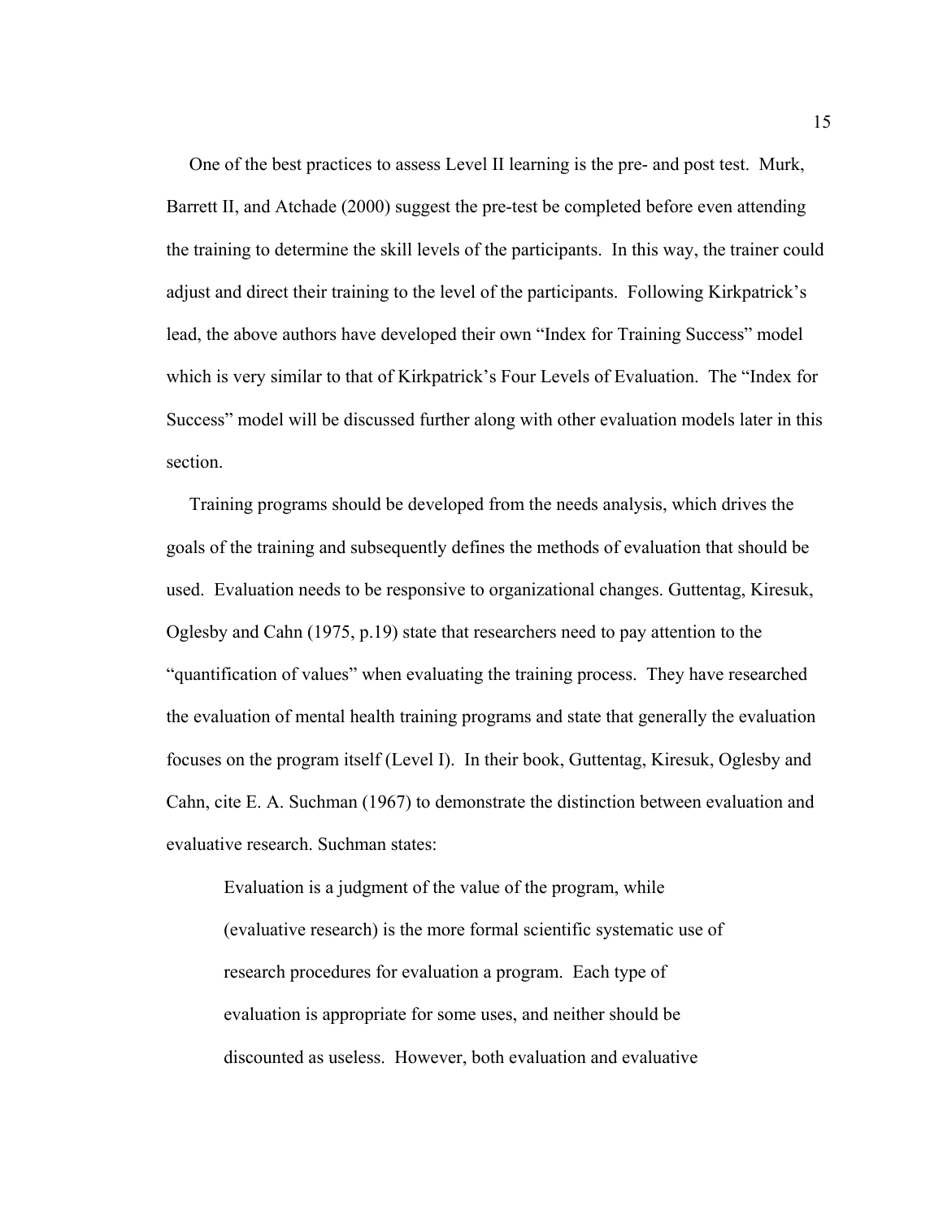One of the best practices to assess Level II learning is the pre- and post test. Murk, Barrett II, and Atchade (2000) suggest the pre-test be completed before even attending the training to determine the skill levels of the participants. In this way, the trainer could adjust and direct their training to the level of the participants. Following Kirkpatrick's lead, the above authors have developed their own "Index for Training Success" model which is very similar to that of Kirkpatrick's Four Levels of Evaluation. The "Index for Success" model will be discussed further along with other evaluation models later in this section.

Training programs should be developed from the needs analysis, which drives the goals of the training and subsequently defines the methods of evaluation that should be used. Evaluation needs to be responsive to organizational changes. Guttentag, Kiresuk, Oglesby and Cahn (1975, p.19) state that researchers need to pay attention to the "quantification of values" when evaluating the training process. They have researched the evaluation of mental health training programs and state that generally the evaluation focuses on the program itself (Level I). In their book, Guttentag, Kiresuk, Oglesby and Cahn, cite E. A. Suchman (1967) to demonstrate the distinction between evaluation and evaluative research. Suchman states:

> Evaluation is a judgment of the value of the program, while (evaluative research) is the more formal scientific systematic use of research procedures for evaluation a program. Each type of evaluation is appropriate for some uses, and neither should be discounted as useless. However, both evaluation and evaluative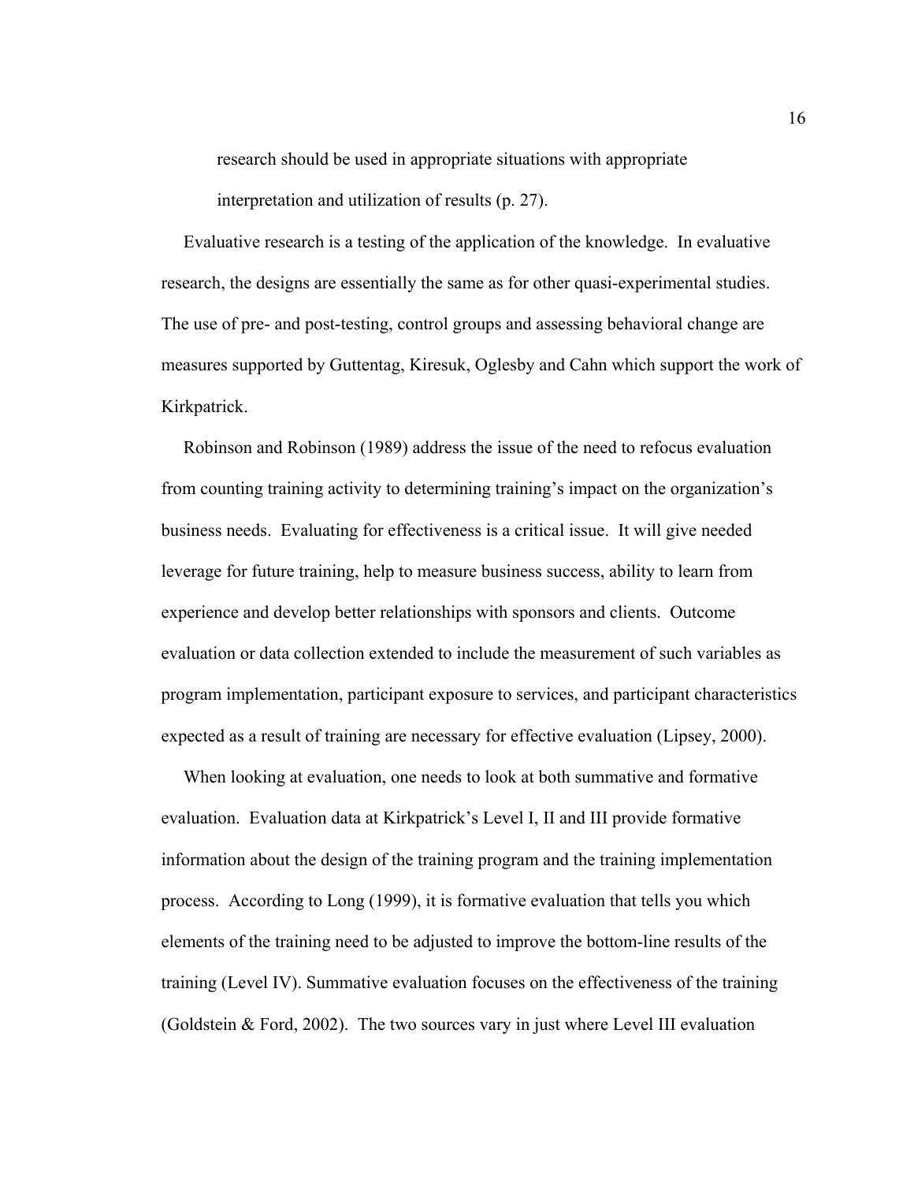> research should be used in appropriate situations with appropriate interpretation and utilization of results (p. 27).

Evaluative research is a testing of the application of the knowledge. In evaluative research, the designs are essentially the same as for other quasi-experimental studies. The use of pre- and post-testing, control groups and assessing behavioral change are measures supported by Guttentag, Kiresuk, Oglesby and Cahn which support the work of Kirkpatrick.

Robinson and Robinson (1989) address the issue of the need to refocus evaluation from counting training activity to determining training's impact on the organization's business needs. Evaluating for effectiveness is a critical issue. It will give needed leverage for future training, help to measure business success, ability to learn from experience and develop better relationships with sponsors and clients. Outcome evaluation or data collection extended to include the measurement of such variables as program implementation, participant exposure to services, and participant characteristics expected as a result of training are necessary for effective evaluation (Lipsey, 2000).

When looking at evaluation, one needs to look at both summative and formative evaluation. Evaluation data at Kirkpatrick's Level I, II and III provide formative information about the design of the training program and the training implementation process. According to Long (1999), it is formative evaluation that tells you which elements of the training need to be adjusted to improve the bottom-line results of the training (Level IV). Summative evaluation focuses on the effectiveness of the training (Goldstein & Ford, 2002). The two sources vary in just where Level III evaluation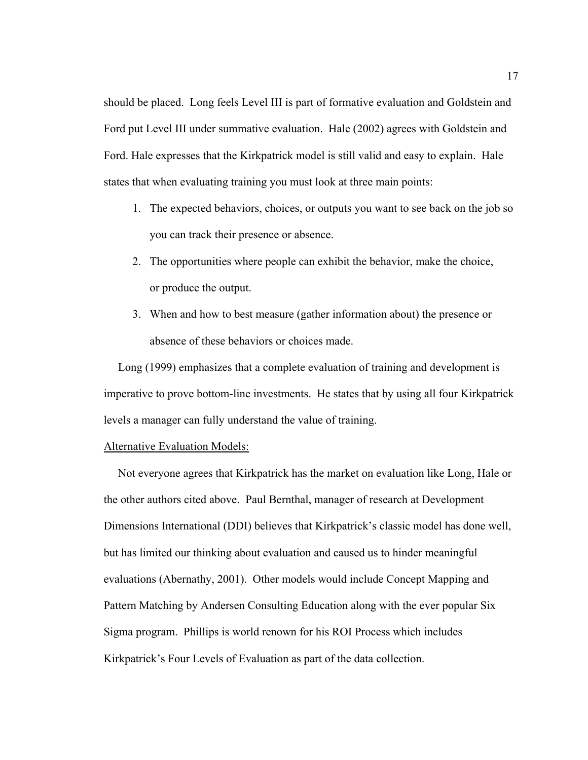should be placed. Long feels Level III is part of formative evaluation and Goldstein and Ford put Level III under summative evaluation. Hale (2002) agrees with Goldstein and Ford. Hale expresses that the Kirkpatrick model is still valid and easy to explain. Hale states that when evaluating training you must look at three main points:

1. The expected behaviors, choices, or outputs you want to see back on the job so you can track their presence or absence.
2. The opportunities where people can exhibit the behavior, make the choice, or produce the output.
3. When and how to best measure (gather information about) the presence or absence of these behaviors or choices made.

Long (1999) emphasizes that a complete evaluation of training and development is imperative to prove bottom-line investments. He states that by using all four Kirkpatrick levels a manager can fully understand the value of training.

<u>Alternative Evaluation Models:</u>

Not everyone agrees that Kirkpatrick has the market on evaluation like Long, Hale or the other authors cited above. Paul Bernthal, manager of research at Development Dimensions International (DDI) believes that Kirkpatrick's classic model has done well, but has limited our thinking about evaluation and caused us to hinder meaningful evaluations (Abernathy, 2001). Other models would include Concept Mapping and Pattern Matching by Andersen Consulting Education along with the ever popular Six Sigma program. Phillips is world renown for his ROI Process which includes Kirkpatrick's Four Levels of Evaluation as part of the data collection.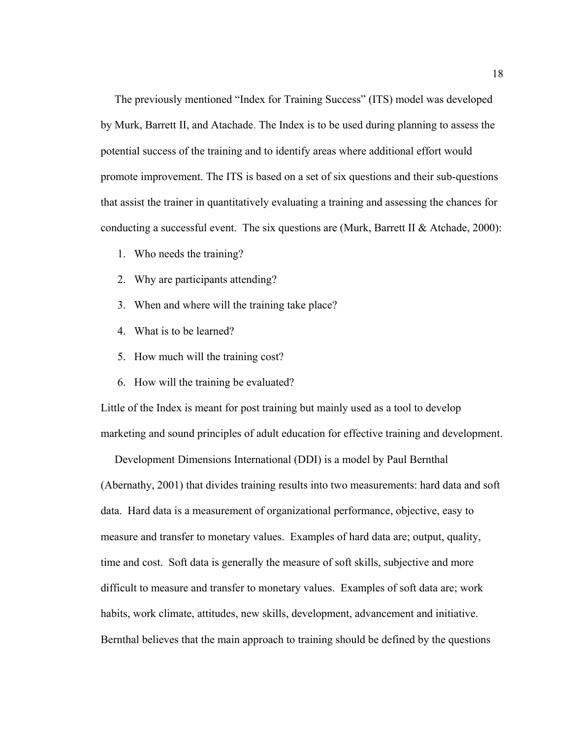The previously mentioned "Index for Training Success" (ITS) model was developed by Murk, Barrett II, and Atachade. The Index is to be used during planning to assess the potential success of the training and to identify areas where additional effort would promote improvement. The ITS is based on a set of six questions and their sub-questions that assist the trainer in quantitatively evaluating a training and assessing the chances for conducting a successful event. The six questions are (Murk, Barrett II & Atchade, 2000):

1. Who needs the training?
2. Why are participants attending?
3. When and where will the training take place?
4. What is to be learned?
5. How much will the training cost?
6. How will the training be evaluated?

Little of the Index is meant for post training but mainly used as a tool to develop marketing and sound principles of adult education for effective training and development.

Development Dimensions International (DDI) is a model by Paul Bernthal (Abernathy, 2001) that divides training results into two measurements: hard data and soft data. Hard data is a measurement of organizational performance, objective, easy to measure and transfer to monetary values. Examples of hard data are; output, quality, time and cost. Soft data is generally the measure of soft skills, subjective and more difficult to measure and transfer to monetary values. Examples of soft data are; work habits, work climate, attitudes, new skills, development, advancement and initiative. Bernthal believes that the main approach to training should be defined by the questions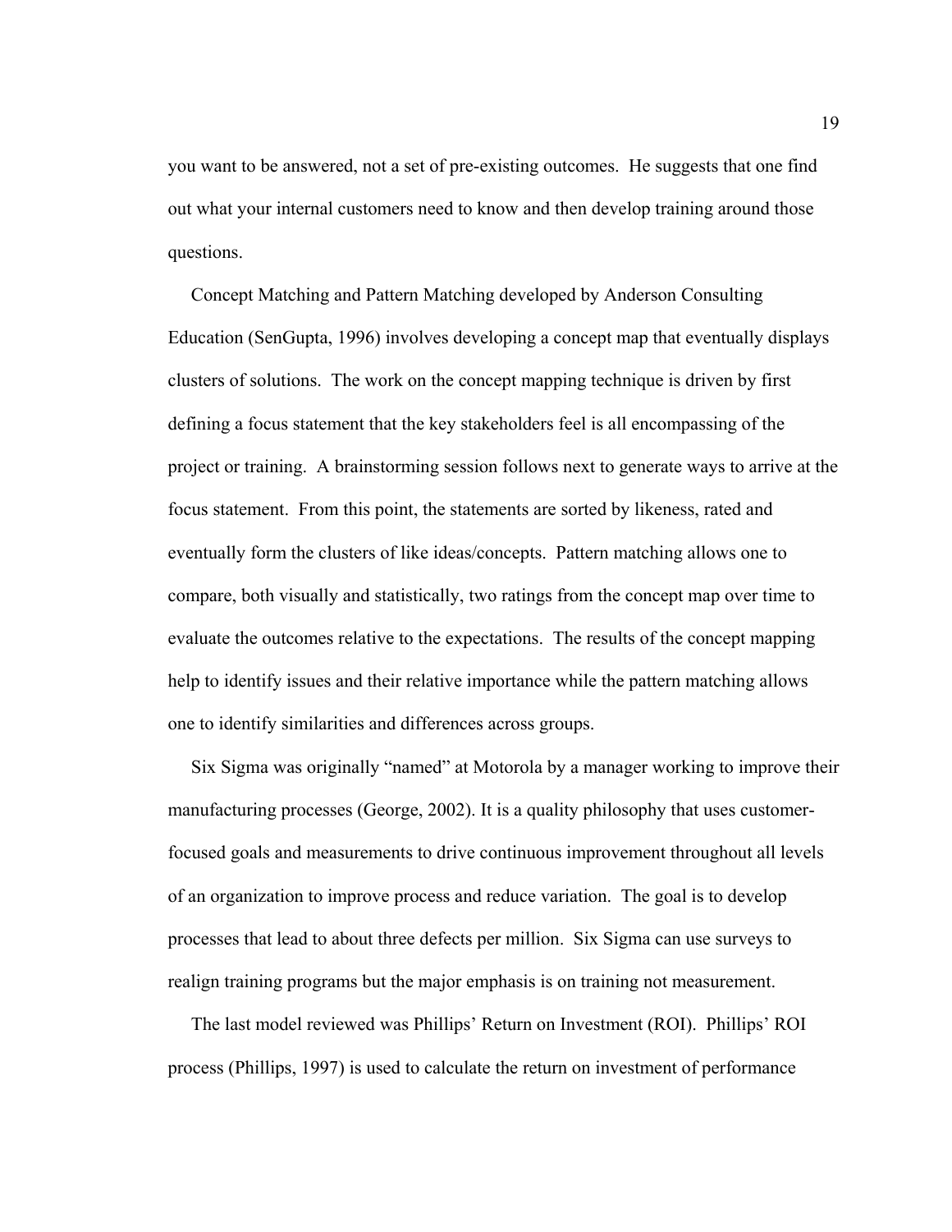you want to be answered, not a set of pre-existing outcomes. He suggests that one find out what your internal customers need to know and then develop training around those questions.

Concept Matching and Pattern Matching developed by Anderson Consulting Education (SenGupta, 1996) involves developing a concept map that eventually displays clusters of solutions. The work on the concept mapping technique is driven by first defining a focus statement that the key stakeholders feel is all encompassing of the project or training. A brainstorming session follows next to generate ways to arrive at the focus statement. From this point, the statements are sorted by likeness, rated and eventually form the clusters of like ideas/concepts. Pattern matching allows one to compare, both visually and statistically, two ratings from the concept map over time to evaluate the outcomes relative to the expectations. The results of the concept mapping help to identify issues and their relative importance while the pattern matching allows one to identify similarities and differences across groups.

Six Sigma was originally "named" at Motorola by a manager working to improve their manufacturing processes (George, 2002). It is a quality philosophy that uses customer-focused goals and measurements to drive continuous improvement throughout all levels of an organization to improve process and reduce variation. The goal is to develop processes that lead to about three defects per million. Six Sigma can use surveys to realign training programs but the major emphasis is on training not measurement.

The last model reviewed was Phillips' Return on Investment (ROI). Phillips' ROI process (Phillips, 1997) is used to calculate the return on investment of performance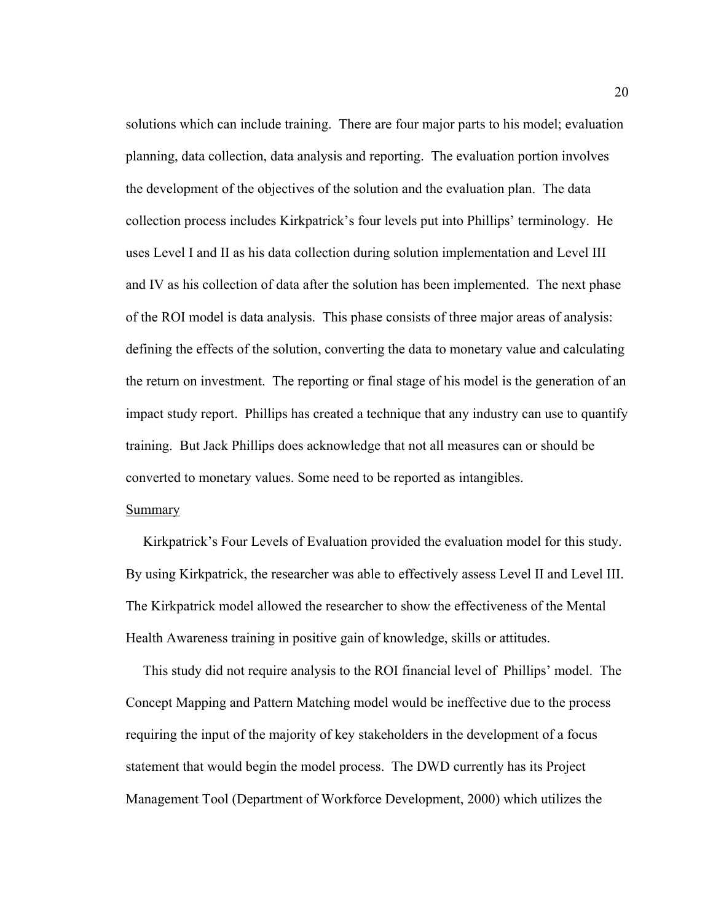solutions which can include training. There are four major parts to his model; evaluation planning, data collection, data analysis and reporting. The evaluation portion involves the development of the objectives of the solution and the evaluation plan. The data collection process includes Kirkpatrick's four levels put into Phillips' terminology. He uses Level I and II as his data collection during solution implementation and Level III and IV as his collection of data after the solution has been implemented. The next phase of the ROI model is data analysis. This phase consists of three major areas of analysis: defining the effects of the solution, converting the data to monetary value and calculating the return on investment. The reporting or final stage of his model is the generation of an impact study report. Phillips has created a technique that any industry can use to quantify training. But Jack Phillips does acknowledge that not all measures can or should be converted to monetary values. Some need to be reported as intangibles.

## Summary

Kirkpatrick's Four Levels of Evaluation provided the evaluation model for this study. By using Kirkpatrick, the researcher was able to effectively assess Level II and Level III. The Kirkpatrick model allowed the researcher to show the effectiveness of the Mental Health Awareness training in positive gain of knowledge, skills or attitudes.

This study did not require analysis to the ROI financial level of Phillips' model. The Concept Mapping and Pattern Matching model would be ineffective due to the process requiring the input of the majority of key stakeholders in the development of a focus statement that would begin the model process. The DWD currently has its Project Management Tool (Department of Workforce Development, 2000) which utilizes the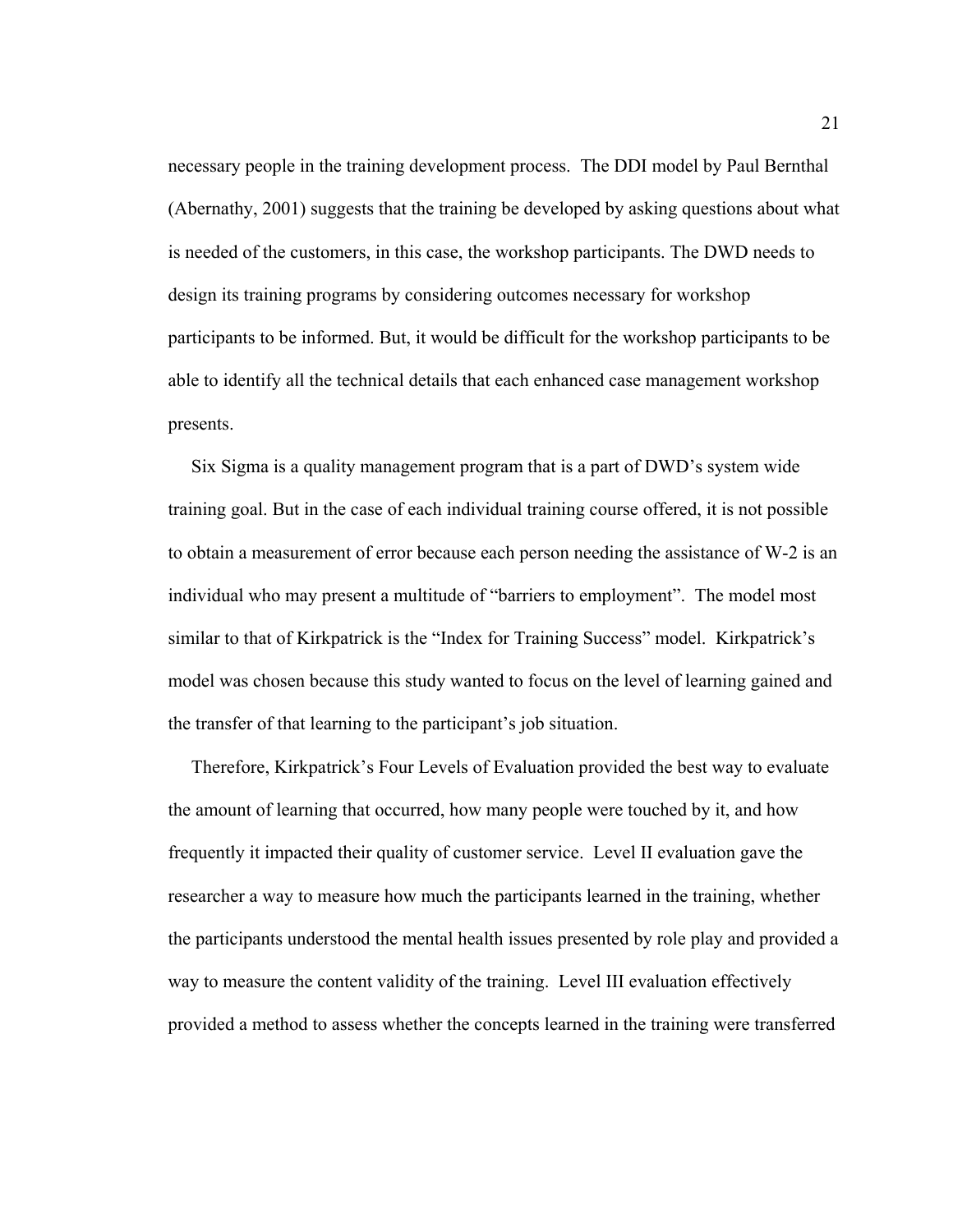necessary people in the training development process. The DDI model by Paul Bernthal (Abernathy, 2001) suggests that the training be developed by asking questions about what is needed of the customers, in this case, the workshop participants. The DWD needs to design its training programs by considering outcomes necessary for workshop participants to be informed. But, it would be difficult for the workshop participants to be able to identify all the technical details that each enhanced case management workshop presents.

Six Sigma is a quality management program that is a part of DWD's system wide training goal. But in the case of each individual training course offered, it is not possible to obtain a measurement of error because each person needing the assistance of W-2 is an individual who may present a multitude of "barriers to employment". The model most similar to that of Kirkpatrick is the "Index for Training Success" model. Kirkpatrick's model was chosen because this study wanted to focus on the level of learning gained and the transfer of that learning to the participant's job situation.

Therefore, Kirkpatrick's Four Levels of Evaluation provided the best way to evaluate the amount of learning that occurred, how many people were touched by it, and how frequently it impacted their quality of customer service. Level II evaluation gave the researcher a way to measure how much the participants learned in the training, whether the participants understood the mental health issues presented by role play and provided a way to measure the content validity of the training. Level III evaluation effectively provided a method to assess whether the concepts learned in the training were transferred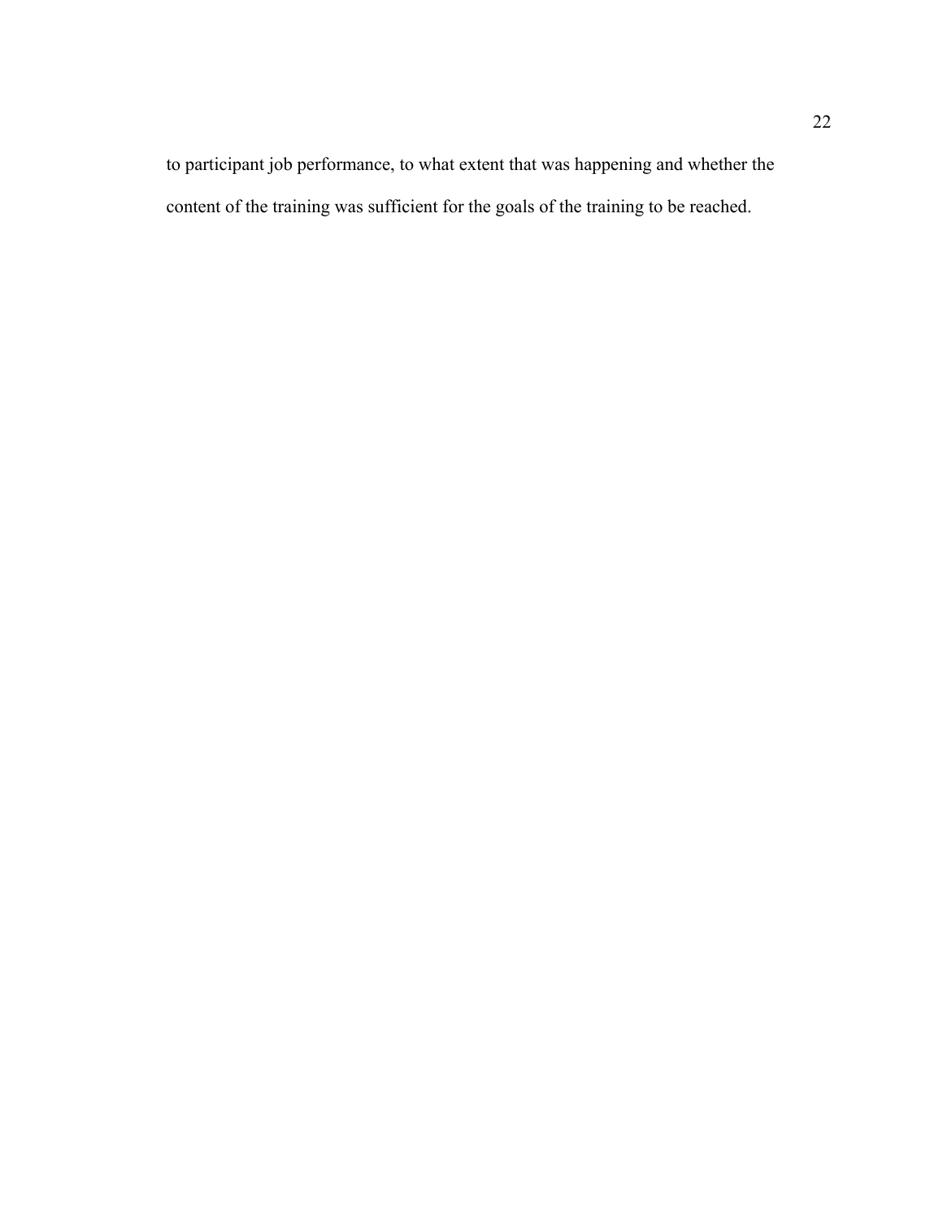to participant job performance, to what extent that was happening and whether the content of the training was sufficient for the goals of the training to be reached.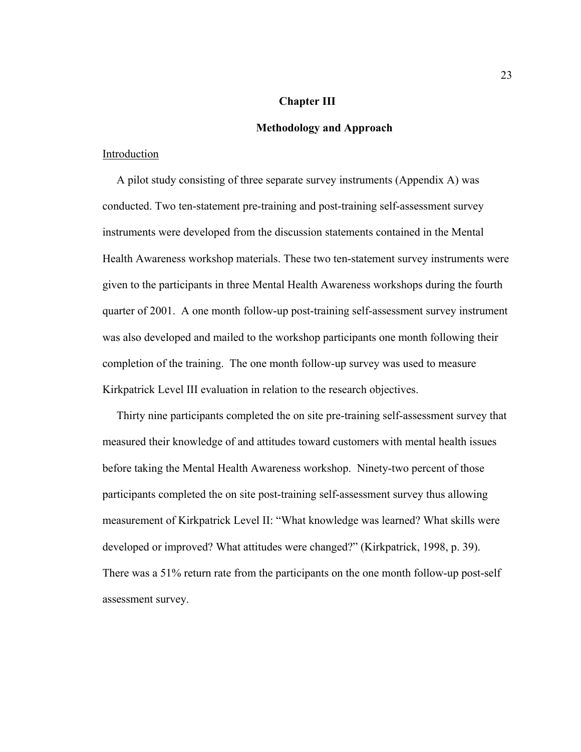# Chapter III

## Methodology and Approach

Introduction

A pilot study consisting of three separate survey instruments (Appendix A) was conducted. Two ten-statement pre-training and post-training self-assessment survey instruments were developed from the discussion statements contained in the Mental Health Awareness workshop materials. These two ten-statement survey instruments were given to the participants in three Mental Health Awareness workshops during the fourth quarter of 2001. A one month follow-up post-training self-assessment survey instrument was also developed and mailed to the workshop participants one month following their completion of the training. The one month follow-up survey was used to measure Kirkpatrick Level III evaluation in relation to the research objectives.

Thirty nine participants completed the on site pre-training self-assessment survey that measured their knowledge of and attitudes toward customers with mental health issues before taking the Mental Health Awareness workshop. Ninety-two percent of those participants completed the on site post-training self-assessment survey thus allowing measurement of Kirkpatrick Level II: "What knowledge was learned? What skills were developed or improved? What attitudes were changed?" (Kirkpatrick, 1998, p. 39). There was a 51% return rate from the participants on the one month follow-up post-self assessment survey.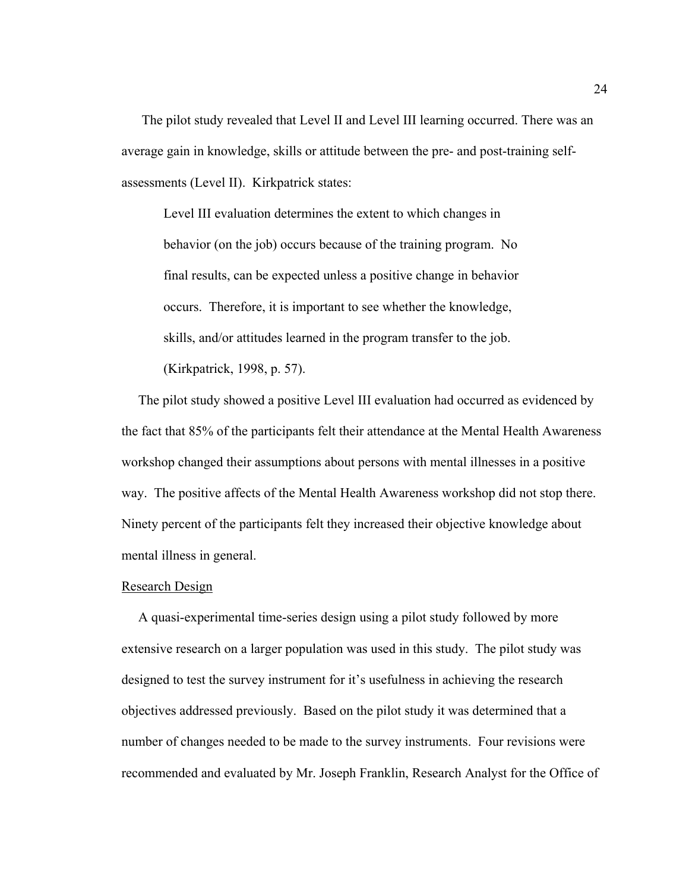The pilot study revealed that Level II and Level III learning occurred. There was an average gain in knowledge, skills or attitude between the pre- and post-training self-assessments (Level II). Kirkpatrick states:

> Level III evaluation determines the extent to which changes in behavior (on the job) occurs because of the training program. No final results, can be expected unless a positive change in behavior occurs. Therefore, it is important to see whether the knowledge, skills, and/or attitudes learned in the program transfer to the job. (Kirkpatrick, 1998, p. 57).

The pilot study showed a positive Level III evaluation had occurred as evidenced by the fact that 85% of the participants felt their attendance at the Mental Health Awareness workshop changed their assumptions about persons with mental illnesses in a positive way. The positive affects of the Mental Health Awareness workshop did not stop there. Ninety percent of the participants felt they increased their objective knowledge about mental illness in general.

Research Design

A quasi-experimental time-series design using a pilot study followed by more extensive research on a larger population was used in this study. The pilot study was designed to test the survey instrument for it's usefulness in achieving the research objectives addressed previously. Based on the pilot study it was determined that a number of changes needed to be made to the survey instruments. Four revisions were recommended and evaluated by Mr. Joseph Franklin, Research Analyst for the Office of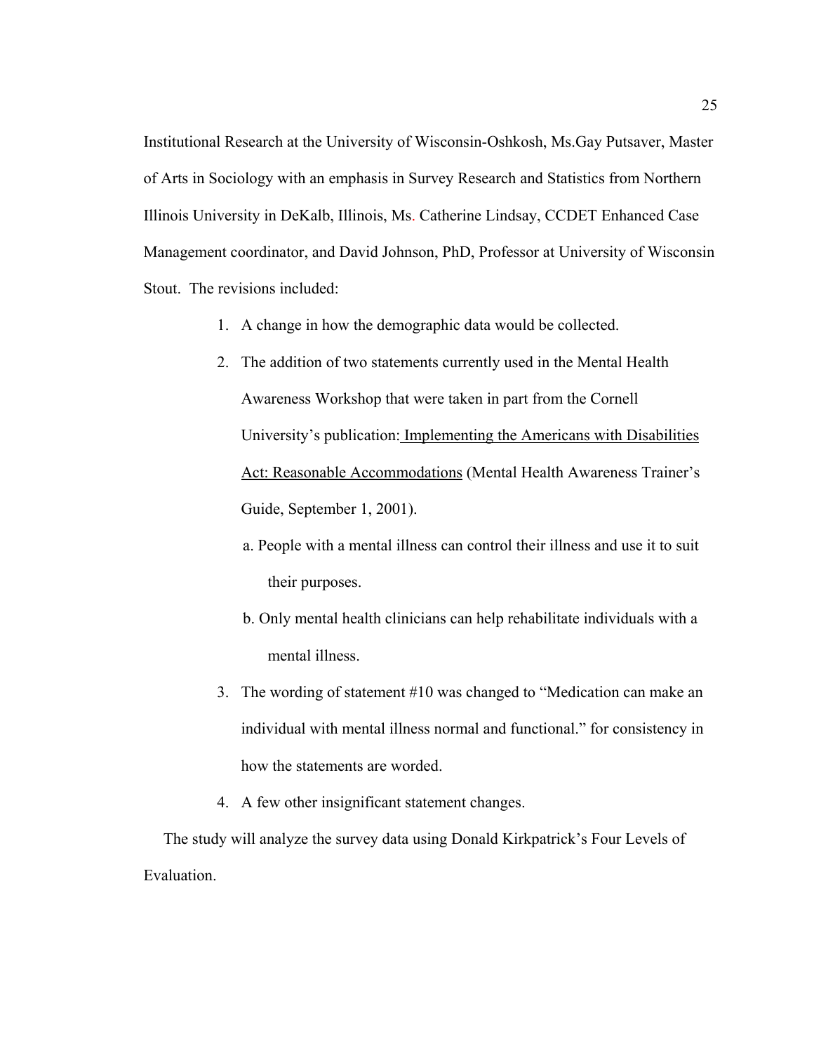Institutional Research at the University of Wisconsin-Oshkosh, Ms.Gay Putsaver, Master of Arts in Sociology with an emphasis in Survey Research and Statistics from Northern Illinois University in DeKalb, Illinois, Ms. Catherine Lindsay, CCDET Enhanced Case Management coordinator, and David Johnson, PhD, Professor at University of Wisconsin Stout. The revisions included:

1. A change in how the demographic data would be collected.
2. The addition of two statements currently used in the Mental Health Awareness Workshop that were taken in part from the Cornell University's publication: <u>Implementing the Americans with Disabilities Act: Reasonable Accommodations</u> (Mental Health Awareness Trainer's Guide, September 1, 2001).
   a. People with a mental illness can control their illness and use it to suit their purposes.
   b. Only mental health clinicians can help rehabilitate individuals with a mental illness.
3. The wording of statement #10 was changed to "Medication can make an individual with mental illness normal and functional." for consistency in how the statements are worded.
4. A few other insignificant statement changes.

The study will analyze the survey data using Donald Kirkpatrick's Four Levels of Evaluation.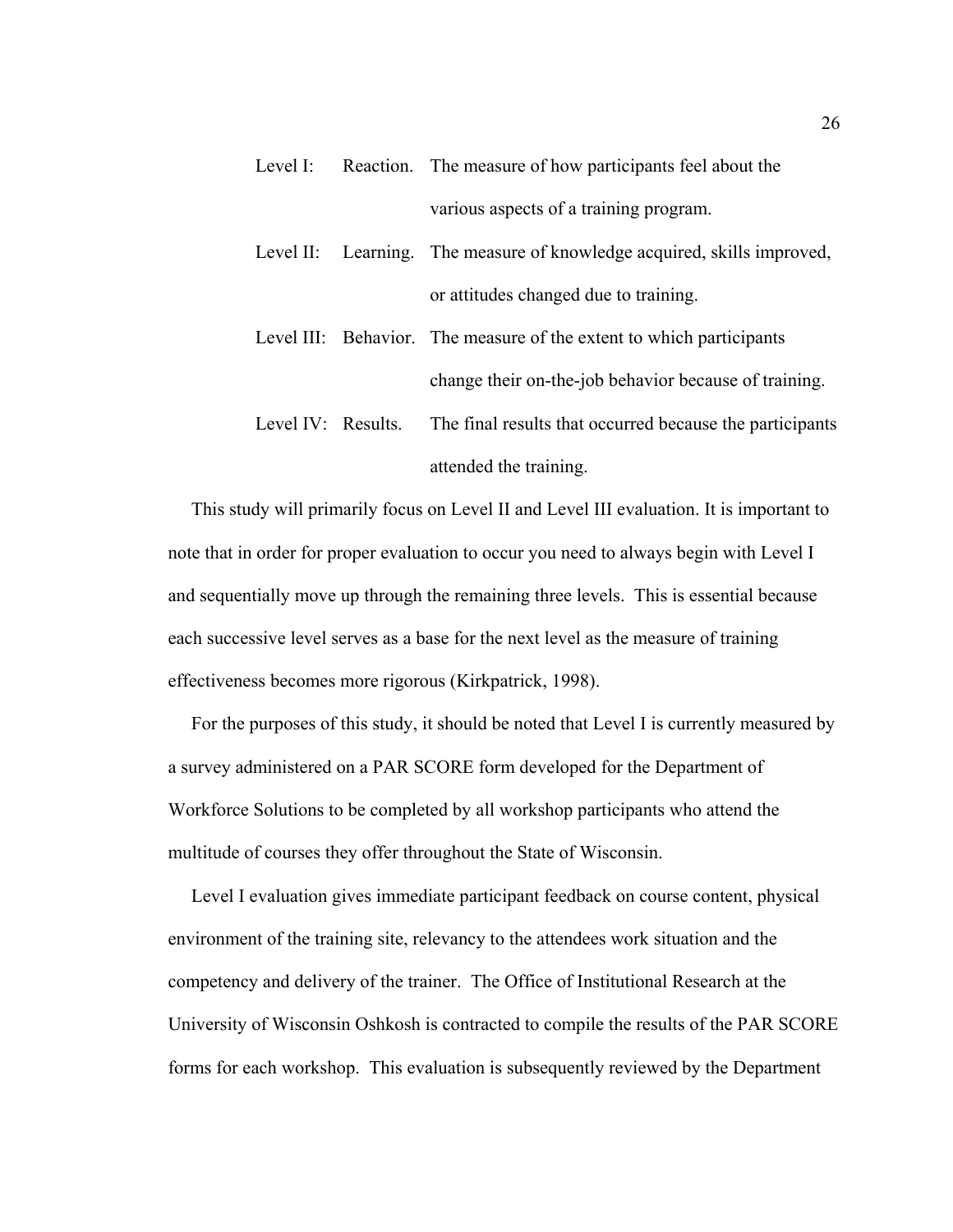Level I: Reaction. The measure of how participants feel about the various aspects of a training program.

Level II: Learning. The measure of knowledge acquired, skills improved, or attitudes changed due to training.

Level III: Behavior. The measure of the extent to which participants change their on-the-job behavior because of training.

Level IV: Results. The final results that occurred because the participants attended the training.

This study will primarily focus on Level II and Level III evaluation. It is important to note that in order for proper evaluation to occur you need to always begin with Level I and sequentially move up through the remaining three levels. This is essential because each successive level serves as a base for the next level as the measure of training effectiveness becomes more rigorous (Kirkpatrick, 1998).

For the purposes of this study, it should be noted that Level I is currently measured by a survey administered on a PAR SCORE form developed for the Department of Workforce Solutions to be completed by all workshop participants who attend the multitude of courses they offer throughout the State of Wisconsin.

Level I evaluation gives immediate participant feedback on course content, physical environment of the training site, relevancy to the attendees work situation and the competency and delivery of the trainer. The Office of Institutional Research at the University of Wisconsin Oshkosh is contracted to compile the results of the PAR SCORE forms for each workshop. This evaluation is subsequently reviewed by the Department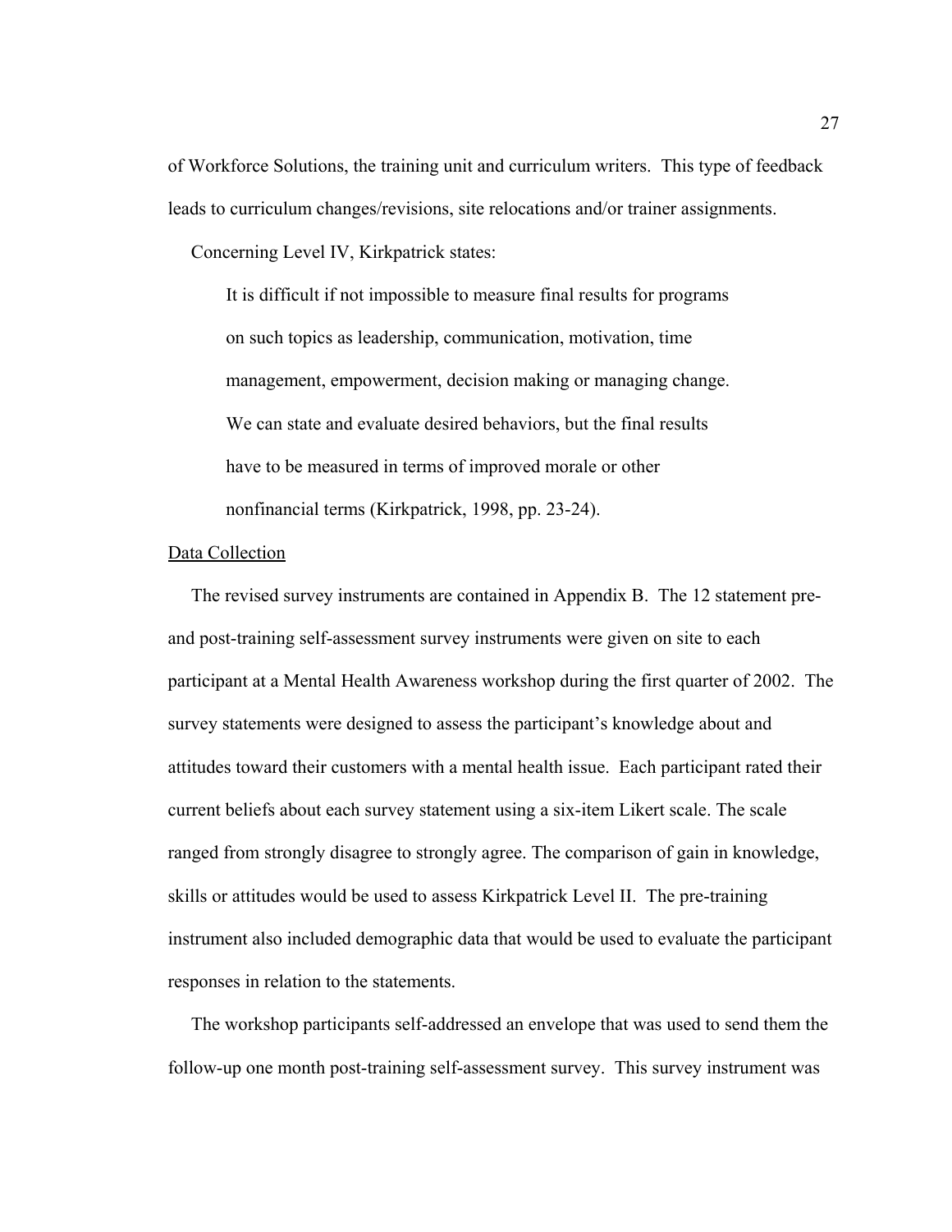of Workforce Solutions, the training unit and curriculum writers. This type of feedback leads to curriculum changes/revisions, site relocations and/or trainer assignments.

Concerning Level IV, Kirkpatrick states:

> It is difficult if not impossible to measure final results for programs on such topics as leadership, communication, motivation, time management, empowerment, decision making or managing change. We can state and evaluate desired behaviors, but the final results have to be measured in terms of improved morale or other nonfinancial terms (Kirkpatrick, 1998, pp. 23-24).

<u>Data Collection</u>

The revised survey instruments are contained in Appendix B. The 12 statement pre- and post-training self-assessment survey instruments were given on site to each participant at a Mental Health Awareness workshop during the first quarter of 2002. The survey statements were designed to assess the participant's knowledge about and attitudes toward their customers with a mental health issue. Each participant rated their current beliefs about each survey statement using a six-item Likert scale. The scale ranged from strongly disagree to strongly agree. The comparison of gain in knowledge, skills or attitudes would be used to assess Kirkpatrick Level II. The pre-training instrument also included demographic data that would be used to evaluate the participant responses in relation to the statements.

The workshop participants self-addressed an envelope that was used to send them the follow-up one month post-training self-assessment survey. This survey instrument was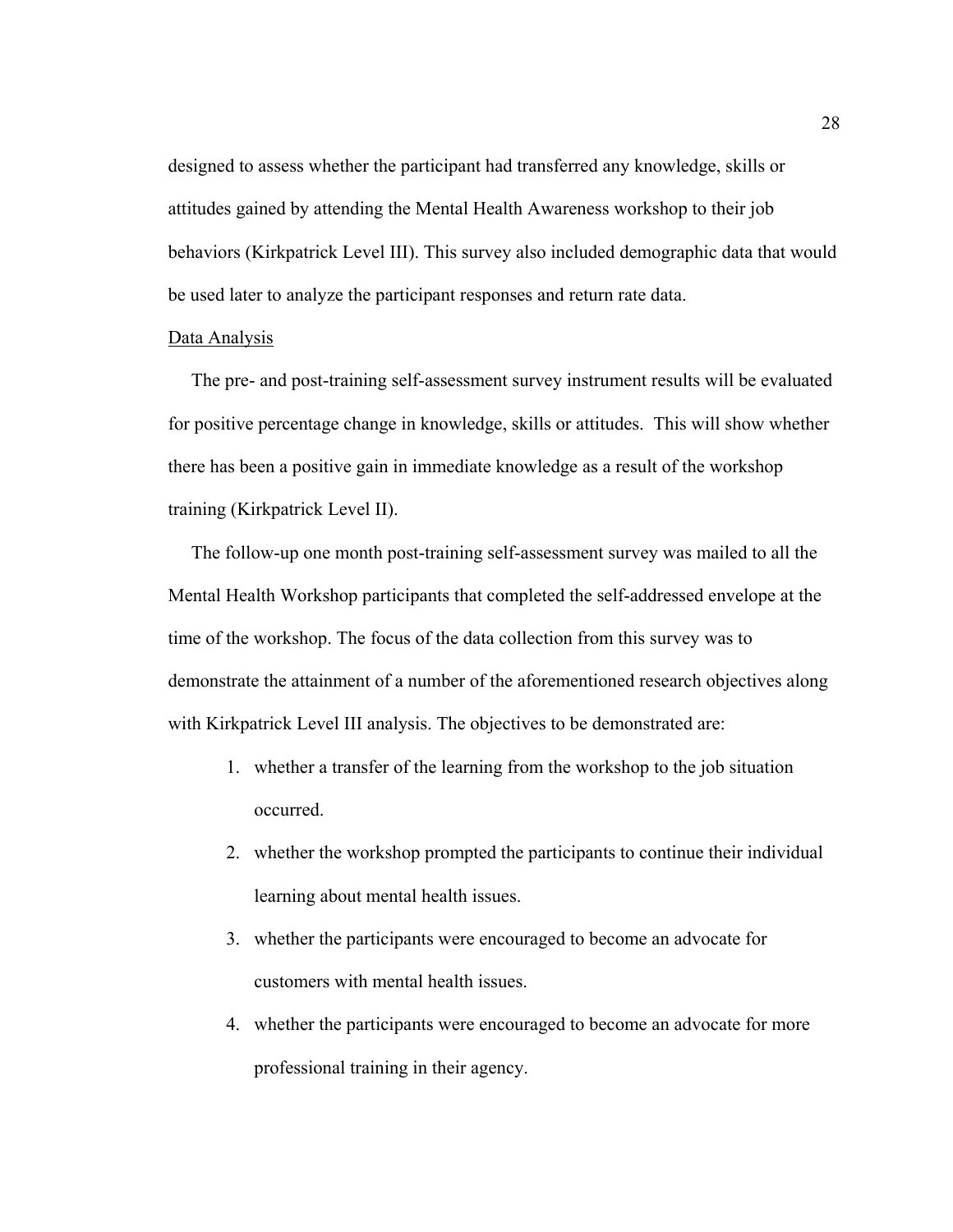designed to assess whether the participant had transferred any knowledge, skills or attitudes gained by attending the Mental Health Awareness workshop to their job behaviors (Kirkpatrick Level III). This survey also included demographic data that would be used later to analyze the participant responses and return rate data.

Data Analysis

The pre- and post-training self-assessment survey instrument results will be evaluated for positive percentage change in knowledge, skills or attitudes. This will show whether there has been a positive gain in immediate knowledge as a result of the workshop training (Kirkpatrick Level II).

The follow-up one month post-training self-assessment survey was mailed to all the Mental Health Workshop participants that completed the self-addressed envelope at the time of the workshop. The focus of the data collection from this survey was to demonstrate the attainment of a number of the aforementioned research objectives along with Kirkpatrick Level III analysis. The objectives to be demonstrated are:

1. whether a transfer of the learning from the workshop to the job situation occurred.
2. whether the workshop prompted the participants to continue their individual learning about mental health issues.
3. whether the participants were encouraged to become an advocate for customers with mental health issues.
4. whether the participants were encouraged to become an advocate for more professional training in their agency.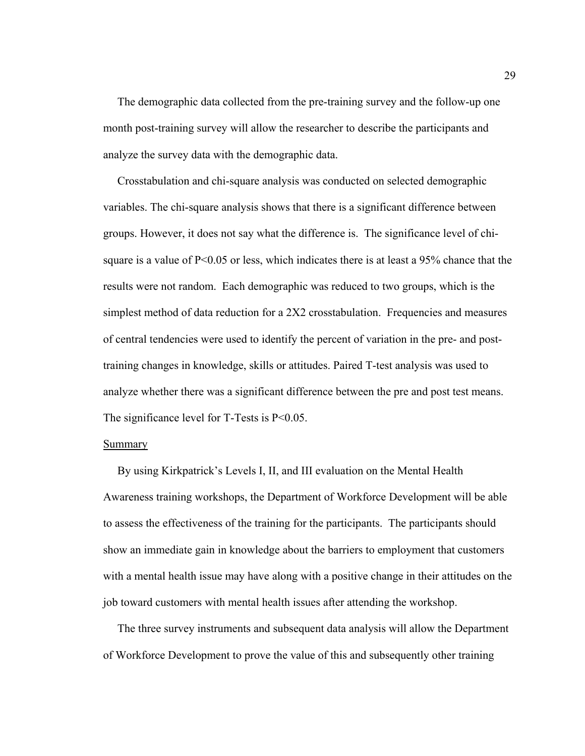The demographic data collected from the pre-training survey and the follow-up one month post-training survey will allow the researcher to describe the participants and analyze the survey data with the demographic data.

Crosstabulation and chi-square analysis was conducted on selected demographic variables. The chi-square analysis shows that there is a significant difference between groups. However, it does not say what the difference is. The significance level of chi-square is a value of $P<0.05$ or less, which indicates there is at least a 95% chance that the results were not random. Each demographic was reduced to two groups, which is the simplest method of data reduction for a 2X2 crosstabulation. Frequencies and measures of central tendencies were used to identify the percent of variation in the pre- and post-training changes in knowledge, skills or attitudes. Paired T-test analysis was used to analyze whether there was a significant difference between the pre and post test means. The significance level for T-Tests is $P<0.05$.

<u>Summary</u>

By using Kirkpatrick's Levels I, II, and III evaluation on the Mental Health Awareness training workshops, the Department of Workforce Development will be able to assess the effectiveness of the training for the participants. The participants should show an immediate gain in knowledge about the barriers to employment that customers with a mental health issue may have along with a positive change in their attitudes on the job toward customers with mental health issues after attending the workshop.

The three survey instruments and subsequent data analysis will allow the Department of Workforce Development to prove the value of this and subsequently other training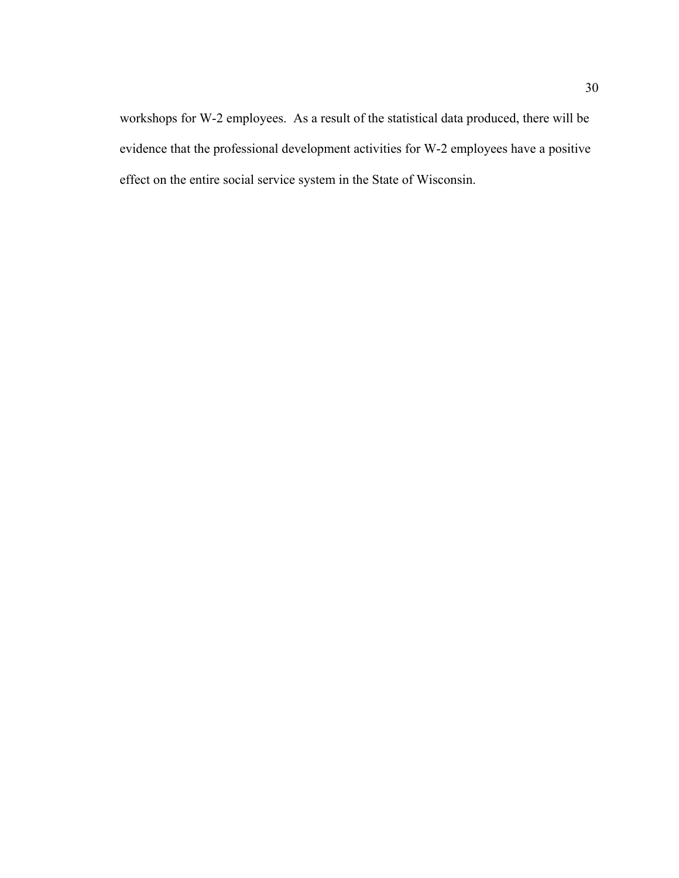workshops for W-2 employees.  As a result of the statistical data produced, there will be evidence that the professional development activities for W-2 employees have a positive effect on the entire social service system in the State of Wisconsin.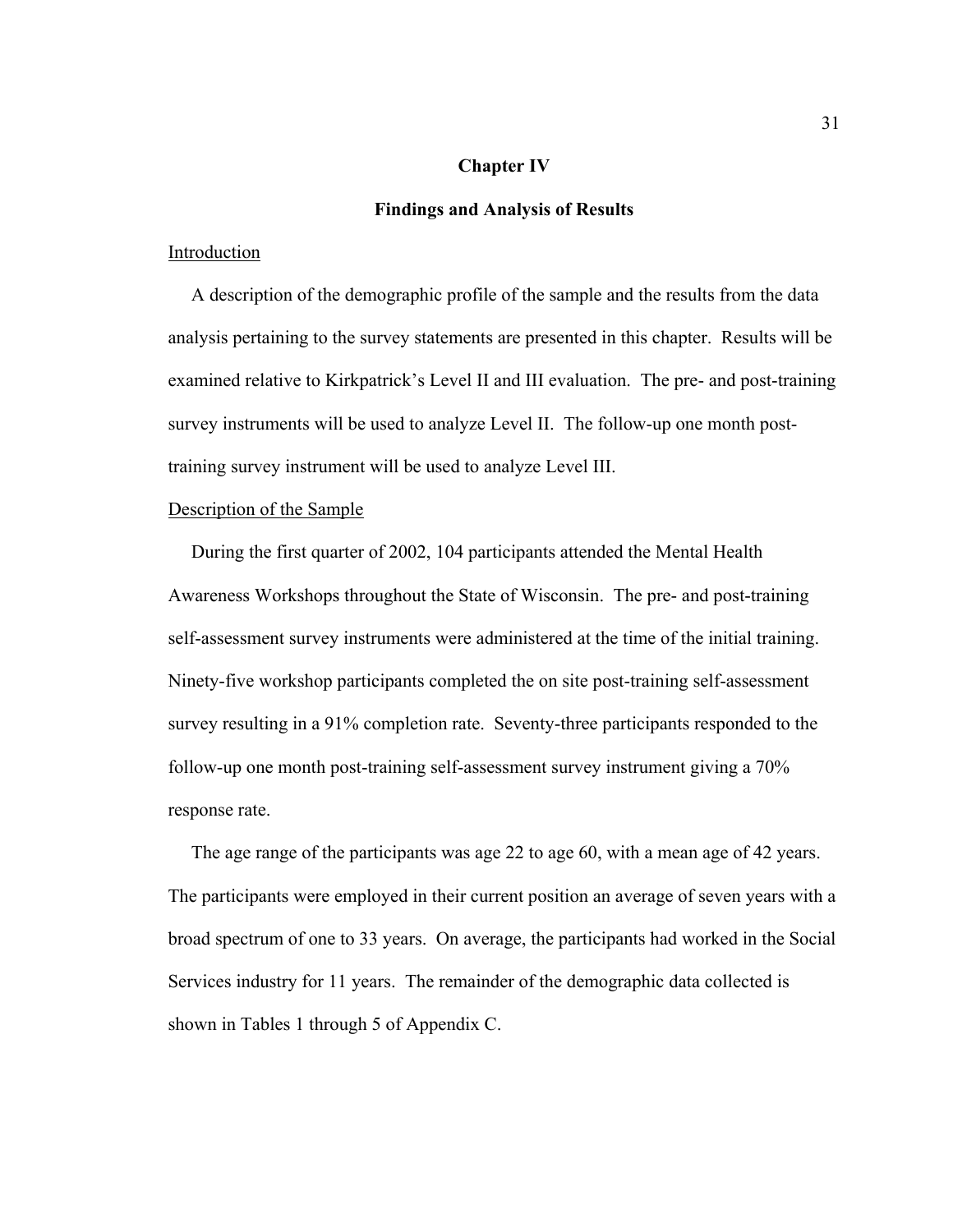# Chapter IV

## Findings and Analysis of Results

### Introduction

A description of the demographic profile of the sample and the results from the data analysis pertaining to the survey statements are presented in this chapter. Results will be examined relative to Kirkpatrick's Level II and III evaluation. The pre- and post-training survey instruments will be used to analyze Level II. The follow-up one month post-training survey instrument will be used to analyze Level III.

### Description of the Sample

During the first quarter of 2002, 104 participants attended the Mental Health Awareness Workshops throughout the State of Wisconsin. The pre- and post-training self-assessment survey instruments were administered at the time of the initial training. Ninety-five workshop participants completed the on site post-training self-assessment survey resulting in a 91% completion rate. Seventy-three participants responded to the follow-up one month post-training self-assessment survey instrument giving a 70% response rate.

The age range of the participants was age 22 to age 60, with a mean age of 42 years. The participants were employed in their current position an average of seven years with a broad spectrum of one to 33 years. On average, the participants had worked in the Social Services industry for 11 years. The remainder of the demographic data collected is shown in Tables 1 through 5 of Appendix C.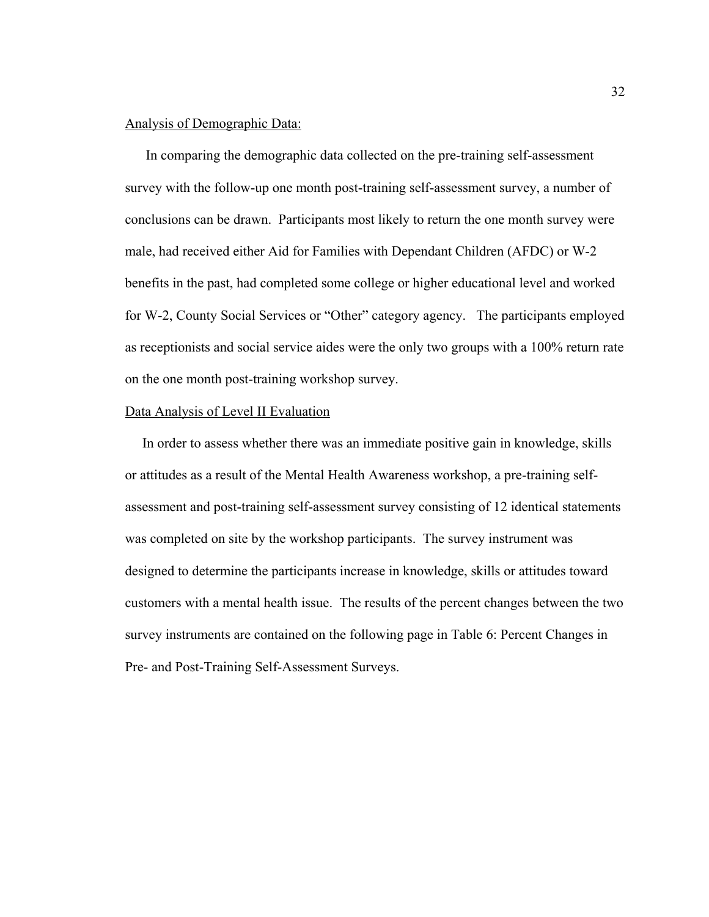Analysis of Demographic Data:

In comparing the demographic data collected on the pre-training self-assessment survey with the follow-up one month post-training self-assessment survey, a number of conclusions can be drawn. Participants most likely to return the one month survey were male, had received either Aid for Families with Dependant Children (AFDC) or W-2 benefits in the past, had completed some college or higher educational level and worked for W-2, County Social Services or "Other" category agency. The participants employed as receptionists and social service aides were the only two groups with a 100% return rate on the one month post-training workshop survey.

Data Analysis of Level II Evaluation

In order to assess whether there was an immediate positive gain in knowledge, skills or attitudes as a result of the Mental Health Awareness workshop, a pre-training self-assessment and post-training self-assessment survey consisting of 12 identical statements was completed on site by the workshop participants. The survey instrument was designed to determine the participants increase in knowledge, skills or attitudes toward customers with a mental health issue. The results of the percent changes between the two survey instruments are contained on the following page in Table 6: Percent Changes in Pre- and Post-Training Self-Assessment Surveys.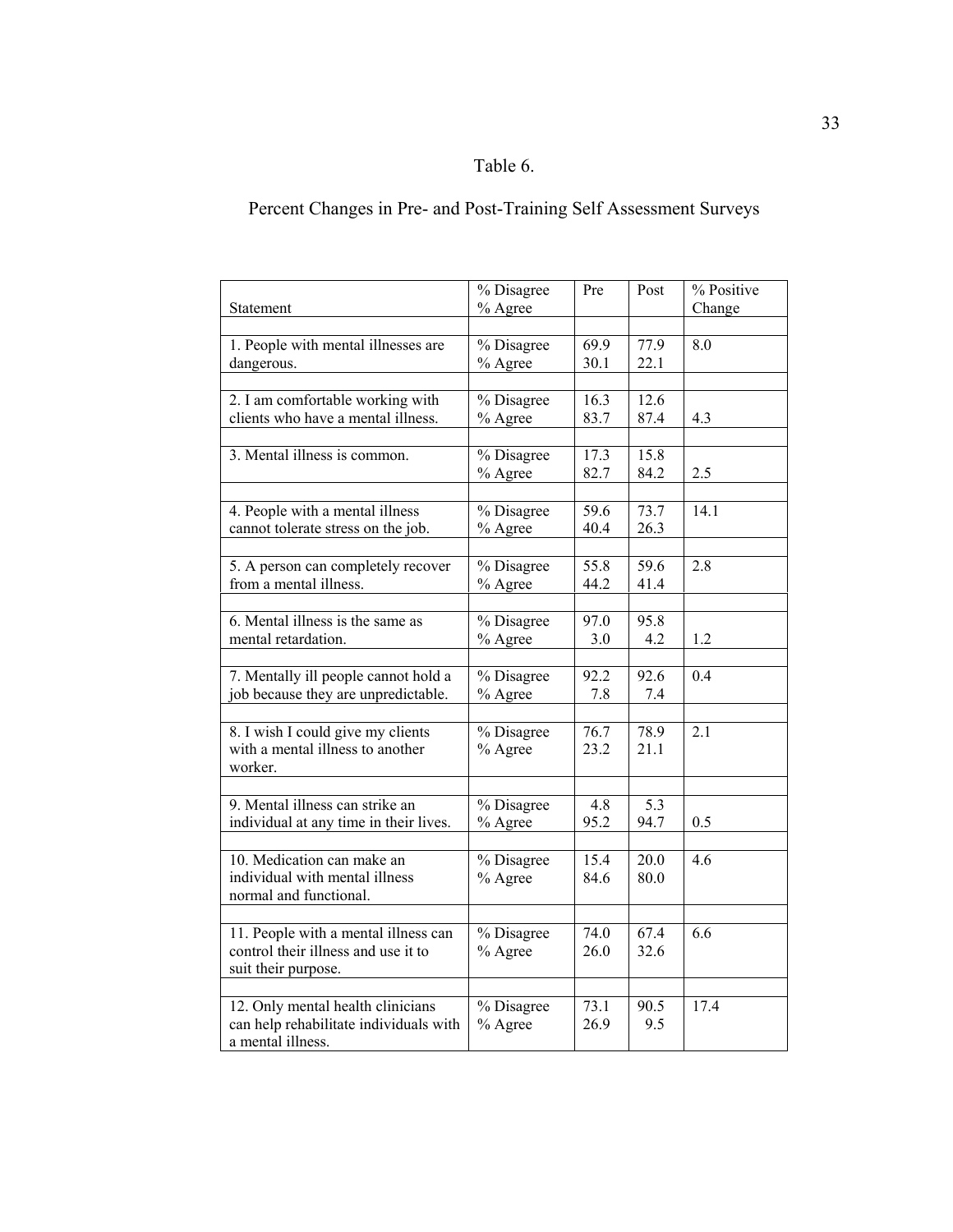Table 6.

Percent Changes in Pre- and Post-Training Self Assessment Surveys

| Statement | % Disagree<br>% Agree | Pre | Post | % Positive Change |
|---|---|---|---|---|
| 1. People with mental illnesses are dangerous. | % Disagree<br>% Agree | 69.9<br>30.1 | 77.9<br>22.1 | 8.0 |
| 2. I am comfortable working with clients who have a mental illness. | % Disagree<br>% Agree | 16.3<br>83.7 | 12.6<br>87.4 | 4.3 |
| 3. Mental illness is common. | % Disagree<br>% Agree | 17.3<br>82.7 | 15.8<br>84.2 | 2.5 |
| 4. People with a mental illness cannot tolerate stress on the job. | % Disagree<br>% Agree | 59.6<br>40.4 | 73.7<br>26.3 | 14.1 |
| 5. A person can completely recover from a mental illness. | % Disagree<br>% Agree | 55.8<br>44.2 | 59.6<br>41.4 | 2.8 |
| 6. Mental illness is the same as mental retardation. | % Disagree<br>% Agree | 97.0<br>3.0 | 95.8<br>4.2 | 1.2 |
| 7. Mentally ill people cannot hold a job because they are unpredictable. | % Disagree<br>% Agree | 92.2<br>7.8 | 92.6<br>7.4 | 0.4 |
| 8. I wish I could give my clients with a mental illness to another worker. | % Disagree<br>% Agree | 76.7<br>23.2 | 78.9<br>21.1 | 2.1 |
| 9. Mental illness can strike an individual at any time in their lives. | % Disagree<br>% Agree | 4.8<br>95.2 | 5.3<br>94.7 | 0.5 |
| 10. Medication can make an individual with mental illness normal and functional. | % Disagree<br>% Agree | 15.4<br>84.6 | 20.0<br>80.0 | 4.6 |
| 11. People with a mental illness can control their illness and use it to suit their purpose. | % Disagree<br>% Agree | 74.0<br>26.0 | 67.4<br>32.6 | 6.6 |
| 12. Only mental health clinicians can help rehabilitate individuals with a mental illness. | % Disagree<br>% Agree | 73.1<br>26.9 | 90.5<br>9.5 | 17.4 |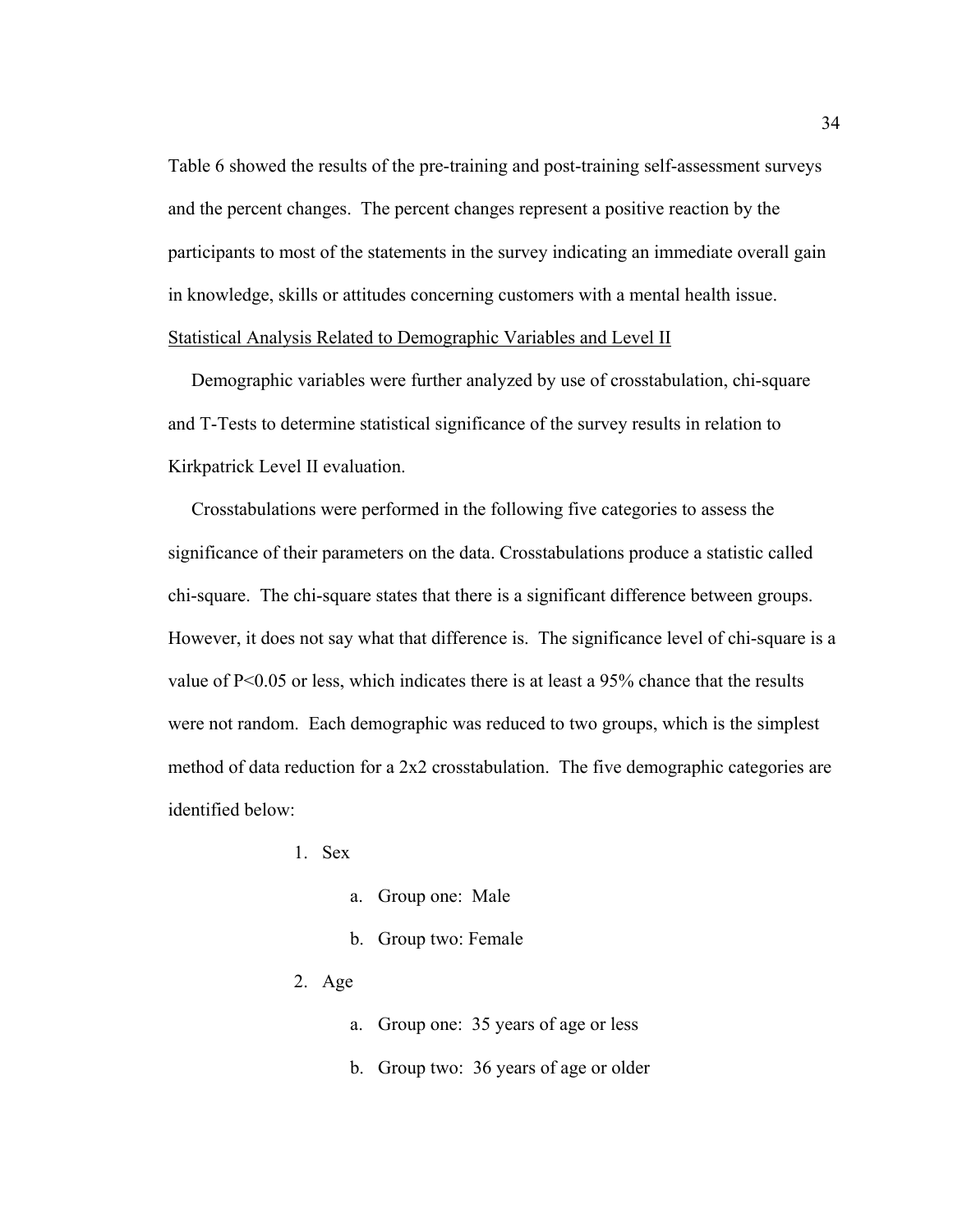Table 6 showed the results of the pre-training and post-training self-assessment surveys and the percent changes. The percent changes represent a positive reaction by the participants to most of the statements in the survey indicating an immediate overall gain in knowledge, skills or attitudes concerning customers with a mental health issue.

<u>Statistical Analysis Related to Demographic Variables and Level II</u>

Demographic variables were further analyzed by use of crosstabulation, chi-square and T-Tests to determine statistical significance of the survey results in relation to Kirkpatrick Level II evaluation.

Crosstabulations were performed in the following five categories to assess the significance of their parameters on the data. Crosstabulations produce a statistic called chi-square. The chi-square states that there is a significant difference between groups. However, it does not say what that difference is. The significance level of chi-square is a value of $P<0.05$ or less, which indicates there is at least a 95% chance that the results were not random. Each demographic was reduced to two groups, which is the simplest method of data reduction for a 2x2 crosstabulation. The five demographic categories are identified below:

1. Sex
    a. Group one: Male
    b. Group two: Female
2. Age
    a. Group one: 35 years of age or less
    b. Group two: 36 years of age or older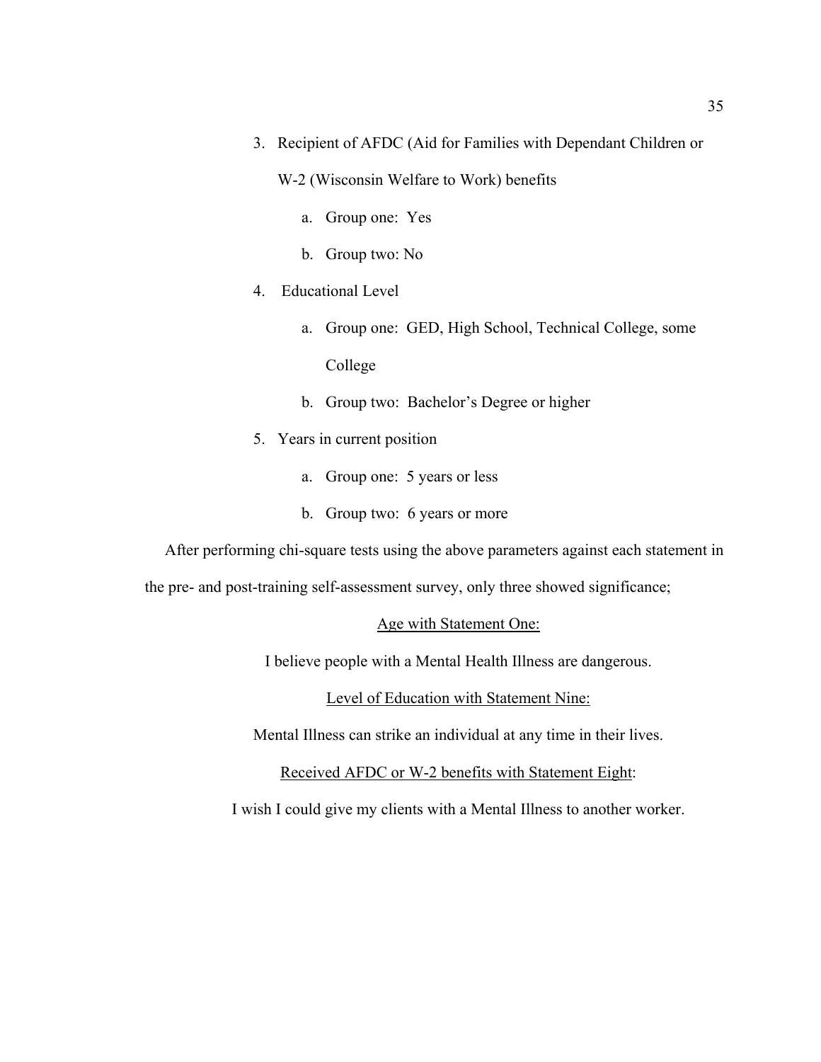3. Recipient of AFDC (Aid for Families with Dependant Children or W-2 (Wisconsin Welfare to Work) benefits
    a. Group one: Yes
    b. Group two: No
4. Educational Level
    a. Group one: GED, High School, Technical College, some College
    b. Group two: Bachelor's Degree or higher
5. Years in current position
    a. Group one: 5 years or less
    b. Group two: 6 years or more

After performing chi-square tests using the above parameters against each statement in the pre- and post-training self-assessment survey, only three showed significance;

<u>Age with Statement One:</u>

I believe people with a Mental Health Illness are dangerous.

<u>Level of Education with Statement Nine:</u>

Mental Illness can strike an individual at any time in their lives.

<u>Received AFDC or W-2 benefits with Statement Eight</u>:

I wish I could give my clients with a Mental Illness to another worker.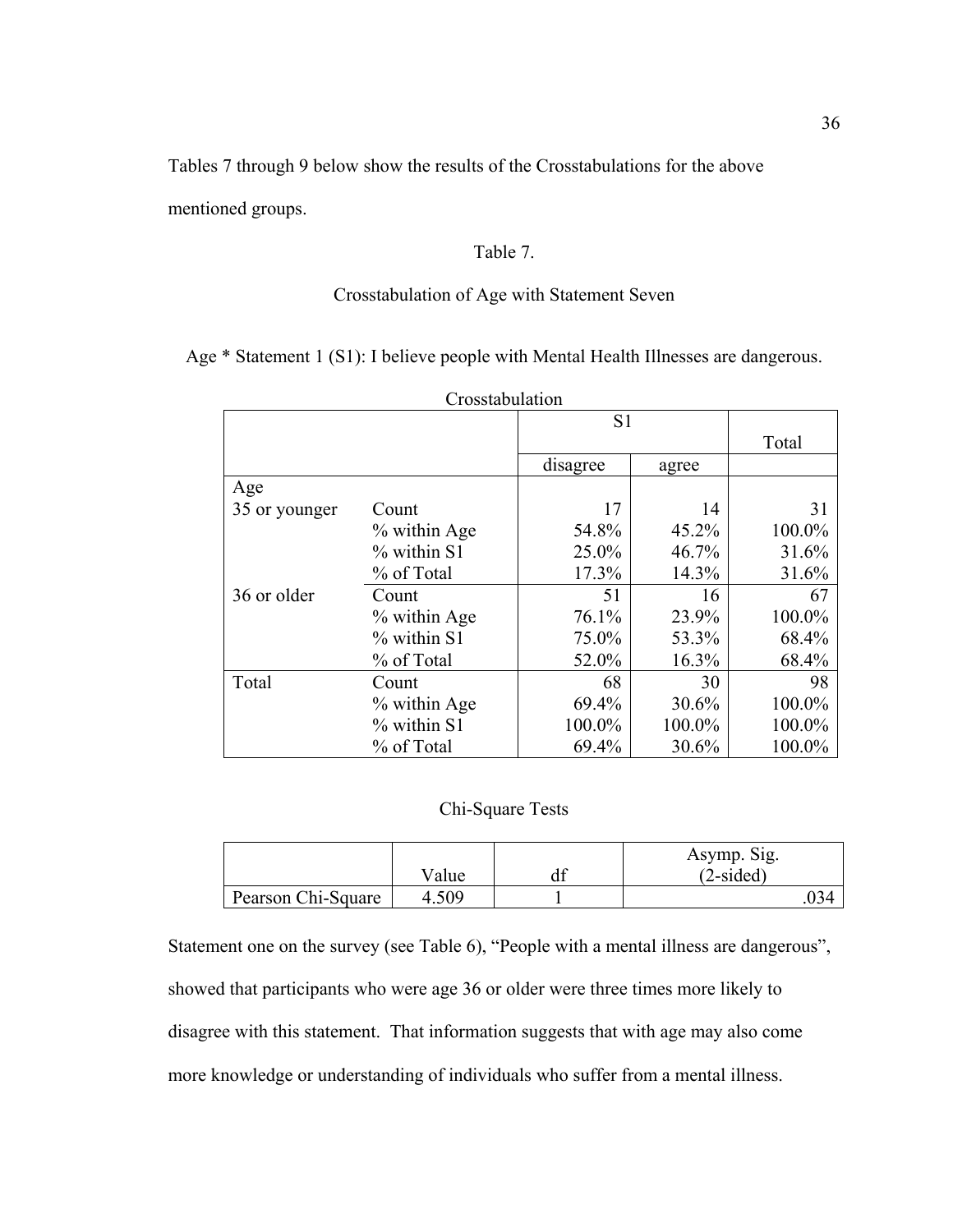Tables 7 through 9 below show the results of the Crosstabulations for the above mentioned groups.

Table 7.

Crosstabulation of Age with Statement Seven

Age * Statement 1 (S1): I believe people with Mental Health Illnesses are dangerous.

Crosstabulation

| | | S1 | | Total |
|---|---|---|---|---|
| | | disagree | agree | |
| Age | | | | |
| 35 or younger | Count | 17 | 14 | 31 |
| | % within Age | 54.8% | 45.2% | 100.0% |
| | % within S1 | 25.0% | 46.7% | 31.6% |
| | % of Total | 17.3% | 14.3% | 31.6% |
| 36 or older | Count | 51 | 16 | 67 |
| | % within Age | 76.1% | 23.9% | 100.0% |
| | % within S1 | 75.0% | 53.3% | 68.4% |
| | % of Total | 52.0% | 16.3% | 68.4% |
| Total | Count | 68 | 30 | 98 |
| | % within Age | 69.4% | 30.6% | 100.0% |
| | % within S1 | 100.0% | 100.0% | 100.0% |
| | % of Total | 69.4% | 30.6% | 100.0% |

Chi-Square Tests

| | Value | df | Asymp. Sig. (2-sided) |
|---|---|---|---|
| Pearson Chi-Square | 4.509 | 1 | .034 |

Statement one on the survey (see Table 6), "People with a mental illness are dangerous", showed that participants who were age 36 or older were three times more likely to disagree with this statement. That information suggests that with age may also come more knowledge or understanding of individuals who suffer from a mental illness.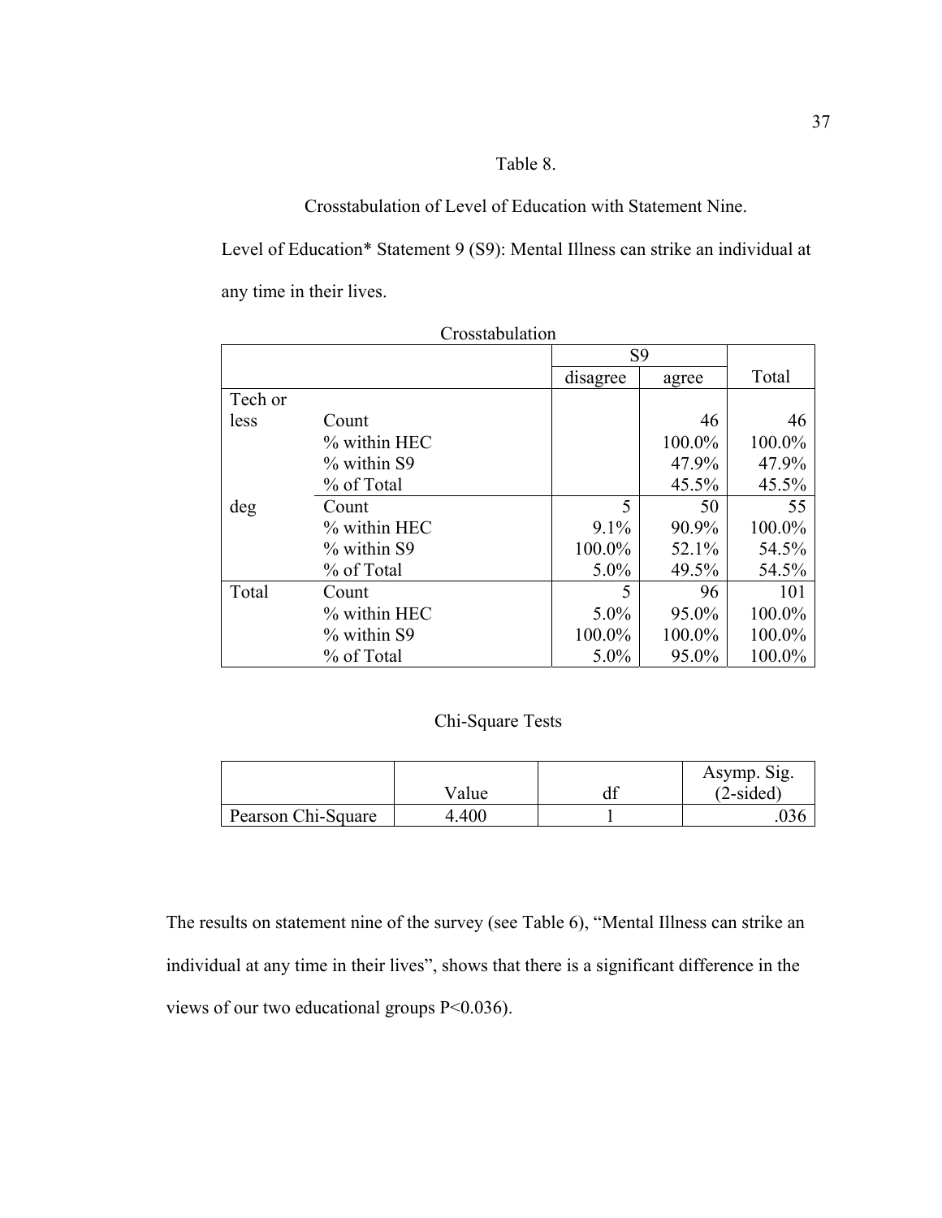Table 8.

Crosstabulation of Level of Education with Statement Nine.

Level of Education* Statement 9 (S9): Mental Illness can strike an individual at any time in their lives.

Crosstabulation

| | | S9 | | Total |
|---|---|---|---|---|
| | | disagree | agree | |
| Tech or less | Count | | 46 | 46 |
| | % within HEC | | 100.0% | 100.0% |
| | % within S9 | | 47.9% | 47.9% |
| | % of Total | | 45.5% | 45.5% |
| deg | Count | 5 | 50 | 55 |
| | % within HEC | 9.1% | 90.9% | 100.0% |
| | % within S9 | 100.0% | 52.1% | 54.5% |
| | % of Total | 5.0% | 49.5% | 54.5% |
| Total | Count | 5 | 96 | 101 |
| | % within HEC | 5.0% | 95.0% | 100.0% |
| | % within S9 | 100.0% | 100.0% | 100.0% |
| | % of Total | 5.0% | 95.0% | 100.0% |

Chi-Square Tests

| | Value | df | Asymp. Sig. (2-sided) |
|---|---|---|---|
| Pearson Chi-Square | 4.400 | 1 | .036 |

The results on statement nine of the survey (see Table 6), "Mental Illness can strike an individual at any time in their lives", shows that there is a significant difference in the views of our two educational groups P<0.036).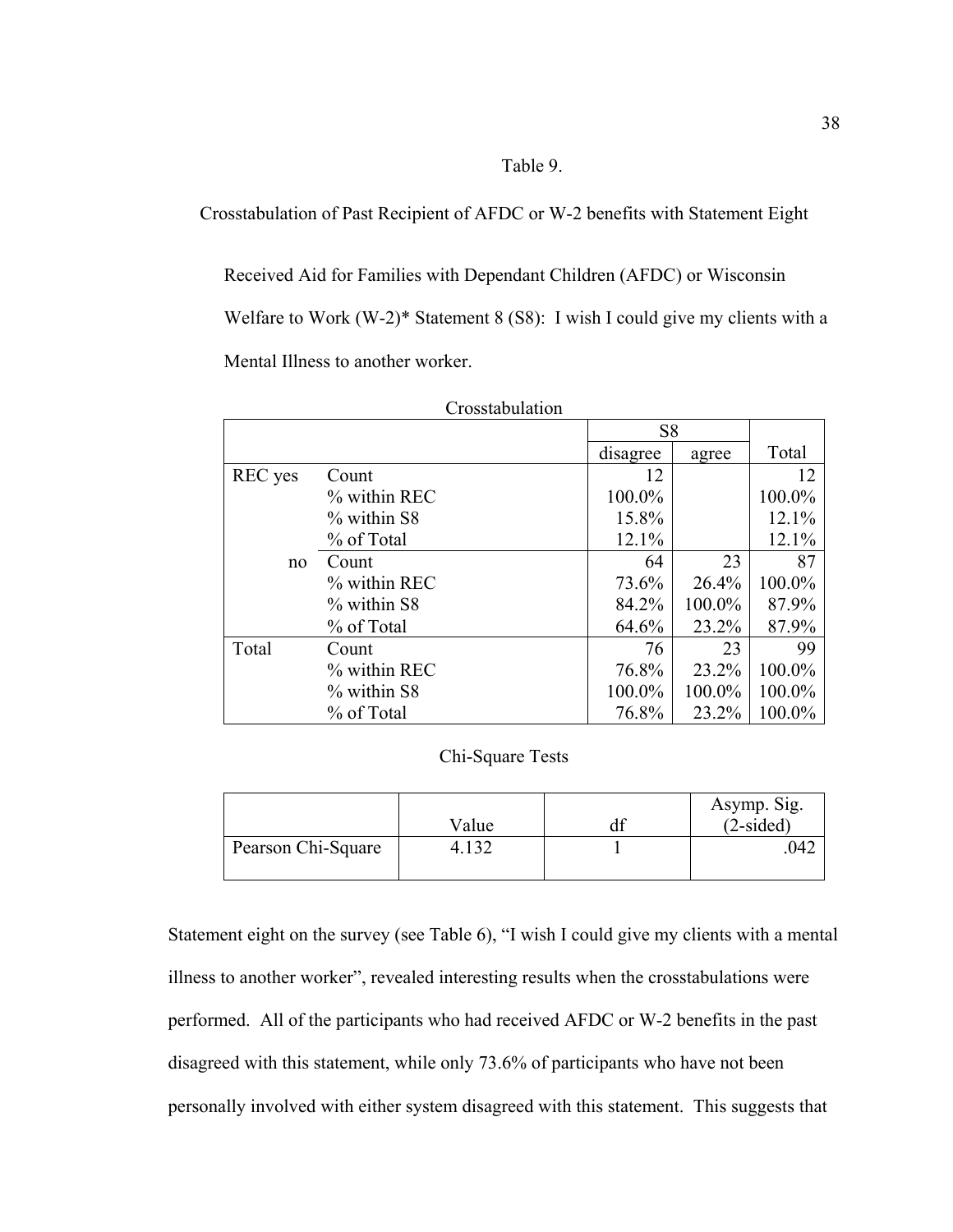Table 9.

Crosstabulation of Past Recipient of AFDC or W-2 benefits with Statement Eight

Received Aid for Families with Dependant Children (AFDC) or Wisconsin Welfare to Work (W-2)* Statement 8 (S8): I wish I could give my clients with a Mental Illness to another worker.

Crosstabulation

| | | S8 | | |
|---|---|---|---|---|
| | | disagree | agree | Total |
| REC yes | Count | 12 | | 12 |
| | % within REC | 100.0% | | 100.0% |
| | % within S8 | 15.8% | | 12.1% |
| | % of Total | 12.1% | | 12.1% |
| no | Count | 64 | 23 | 87 |
| | % within REC | 73.6% | 26.4% | 100.0% |
| | % within S8 | 84.2% | 100.0% | 87.9% |
| | % of Total | 64.6% | 23.2% | 87.9% |
| Total | Count | 76 | 23 | 99 |
| | % within REC | 76.8% | 23.2% | 100.0% |
| | % within S8 | 100.0% | 100.0% | 100.0% |
| | % of Total | 76.8% | 23.2% | 100.0% |

Chi-Square Tests

| | Value | df | Asymp. Sig. (2-sided) |
|---|---|---|---|
| Pearson Chi-Square | 4.132 | 1 | .042 |

Statement eight on the survey (see Table 6), "I wish I could give my clients with a mental illness to another worker", revealed interesting results when the crosstabulations were performed. All of the participants who had received AFDC or W-2 benefits in the past disagreed with this statement, while only 73.6% of participants who have not been personally involved with either system disagreed with this statement. This suggests that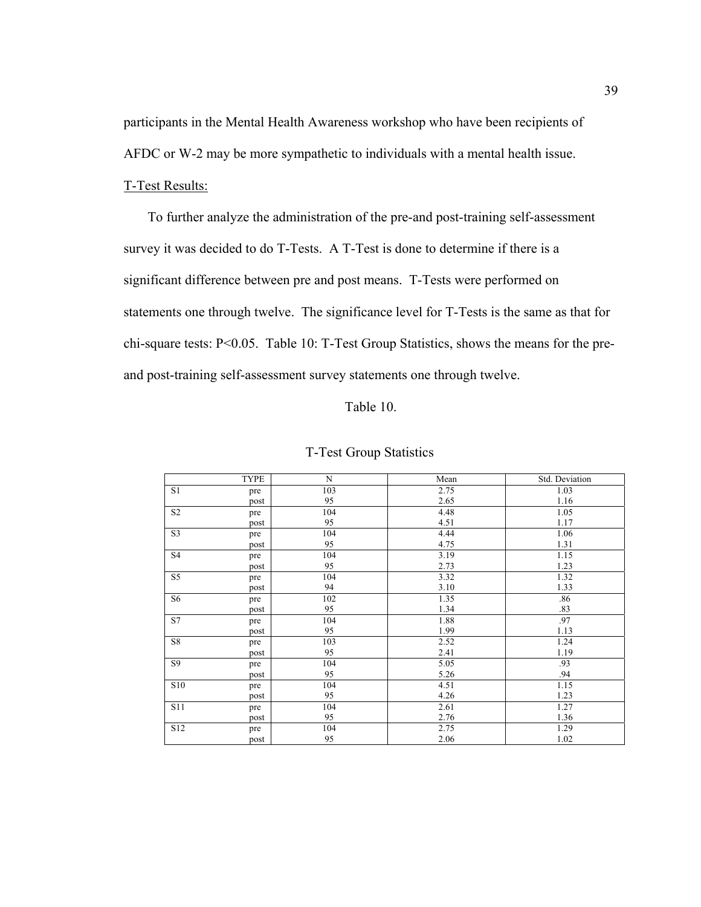participants in the Mental Health Awareness workshop who have been recipients of AFDC or W-2 may be more sympathetic to individuals with a mental health issue.

T-Test Results:

To further analyze the administration of the pre-and post-training self-assessment survey it was decided to do T-Tests. A T-Test is done to determine if there is a significant difference between pre and post means. T-Tests were performed on statements one through twelve. The significance level for T-Tests is the same as that for chi-square tests: $P<0.05$. Table 10: T-Test Group Statistics, shows the means for the pre- and post-training self-assessment survey statements one through twelve.

Table 10.

T-Test Group Statistics

| | TYPE | N | Mean | Std. Deviation |
|---|---|---|---|---|
| S1 | pre | 103 | 2.75 | 1.03 |
| | post | 95 | 2.65 | 1.16 |
| S2 | pre | 104 | 4.48 | 1.05 |
| | post | 95 | 4.51 | 1.17 |
| S3 | pre | 104 | 4.44 | 1.06 |
| | post | 95 | 4.75 | 1.31 |
| S4 | pre | 104 | 3.19 | 1.15 |
| | post | 95 | 2.73 | 1.23 |
| S5 | pre | 104 | 3.32 | 1.32 |
| | post | 94 | 3.10 | 1.33 |
| S6 | pre | 102 | 1.35 | .86 |
| | post | 95 | 1.34 | .83 |
| S7 | pre | 104 | 1.88 | .97 |
| | post | 95 | 1.99 | 1.13 |
| S8 | pre | 103 | 2.52 | 1.24 |
| | post | 95 | 2.41 | 1.19 |
| S9 | pre | 104 | 5.05 | .93 |
| | post | 95 | 5.26 | .94 |
| S10 | pre | 104 | 4.51 | 1.15 |
| | post | 95 | 4.26 | 1.23 |
| S11 | pre | 104 | 2.61 | 1.27 |
| | post | 95 | 2.76 | 1.36 |
| S12 | pre | 104 | 2.75 | 1.29 |
| | post | 95 | 2.06 | 1.02 |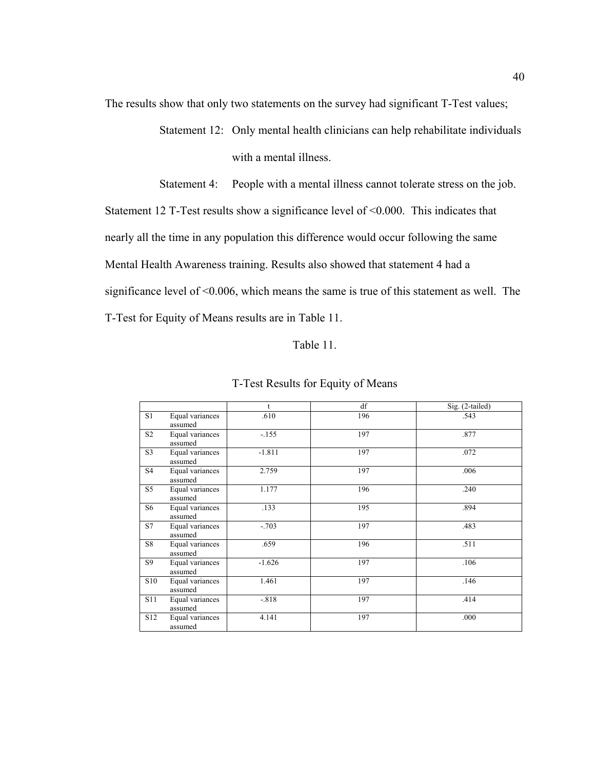The results show that only two statements on the survey had significant T-Test values;

> Statement 12: Only mental health clinicians can help rehabilitate individuals with a mental illness.
>
> Statement 4: People with a mental illness cannot tolerate stress on the job.

Statement 12 T-Test results show a significance level of <0.000. This indicates that nearly all the time in any population this difference would occur following the same Mental Health Awareness training. Results also showed that statement 4 had a significance level of <0.006, which means the same is true of this statement as well. The T-Test for Equity of Means results are in Table 11.

Table 11.

T-Test Results for Equity of Means

| | | t | df | Sig. (2-tailed) |
|---|---|---|---|---|
| S1 | Equal variances assumed | .610 | 196 | .543 |
| S2 | Equal variances assumed | -.155 | 197 | .877 |
| S3 | Equal variances assumed | -1.811 | 197 | .072 |
| S4 | Equal variances assumed | 2.759 | 197 | .006 |
| S5 | Equal variances assumed | 1.177 | 196 | .240 |
| S6 | Equal variances assumed | .133 | 195 | .894 |
| S7 | Equal variances assumed | -.703 | 197 | .483 |
| S8 | Equal variances assumed | .659 | 196 | .511 |
| S9 | Equal variances assumed | -1.626 | 197 | .106 |
| S10 | Equal variances assumed | 1.461 | 197 | .146 |
| S11 | Equal variances assumed | -.818 | 197 | .414 |
| S12 | Equal variances assumed | 4.141 | 197 | .000 |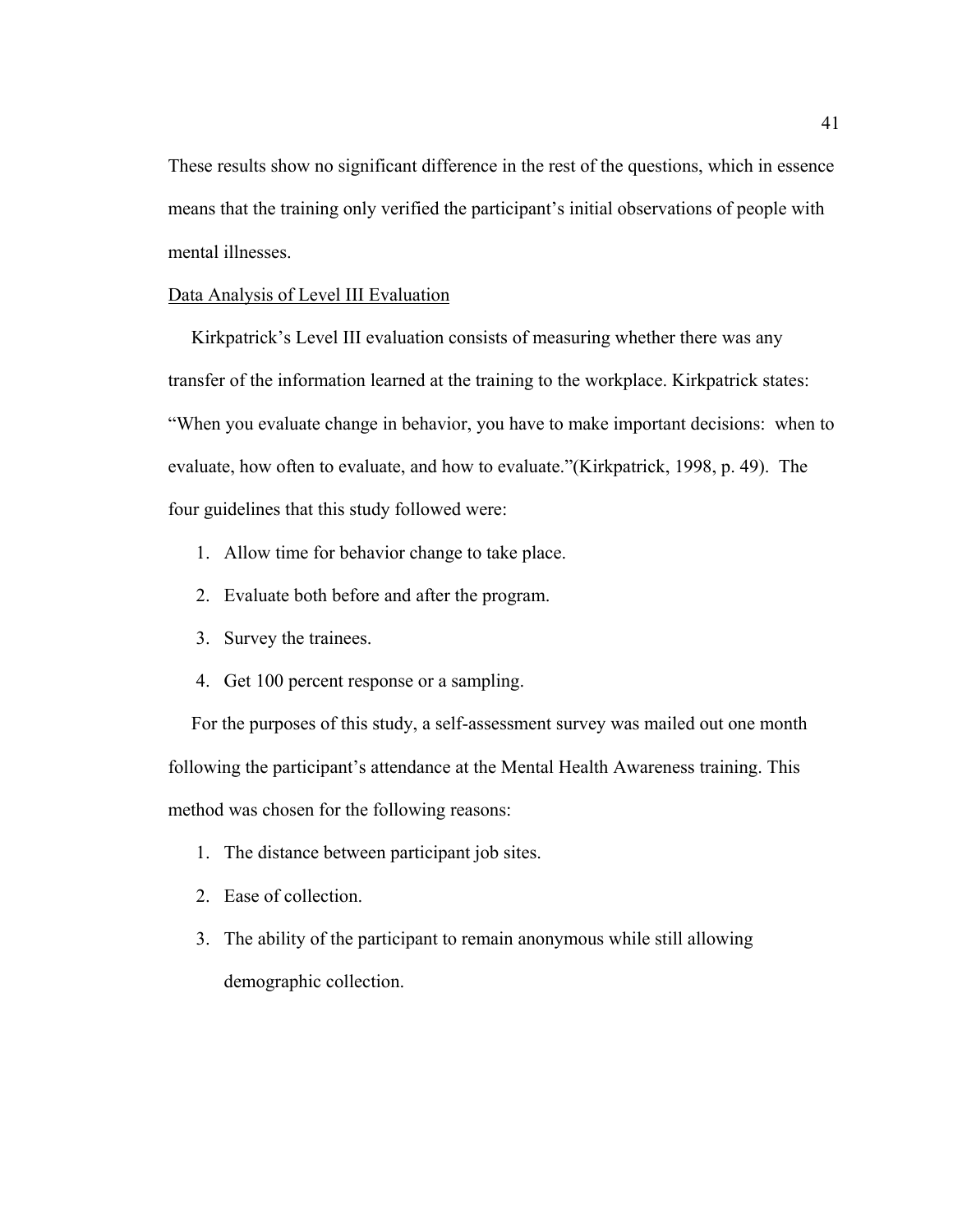These results show no significant difference in the rest of the questions, which in essence means that the training only verified the participant's initial observations of people with mental illnesses.

<u>Data Analysis of Level III Evaluation</u>

Kirkpatrick's Level III evaluation consists of measuring whether there was any transfer of the information learned at the training to the workplace. Kirkpatrick states: "When you evaluate change in behavior, you have to make important decisions: when to evaluate, how often to evaluate, and how to evaluate."(Kirkpatrick, 1998, p. 49). The four guidelines that this study followed were:

1. Allow time for behavior change to take place.
2. Evaluate both before and after the program.
3. Survey the trainees.
4. Get 100 percent response or a sampling.

For the purposes of this study, a self-assessment survey was mailed out one month following the participant's attendance at the Mental Health Awareness training. This method was chosen for the following reasons:

1. The distance between participant job sites.
2. Ease of collection.
3. The ability of the participant to remain anonymous while still allowing demographic collection.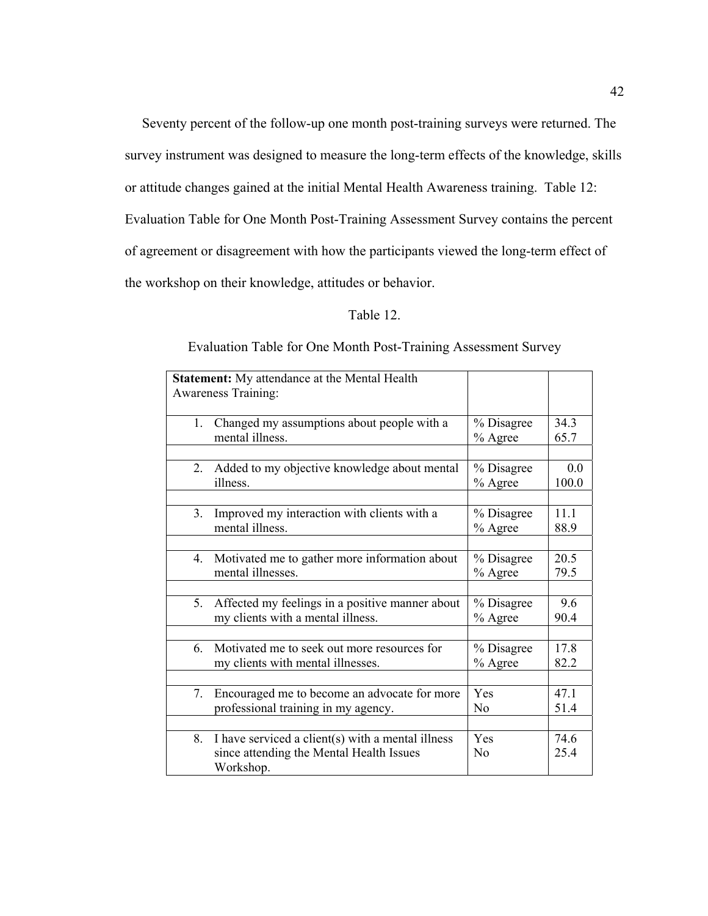Seventy percent of the follow-up one month post-training surveys were returned. The survey instrument was designed to measure the long-term effects of the knowledge, skills or attitude changes gained at the initial Mental Health Awareness training. Table 12: Evaluation Table for One Month Post-Training Assessment Survey contains the percent of agreement or disagreement with how the participants viewed the long-term effect of the workshop on their knowledge, attitudes or behavior.

Table 12.

Evaluation Table for One Month Post-Training Assessment Survey

| **Statement:** My attendance at the Mental Health Awareness Training: | | |
|---|---|---|
| 1. Changed my assumptions about people with a mental illness. | % Disagree<br>% Agree | 34.3<br>65.7 |
| 2. Added to my objective knowledge about mental illness. | % Disagree<br>% Agree | 0.0<br>100.0 |
| 3. Improved my interaction with clients with a mental illness. | % Disagree<br>% Agree | 11.1<br>88.9 |
| 4. Motivated me to gather more information about mental illnesses. | % Disagree<br>% Agree | 20.5<br>79.5 |
| 5. Affected my feelings in a positive manner about my clients with a mental illness. | % Disagree<br>% Agree | 9.6<br>90.4 |
| 6. Motivated me to seek out more resources for my clients with mental illnesses. | % Disagree<br>% Agree | 17.8<br>82.2 |
| 7. Encouraged me to become an advocate for more professional training in my agency. | Yes<br>No | 47.1<br>51.4 |
| 8. I have serviced a client(s) with a mental illness since attending the Mental Health Issues Workshop. | Yes<br>No | 74.6<br>25.4 |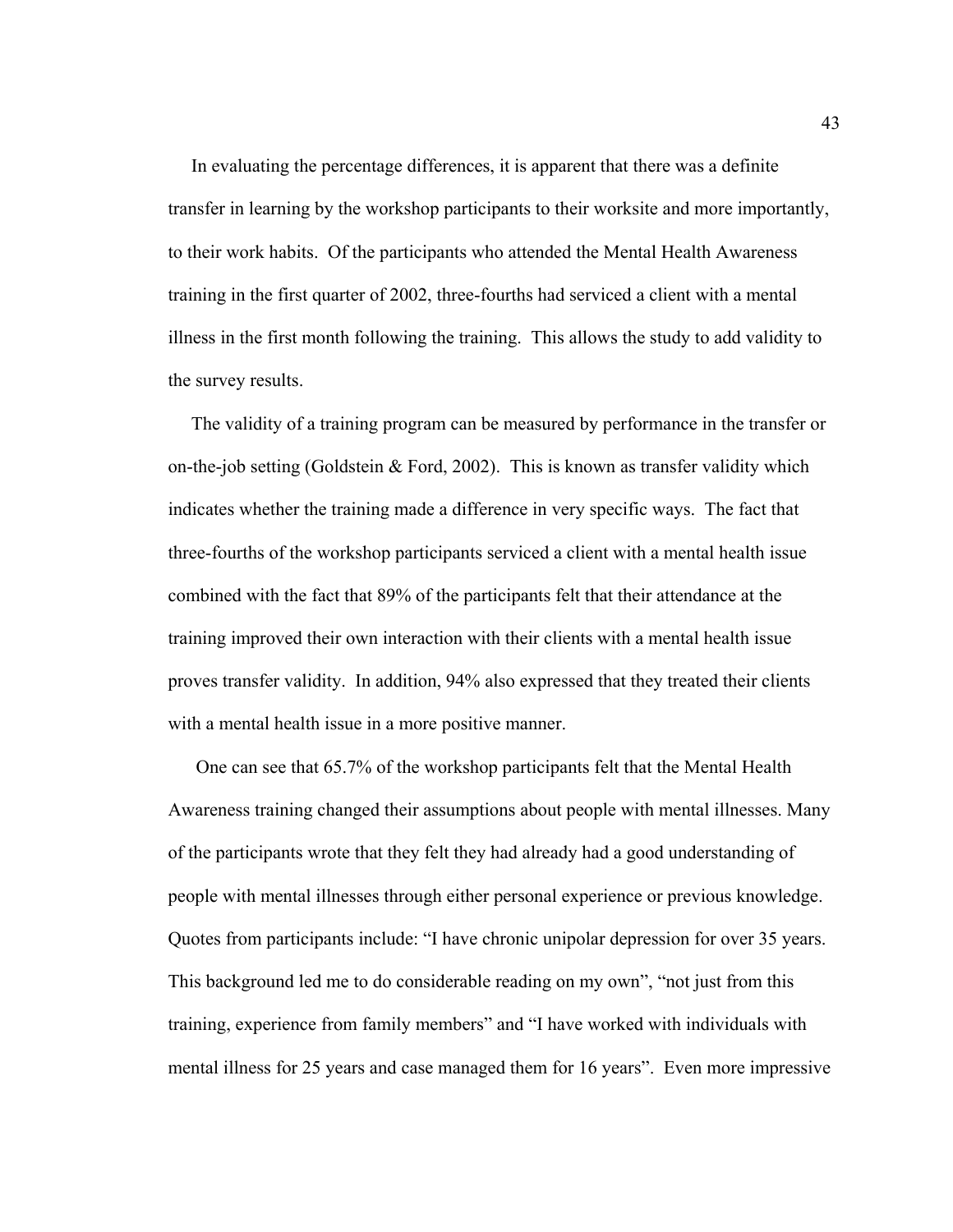In evaluating the percentage differences, it is apparent that there was a definite transfer in learning by the workshop participants to their worksite and more importantly, to their work habits. Of the participants who attended the Mental Health Awareness training in the first quarter of 2002, three-fourths had serviced a client with a mental illness in the first month following the training. This allows the study to add validity to the survey results.

The validity of a training program can be measured by performance in the transfer or on-the-job setting (Goldstein & Ford, 2002). This is known as transfer validity which indicates whether the training made a difference in very specific ways. The fact that three-fourths of the workshop participants serviced a client with a mental health issue combined with the fact that 89% of the participants felt that their attendance at the training improved their own interaction with their clients with a mental health issue proves transfer validity. In addition, 94% also expressed that they treated their clients with a mental health issue in a more positive manner.

One can see that 65.7% of the workshop participants felt that the Mental Health Awareness training changed their assumptions about people with mental illnesses. Many of the participants wrote that they felt they had already had a good understanding of people with mental illnesses through either personal experience or previous knowledge. Quotes from participants include: "I have chronic unipolar depression for over 35 years. This background led me to do considerable reading on my own", "not just from this training, experience from family members" and "I have worked with individuals with mental illness for 25 years and case managed them for 16 years". Even more impressive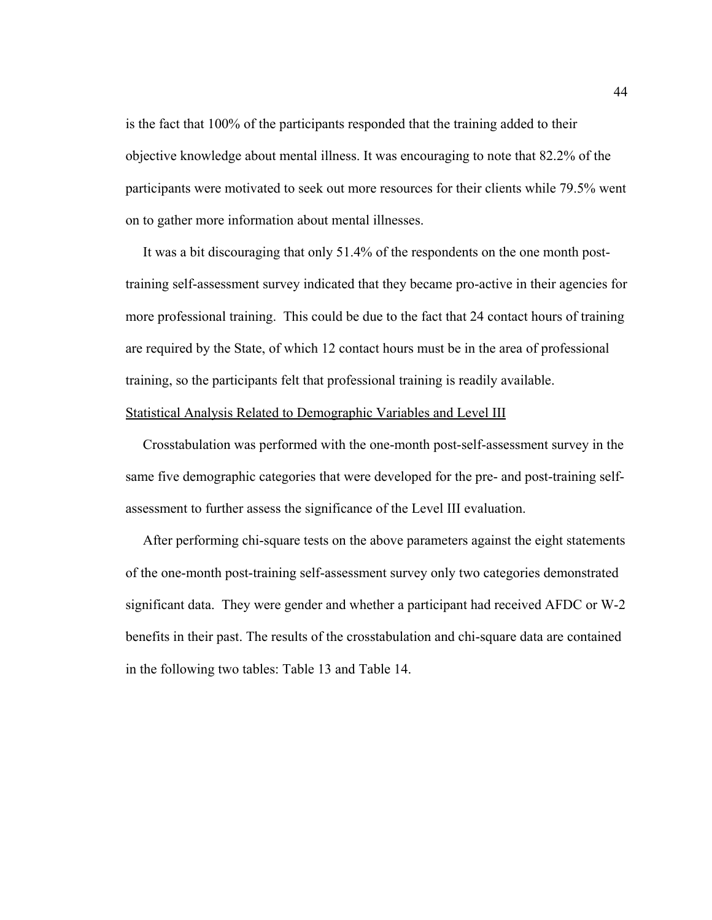is the fact that 100% of the participants responded that the training added to their objective knowledge about mental illness. It was encouraging to note that 82.2% of the participants were motivated to seek out more resources for their clients while 79.5% went on to gather more information about mental illnesses.

It was a bit discouraging that only 51.4% of the respondents on the one month post-training self-assessment survey indicated that they became pro-active in their agencies for more professional training. This could be due to the fact that 24 contact hours of training are required by the State, of which 12 contact hours must be in the area of professional training, so the participants felt that professional training is readily available.

<u>Statistical Analysis Related to Demographic Variables and Level III</u>

Crosstabulation was performed with the one-month post-self-assessment survey in the same five demographic categories that were developed for the pre- and post-training self-assessment to further assess the significance of the Level III evaluation.

After performing chi-square tests on the above parameters against the eight statements of the one-month post-training self-assessment survey only two categories demonstrated significant data. They were gender and whether a participant had received AFDC or W-2 benefits in their past. The results of the crosstabulation and chi-square data are contained in the following two tables: Table 13 and Table 14.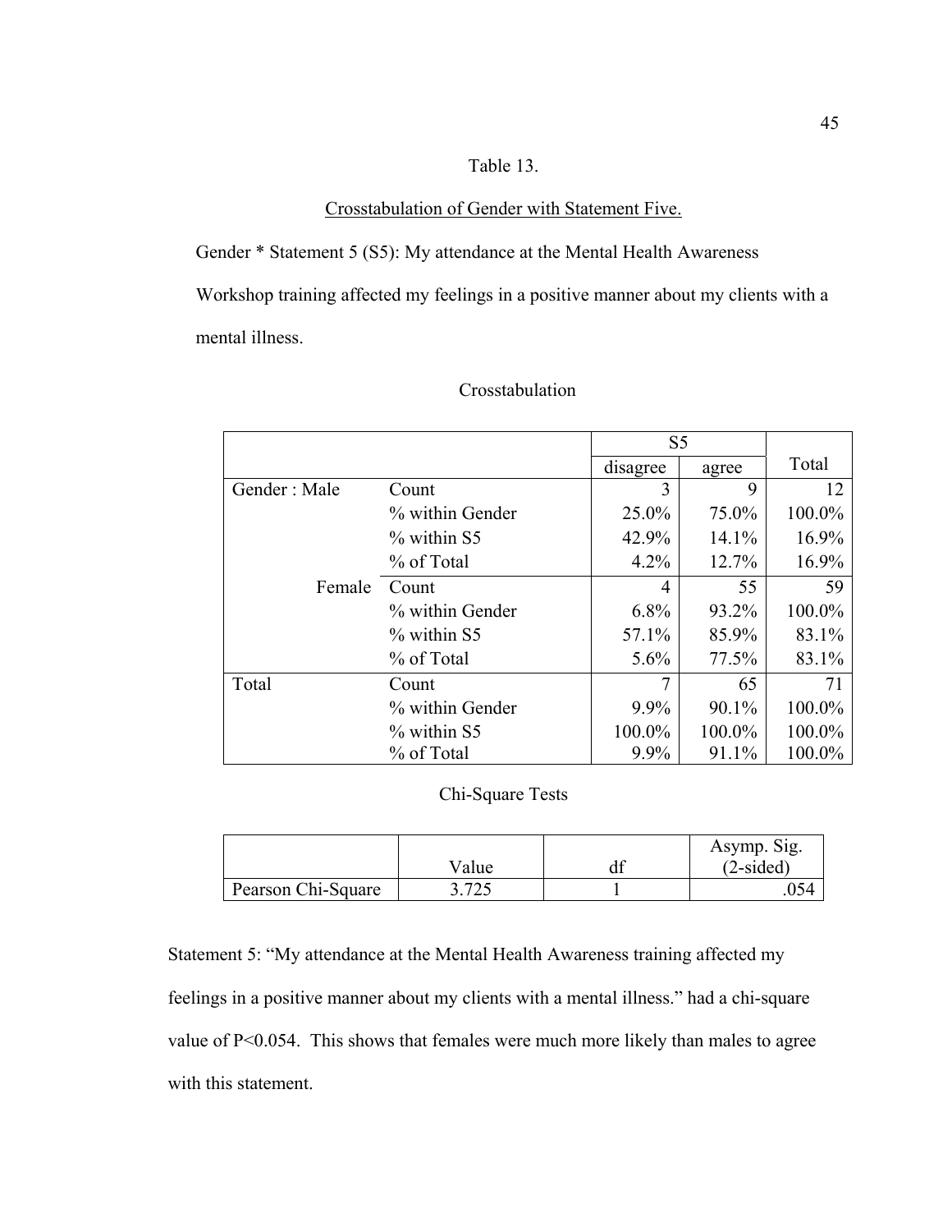Table 13.

Crosstabulation of Gender with Statement Five.

Gender * Statement 5 (S5): My attendance at the Mental Health Awareness Workshop training affected my feelings in a positive manner about my clients with a mental illness.

Crosstabulation

| | | S5 | | Total |
|---|---|---|---|---|
| | | disagree | agree | |
| Gender : Male | Count | 3 | 9 | 12 |
| | % within Gender | 25.0% | 75.0% | 100.0% |
| | % within S5 | 42.9% | 14.1% | 16.9% |
| | % of Total | 4.2% | 12.7% | 16.9% |
| Female | Count | 4 | 55 | 59 |
| | % within Gender | 6.8% | 93.2% | 100.0% |
| | % within S5 | 57.1% | 85.9% | 83.1% |
| | % of Total | 5.6% | 77.5% | 83.1% |
| Total | Count | 7 | 65 | 71 |
| | % within Gender | 9.9% | 90.1% | 100.0% |
| | % within S5 | 100.0% | 100.0% | 100.0% |
| | % of Total | 9.9% | 91.1% | 100.0% |

Chi-Square Tests

| | Value | df | Asymp. Sig. (2-sided) |
|---|---|---|---|
| Pearson Chi-Square | 3.725 | 1 | .054 |

Statement 5: "My attendance at the Mental Health Awareness training affected my feelings in a positive manner about my clients with a mental illness." had a chi-square value of $P<0.054$. This shows that females were much more likely than males to agree with this statement.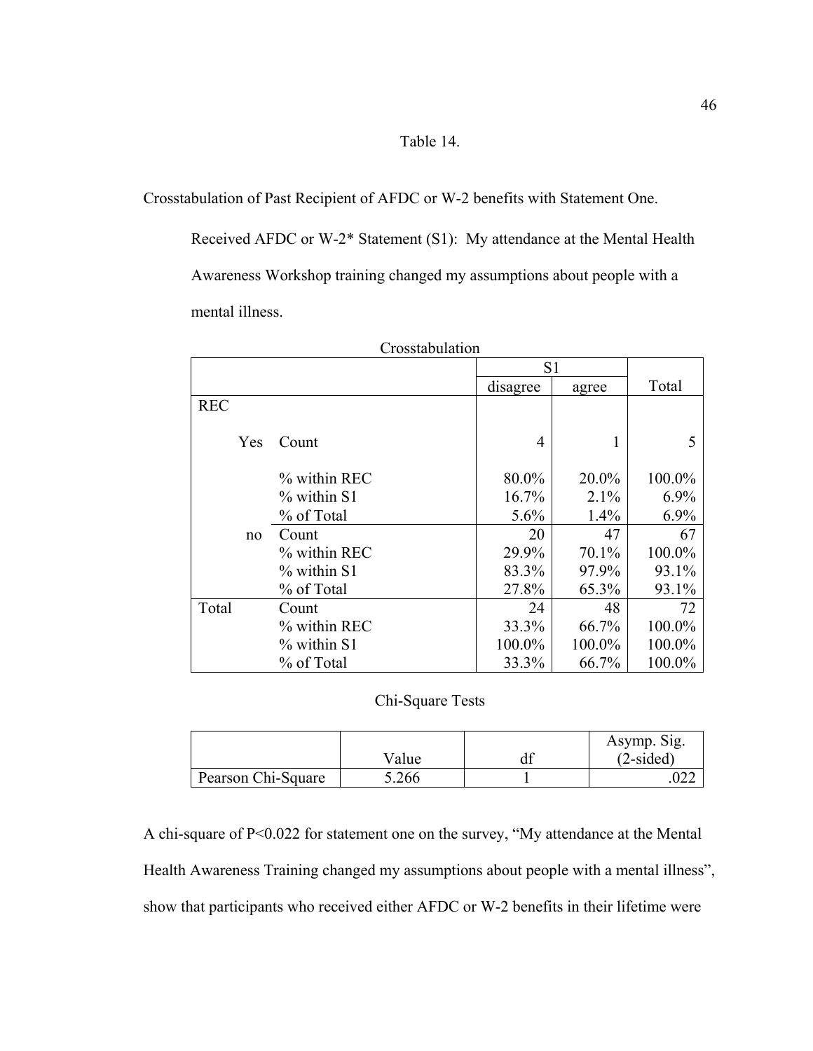Table 14.

Crosstabulation of Past Recipient of AFDC or W-2 benefits with Statement One.

Received AFDC or W-2* Statement (S1): My attendance at the Mental Health Awareness Workshop training changed my assumptions about people with a mental illness.

Crosstabulation

| | | S1 | | |
|---|---|---|---|---|
| | | disagree | agree | Total |
| REC | | | | |
| Yes | Count | 4 | 1 | 5 |
| | % within REC | 80.0% | 20.0% | 100.0% |
| | % within S1 | 16.7% | 2.1% | 6.9% |
| | % of Total | 5.6% | 1.4% | 6.9% |
| no | Count | 20 | 47 | 67 |
| | % within REC | 29.9% | 70.1% | 100.0% |
| | % within S1 | 83.3% | 97.9% | 93.1% |
| | % of Total | 27.8% | 65.3% | 93.1% |
| Total | Count | 24 | 48 | 72 |
| | % within REC | 33.3% | 66.7% | 100.0% |
| | % within S1 | 100.0% | 100.0% | 100.0% |
| | % of Total | 33.3% | 66.7% | 100.0% |

Chi-Square Tests

| | Value | df | Asymp. Sig. (2-sided) |
|---|---|---|---|
| Pearson Chi-Square | 5.266 | 1 | .022 |

A chi-square of P<0.022 for statement one on the survey, "My attendance at the Mental Health Awareness Training changed my assumptions about people with a mental illness", show that participants who received either AFDC or W-2 benefits in their lifetime were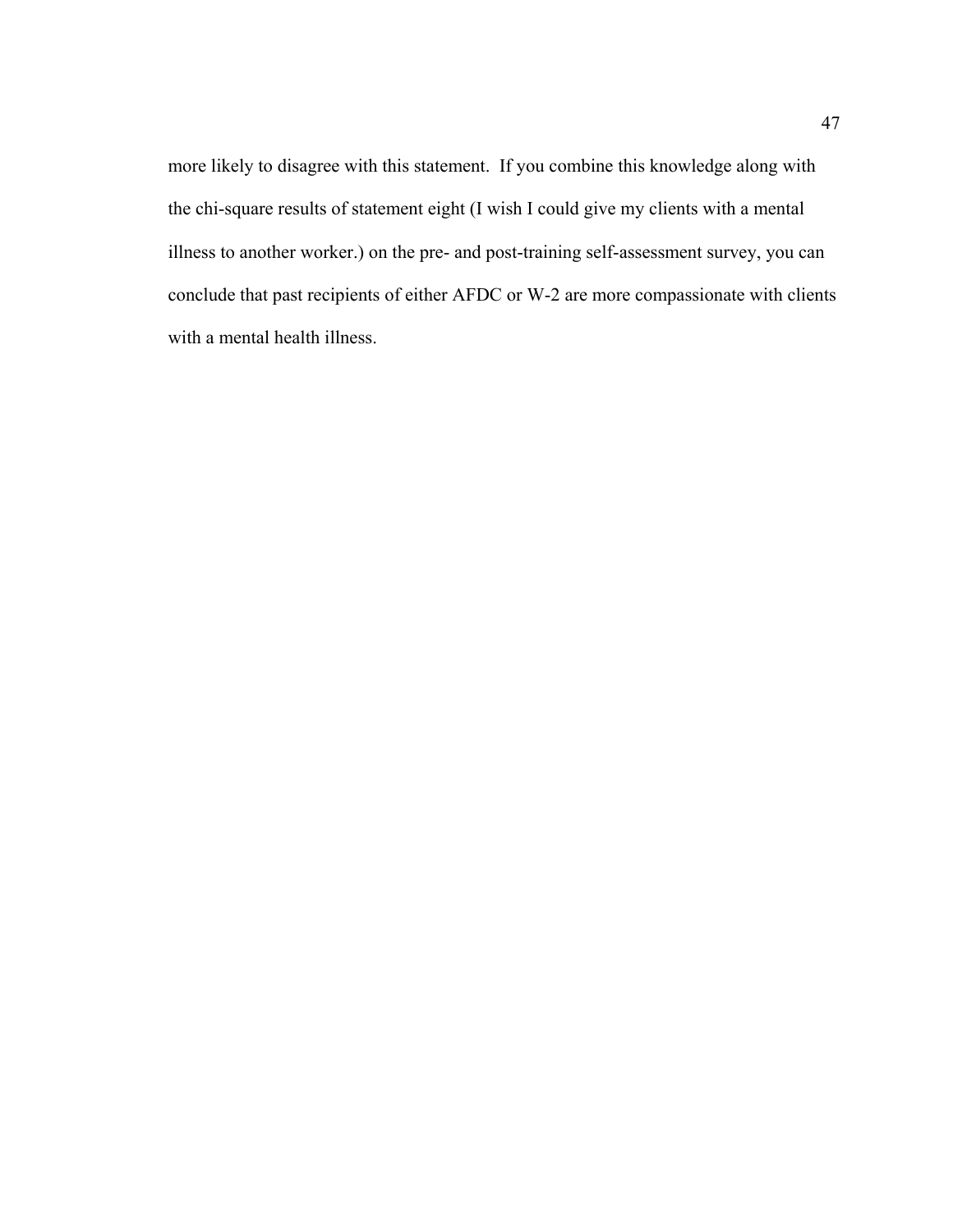more likely to disagree with this statement. If you combine this knowledge along with the chi-square results of statement eight (I wish I could give my clients with a mental illness to another worker.) on the pre- and post-training self-assessment survey, you can conclude that past recipients of either AFDC or W-2 are more compassionate with clients with a mental health illness.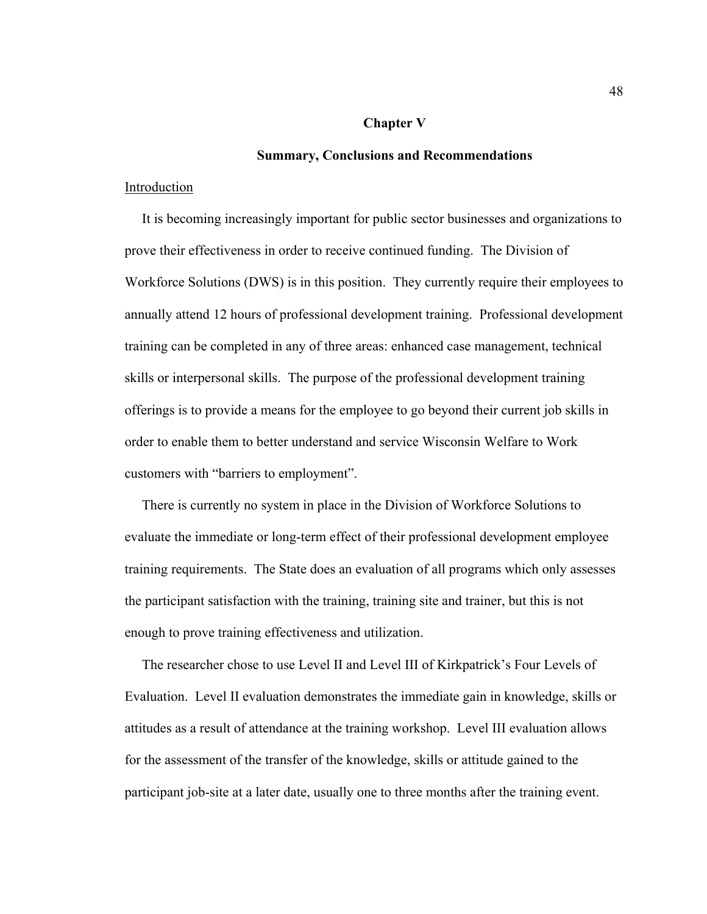# Chapter V

## Summary, Conclusions and Recommendations

Introduction

It is becoming increasingly important for public sector businesses and organizations to prove their effectiveness in order to receive continued funding. The Division of Workforce Solutions (DWS) is in this position. They currently require their employees to annually attend 12 hours of professional development training. Professional development training can be completed in any of three areas: enhanced case management, technical skills or interpersonal skills. The purpose of the professional development training offerings is to provide a means for the employee to go beyond their current job skills in order to enable them to better understand and service Wisconsin Welfare to Work customers with "barriers to employment".

There is currently no system in place in the Division of Workforce Solutions to evaluate the immediate or long-term effect of their professional development employee training requirements. The State does an evaluation of all programs which only assesses the participant satisfaction with the training, training site and trainer, but this is not enough to prove training effectiveness and utilization.

The researcher chose to use Level II and Level III of Kirkpatrick's Four Levels of Evaluation. Level II evaluation demonstrates the immediate gain in knowledge, skills or attitudes as a result of attendance at the training workshop. Level III evaluation allows for the assessment of the transfer of the knowledge, skills or attitude gained to the participant job-site at a later date, usually one to three months after the training event.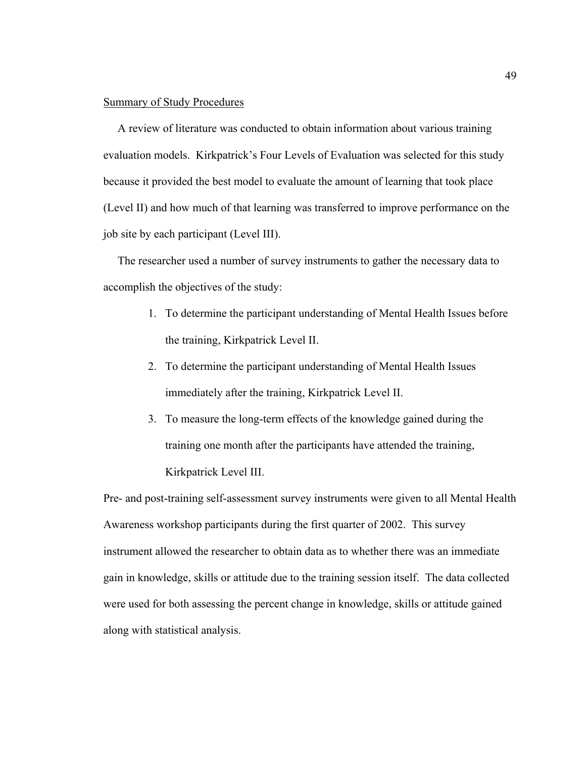<u>Summary of Study Procedures</u>

A review of literature was conducted to obtain information about various training evaluation models. Kirkpatrick's Four Levels of Evaluation was selected for this study because it provided the best model to evaluate the amount of learning that took place (Level II) and how much of that learning was transferred to improve performance on the job site by each participant (Level III).

The researcher used a number of survey instruments to gather the necessary data to accomplish the objectives of the study:

1. To determine the participant understanding of Mental Health Issues before the training, Kirkpatrick Level II.
2. To determine the participant understanding of Mental Health Issues immediately after the training, Kirkpatrick Level II.
3. To measure the long-term effects of the knowledge gained during the training one month after the participants have attended the training, Kirkpatrick Level III.

Pre- and post-training self-assessment survey instruments were given to all Mental Health Awareness workshop participants during the first quarter of 2002. This survey instrument allowed the researcher to obtain data as to whether there was an immediate gain in knowledge, skills or attitude due to the training session itself. The data collected were used for both assessing the percent change in knowledge, skills or attitude gained along with statistical analysis.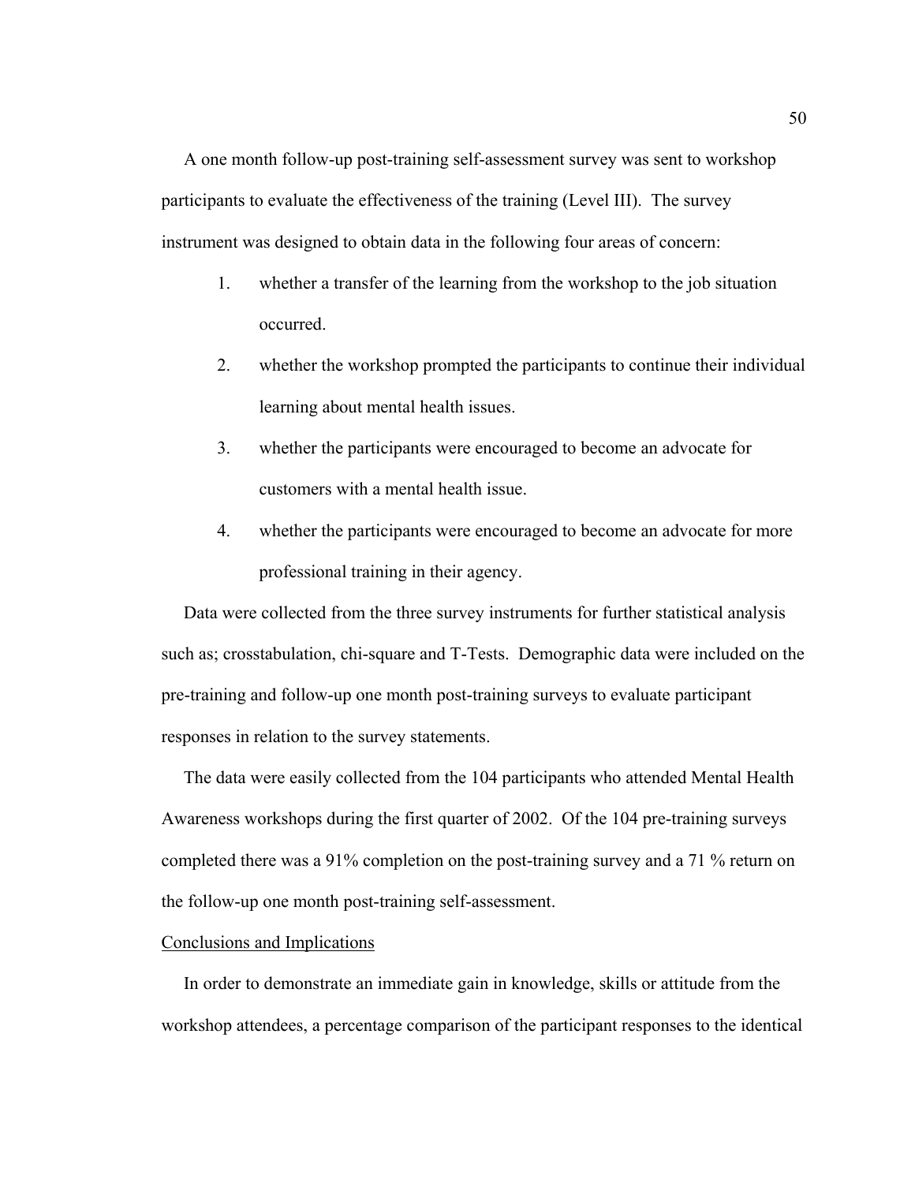A one month follow-up post-training self-assessment survey was sent to workshop participants to evaluate the effectiveness of the training (Level III). The survey instrument was designed to obtain data in the following four areas of concern:

1. whether a transfer of the learning from the workshop to the job situation occurred.
2. whether the workshop prompted the participants to continue their individual learning about mental health issues.
3. whether the participants were encouraged to become an advocate for customers with a mental health issue.
4. whether the participants were encouraged to become an advocate for more professional training in their agency.

Data were collected from the three survey instruments for further statistical analysis such as; crosstabulation, chi-square and T-Tests. Demographic data were included on the pre-training and follow-up one month post-training surveys to evaluate participant responses in relation to the survey statements.

The data were easily collected from the 104 participants who attended Mental Health Awareness workshops during the first quarter of 2002. Of the 104 pre-training surveys completed there was a 91% completion on the post-training survey and a 71 % return on the follow-up one month post-training self-assessment.

<u>Conclusions and Implications</u>

In order to demonstrate an immediate gain in knowledge, skills or attitude from the workshop attendees, a percentage comparison of the participant responses to the identical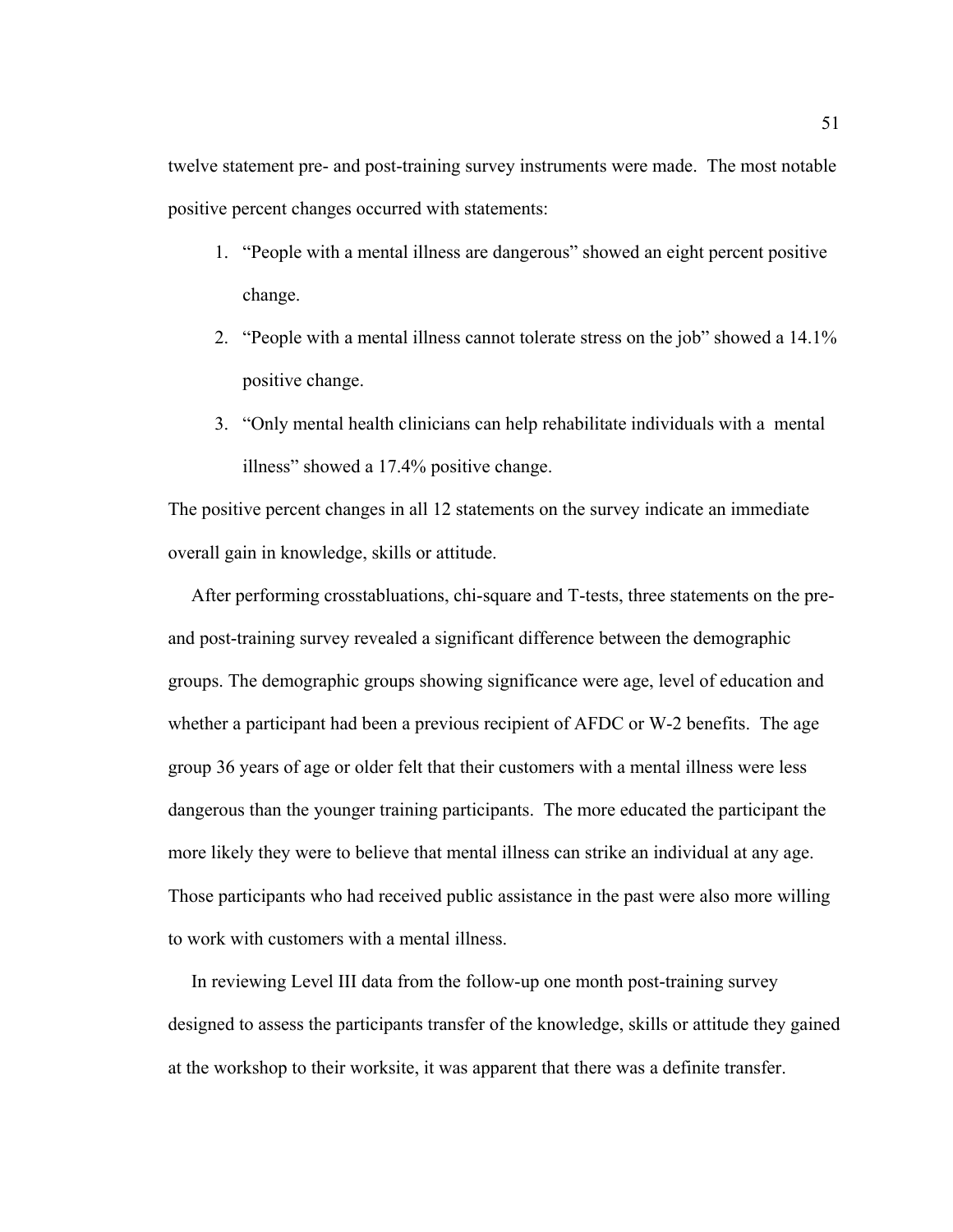twelve statement pre- and post-training survey instruments were made. The most notable positive percent changes occurred with statements:

1. "People with a mental illness are dangerous" showed an eight percent positive change.
2. "People with a mental illness cannot tolerate stress on the job" showed a 14.1% positive change.
3. "Only mental health clinicians can help rehabilitate individuals with a mental illness" showed a 17.4% positive change.

The positive percent changes in all 12 statements on the survey indicate an immediate overall gain in knowledge, skills or attitude.

After performing crosstabluations, chi-square and T-tests, three statements on the pre- and post-training survey revealed a significant difference between the demographic groups. The demographic groups showing significance were age, level of education and whether a participant had been a previous recipient of AFDC or W-2 benefits. The age group 36 years of age or older felt that their customers with a mental illness were less dangerous than the younger training participants. The more educated the participant the more likely they were to believe that mental illness can strike an individual at any age. Those participants who had received public assistance in the past were also more willing to work with customers with a mental illness.

In reviewing Level III data from the follow-up one month post-training survey designed to assess the participants transfer of the knowledge, skills or attitude they gained at the workshop to their worksite, it was apparent that there was a definite transfer.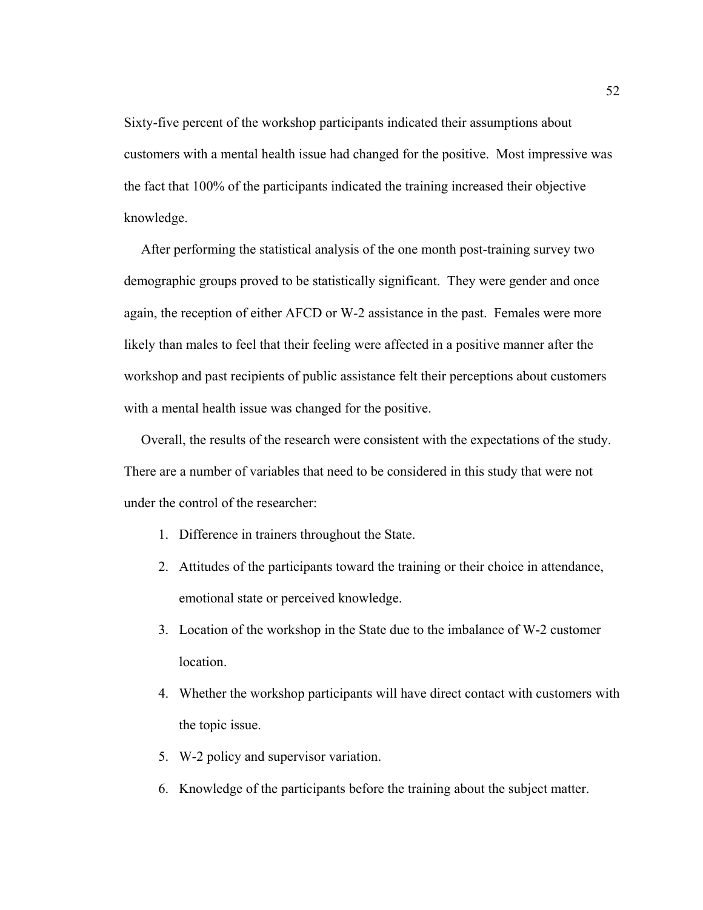Sixty-five percent of the workshop participants indicated their assumptions about customers with a mental health issue had changed for the positive. Most impressive was the fact that 100% of the participants indicated the training increased their objective knowledge.

After performing the statistical analysis of the one month post-training survey two demographic groups proved to be statistically significant. They were gender and once again, the reception of either AFCD or W-2 assistance in the past. Females were more likely than males to feel that their feeling were affected in a positive manner after the workshop and past recipients of public assistance felt their perceptions about customers with a mental health issue was changed for the positive.

Overall, the results of the research were consistent with the expectations of the study. There are a number of variables that need to be considered in this study that were not under the control of the researcher:

1. Difference in trainers throughout the State.
2. Attitudes of the participants toward the training or their choice in attendance, emotional state or perceived knowledge.
3. Location of the workshop in the State due to the imbalance of W-2 customer location.
4. Whether the workshop participants will have direct contact with customers with the topic issue.
5. W-2 policy and supervisor variation.
6. Knowledge of the participants before the training about the subject matter.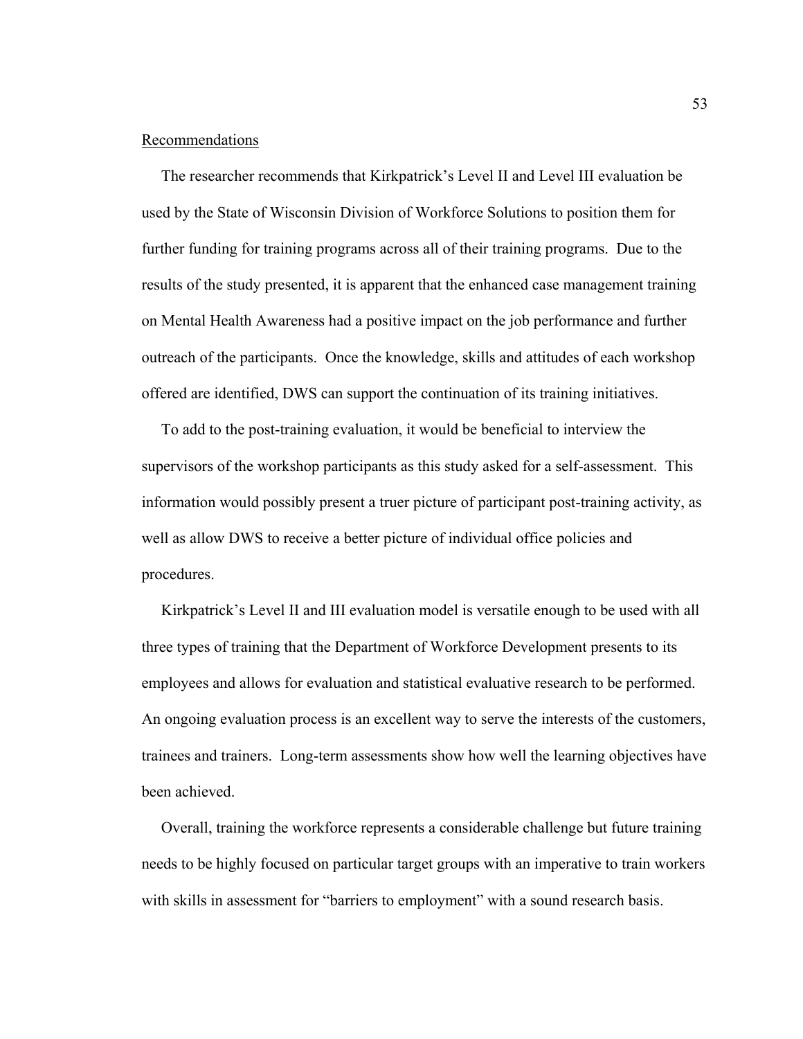Recommendations

The researcher recommends that Kirkpatrick's Level II and Level III evaluation be used by the State of Wisconsin Division of Workforce Solutions to position them for further funding for training programs across all of their training programs. Due to the results of the study presented, it is apparent that the enhanced case management training on Mental Health Awareness had a positive impact on the job performance and further outreach of the participants. Once the knowledge, skills and attitudes of each workshop offered are identified, DWS can support the continuation of its training initiatives.

To add to the post-training evaluation, it would be beneficial to interview the supervisors of the workshop participants as this study asked for a self-assessment. This information would possibly present a truer picture of participant post-training activity, as well as allow DWS to receive a better picture of individual office policies and procedures.

Kirkpatrick's Level II and III evaluation model is versatile enough to be used with all three types of training that the Department of Workforce Development presents to its employees and allows for evaluation and statistical evaluative research to be performed. An ongoing evaluation process is an excellent way to serve the interests of the customers, trainees and trainers. Long-term assessments show how well the learning objectives have been achieved.

Overall, training the workforce represents a considerable challenge but future training needs to be highly focused on particular target groups with an imperative to train workers with skills in assessment for "barriers to employment" with a sound research basis.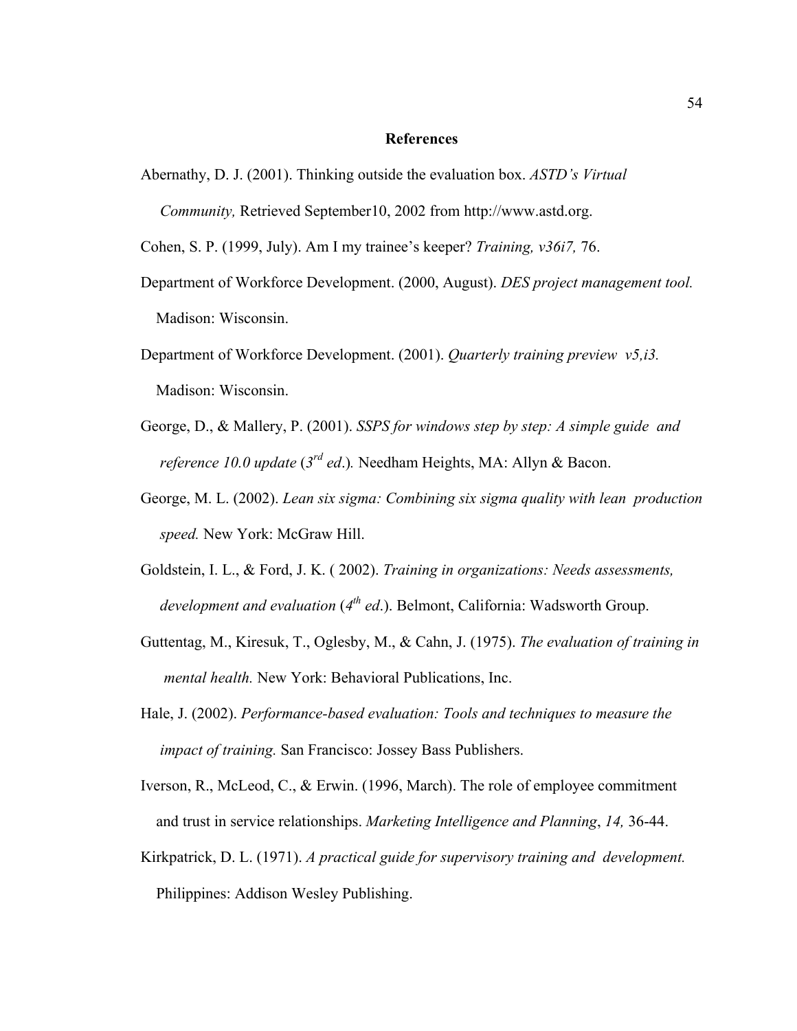# References

Abernathy, D. J. (2001). Thinking outside the evaluation box. *ASTD's Virtual Community,* Retrieved September10, 2002 from http://www.astd.org.

Cohen, S. P. (1999, July). Am I my trainee's keeper? *Training, v36i7,* 76.

Department of Workforce Development. (2000, August). *DES project management tool.* Madison: Wisconsin.

Department of Workforce Development. (2001). *Quarterly training preview v5,i3.* Madison: Wisconsin.

George, D., & Mallery, P. (2001). *SSPS for windows step by step: A simple guide and reference 10.0 update* (*3rd ed*.)*.* Needham Heights, MA: Allyn & Bacon.

George, M. L. (2002). *Lean six sigma: Combining six sigma quality with lean production speed.* New York: McGraw Hill.

Goldstein, I. L., & Ford, J. K. ( 2002). *Training in organizations: Needs assessments, development and evaluation* (*4th ed*.). Belmont, California: Wadsworth Group.

Guttentag, M., Kiresuk, T., Oglesby, M., & Cahn, J. (1975). *The evaluation of training in mental health.* New York: Behavioral Publications, Inc.

Hale, J. (2002). *Performance-based evaluation: Tools and techniques to measure the impact of training.* San Francisco: Jossey Bass Publishers.

Iverson, R., McLeod, C., & Erwin. (1996, March). The role of employee commitment and trust in service relationships. *Marketing Intelligence and Planning*, *14,* 36-44.

Kirkpatrick, D. L. (1971). *A practical guide for supervisory training and development.* Philippines: Addison Wesley Publishing.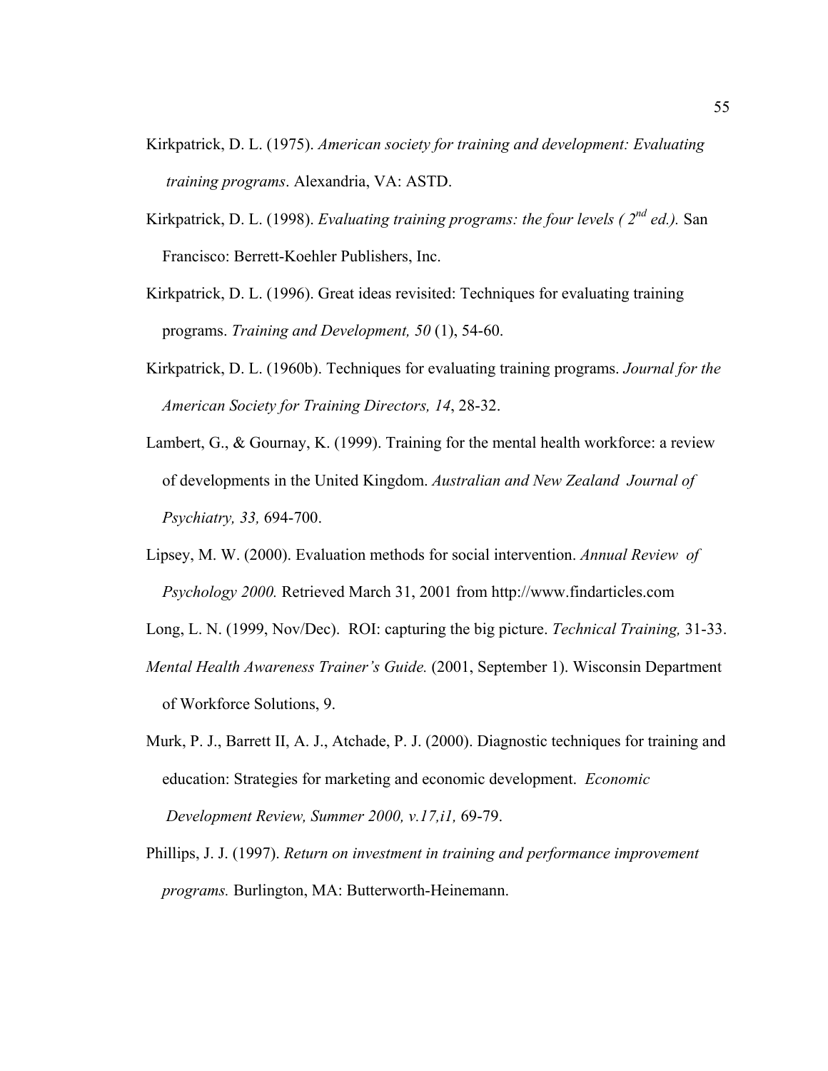Kirkpatrick, D. L. (1975). *American society for training and development: Evaluating training programs*. Alexandria, VA: ASTD.

Kirkpatrick, D. L. (1998). *Evaluating training programs: the four levels ( 2nd ed.).* San Francisco: Berrett-Koehler Publishers, Inc.

Kirkpatrick, D. L. (1996). Great ideas revisited: Techniques for evaluating training programs. *Training and Development, 50* (1), 54-60.

Kirkpatrick, D. L. (1960b). Techniques for evaluating training programs. *Journal for the American Society for Training Directors, 14*, 28-32.

Lambert, G., & Gournay, K. (1999). Training for the mental health workforce: a review of developments in the United Kingdom. *Australian and New Zealand Journal of Psychiatry, 33,* 694-700.

Lipsey, M. W. (2000). Evaluation methods for social intervention. *Annual Review of Psychology 2000.* Retrieved March 31, 2001 from http://www.findarticles.com

Long, L. N. (1999, Nov/Dec). ROI: capturing the big picture. *Technical Training,* 31-33.

*Mental Health Awareness Trainer's Guide.* (2001, September 1). Wisconsin Department of Workforce Solutions, 9.

Murk, P. J., Barrett II, A. J., Atchade, P. J. (2000). Diagnostic techniques for training and education: Strategies for marketing and economic development. *Economic Development Review, Summer 2000, v.17,i1,* 69-79.

Phillips, J. J. (1997). *Return on investment in training and performance improvement programs.* Burlington, MA: Butterworth-Heinemann.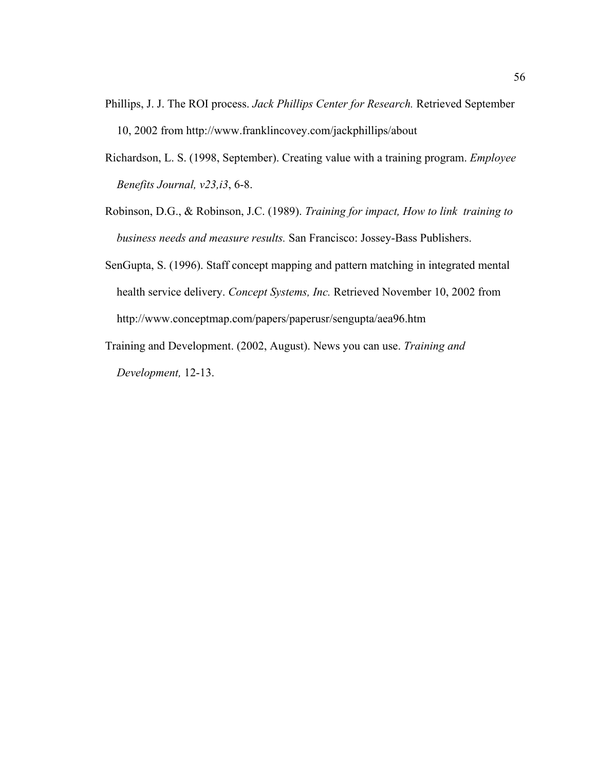Phillips, J. J. The ROI process. *Jack Phillips Center for Research.* Retrieved September 10, 2002 from http://www.franklincovey.com/jackphillips/about

Richardson, L. S. (1998, September). Creating value with a training program. *Employee Benefits Journal, v23,i3*, 6-8.

Robinson, D.G., & Robinson, J.C. (1989). *Training for impact, How to link training to business needs and measure results.* San Francisco: Jossey-Bass Publishers.

SenGupta, S. (1996). Staff concept mapping and pattern matching in integrated mental health service delivery. *Concept Systems, Inc.* Retrieved November 10, 2002 from http://www.conceptmap.com/papers/paperusr/sengupta/aea96.htm

Training and Development. (2002, August). News you can use. *Training and Development,* 12-13.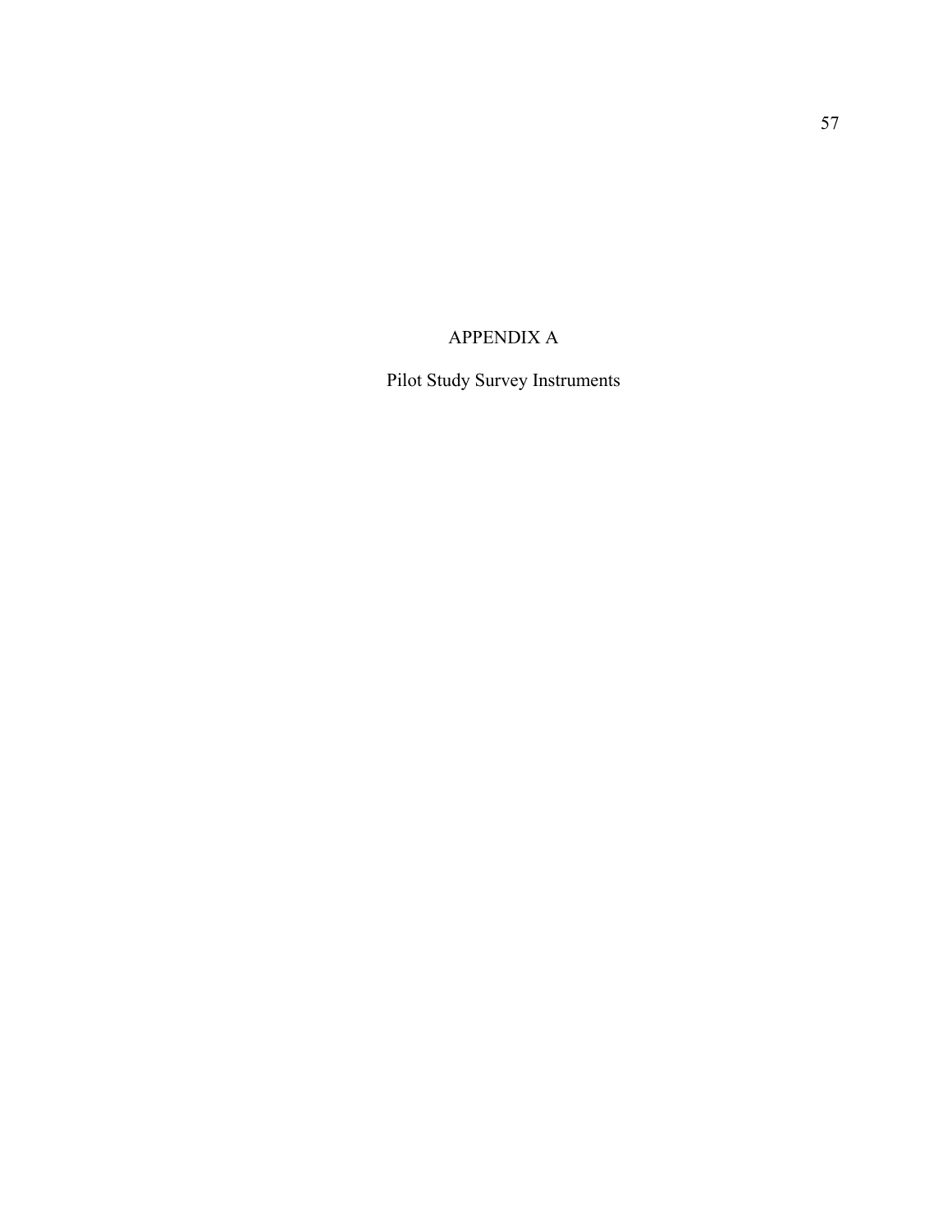# APPENDIX A

## Pilot Study Survey Instruments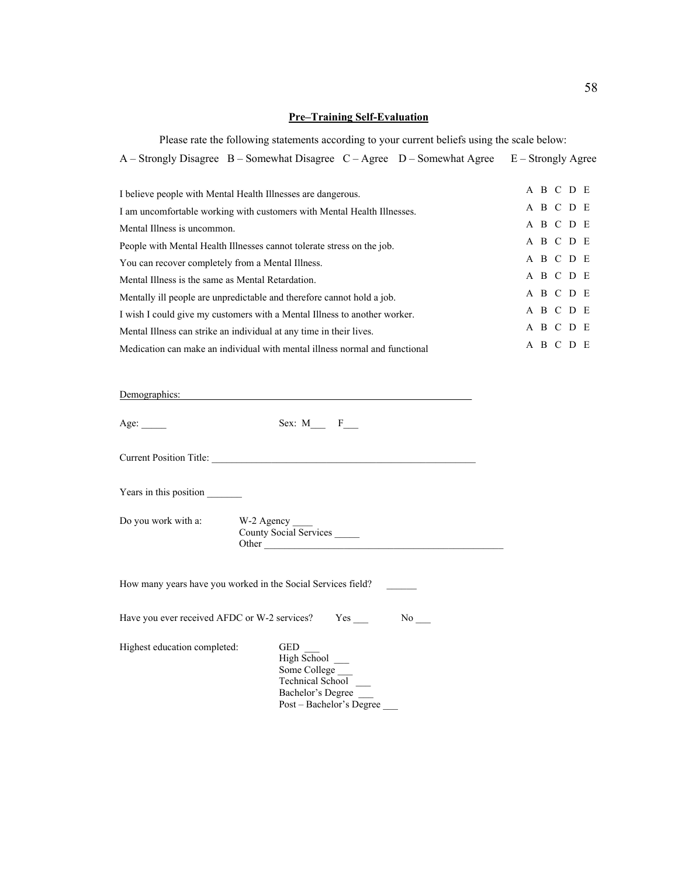## Pre–Training Self-Evaluation

Please rate the following statements according to your current beliefs using the scale below:

A – Strongly Disagree B – Somewhat Disagree C – Agree D – Somewhat Agree E – Strongly Agree

| Statement | Rating |
| --- | --- |
| I believe people with Mental Health Illnesses are dangerous. | A B C D E |
| I am uncomfortable working with customers with Mental Health Illnesses. | A B C D E |
| Mental Illness is uncommon. | A B C D E |
| People with Mental Health Illnesses cannot tolerate stress on the job. | A B C D E |
| You can recover completely from a Mental Illness. | A B C D E |
| Mental Illness is the same as Mental Retardation. | A B C D E |
| Mentally ill people are unpredictable and therefore cannot hold a job. | A B C D E |
| I wish I could give my customers with a Mental Illness to another worker. | A B C D E |
| Mental Illness can strike an individual at any time in their lives. | A B C D E |
| Medication can make an individual with mental illness normal and functional | A B C D E |

Demographics:

Age: _____ Sex: M___ F___

Current Position Title: ______________________________________________________

Years in this position _______

Do you work with a:
- W-2 Agency ____
- County Social Services _____
- Other _________________________________________________

How many years have you worked in the Social Services field? ______

Have you ever received AFDC or W-2 services? Yes ___ No ___

Highest education completed:
- GED ___
- High School ___
- Some College ___
- Technical School ___
- Bachelor's Degree ___
- Post – Bachelor's Degree ___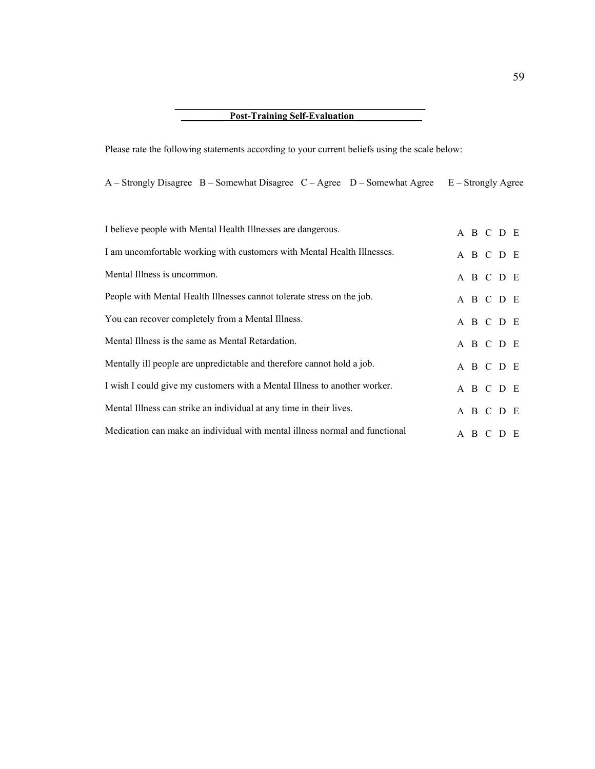## Post-Training Self-Evaluation

Please rate the following statements according to your current beliefs using the scale below:

A – Strongly Disagree   B – Somewhat Disagree   C – Agree   D – Somewhat Agree   E – Strongly Agree

| Statement | Rating |
|---|---|
| I believe people with Mental Health Illnesses are dangerous. | A B C D E |
| I am uncomfortable working with customers with Mental Health Illnesses. | A B C D E |
| Mental Illness is uncommon. | A B C D E |
| People with Mental Health Illnesses cannot tolerate stress on the job. | A B C D E |
| You can recover completely from a Mental Illness. | A B C D E |
| Mental Illness is the same as Mental Retardation. | A B C D E |
| Mentally ill people are unpredictable and therefore cannot hold a job. | A B C D E |
| I wish I could give my customers with a Mental Illness to another worker. | A B C D E |
| Mental Illness can strike an individual at any time in their lives. | A B C D E |
| Medication can make an individual with mental illness normal and functional | A B C D E |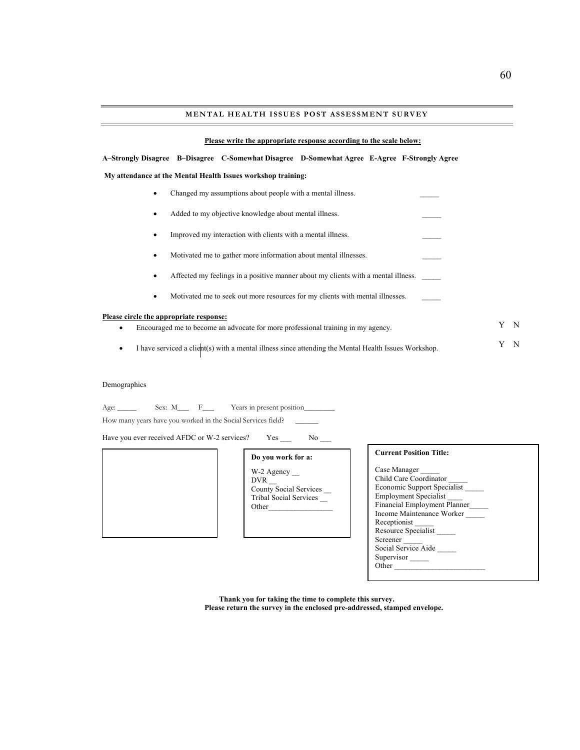## MENTAL HEALTH ISSUES POST ASSESSMENT SURVEY

**Please write the appropriate response according to the scale below:**

**A–Strongly Disagree B–Disagree C-Somewhat Disagree D-Somewhat Agree E-Agree F-Strongly Agree**

**My attendance at the Mental Health Issues workshop training:**

- Changed my assumptions about people with a mental illness. _____
- Added to my objective knowledge about mental illness. _____
- Improved my interaction with clients with a mental illness. _____
- Motivated me to gather more information about mental illnesses. _____
- Affected my feelings in a positive manner about my clients with a mental illness. _____
- Motivated me to seek out more resources for my clients with mental illnesses. _____

**Please circle the appropriate response:**

- Encouraged me to become an advocate for more professional training in my agency. Y N
- I have serviced a client(s) with a mental illness since attending the Mental Health Issues Workshop. Y N

Demographics

Age: _____ Sex: M___ F___ Years in present position________

How many years have you worked in the Social Services field? ______

Have you ever received AFDC or W-2 services? Yes ___ No ___

**Do you work for a:**

W-2 Agency __
DVR __
County Social Services __
Tribal Social Services __
Other_________________

**Current Position Title:**

Case Manager _____
Child Care Coordinator _____
Economic Support Specialist _____
Employment Specialist ____
Financial Employment Planner_____
Income Maintenance Worker _____
Receptionist _____
Resource Specialist _____
Screener _____
Social Service Aide _____
Supervisor _____
Other ________________________

**Thank you for taking the time to complete this survey.**
**Please return the survey in the enclosed pre-addressed, stamped envelope.**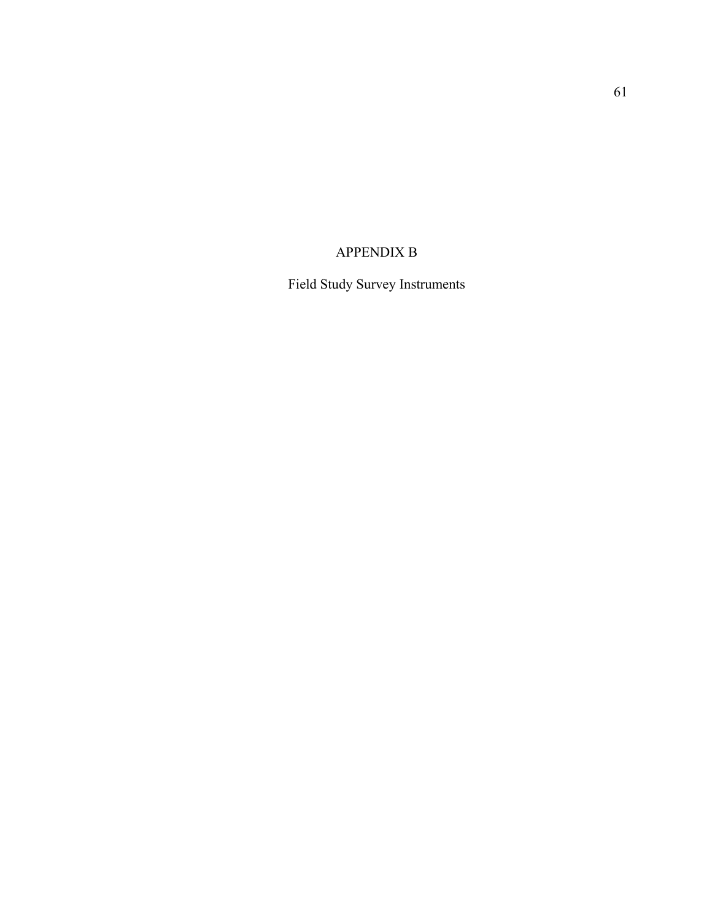# APPENDIX B

## Field Study Survey Instruments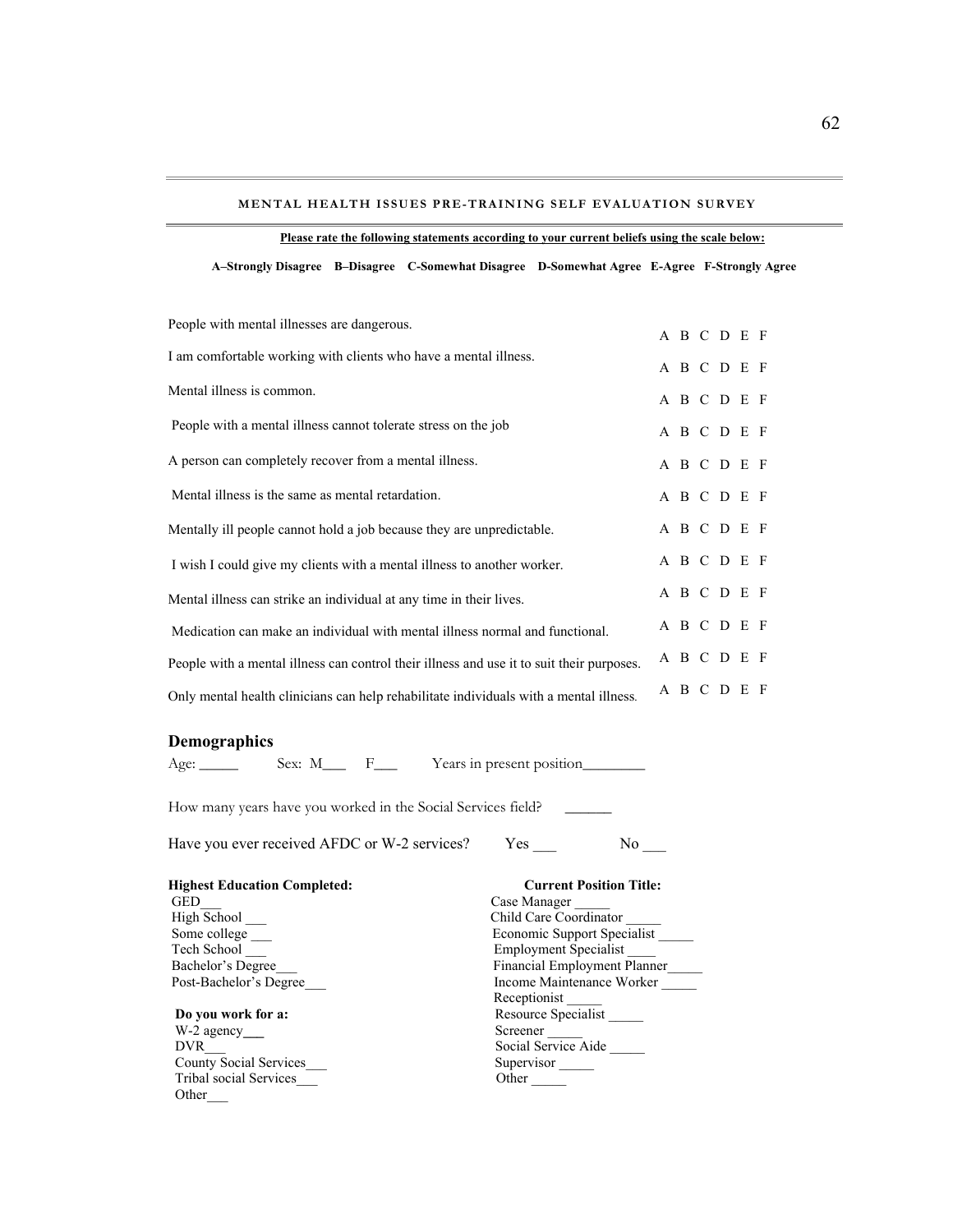## MENTAL HEALTH ISSUES PRE-TRAINING SELF EVALUATION SURVEY

**Please rate the following statements according to your current beliefs using the scale below:**

**A–Strongly Disagree B–Disagree C-Somewhat Disagree D-Somewhat Agree E-Agree F-Strongly Agree**

| Statement | Rating |
|---|---|
| People with mental illnesses are dangerous. | A B C D E F |
| I am comfortable working with clients who have a mental illness. | A B C D E F |
| Mental illness is common. | A B C D E F |
| People with a mental illness cannot tolerate stress on the job | A B C D E F |
| A person can completely recover from a mental illness. | A B C D E F |
| Mental illness is the same as mental retardation. | A B C D E F |
| Mentally ill people cannot hold a job because they are unpredictable. | A B C D E F |
| I wish I could give my clients with a mental illness to another worker. | A B C D E F |
| Mental illness can strike an individual at any time in their lives. | A B C D E F |
| Medication can make an individual with mental illness normal and functional. | A B C D E F |
| People with a mental illness can control their illness and use it to suit their purposes. | A B C D E F |
| Only mental health clinicians can help rehabilitate individuals with a mental illness. | A B C D E F |

## Demographics

Age: _____ Sex: M___ F___ Years in present position________

How many years have you worked in the Social Services field? ______

Have you ever received AFDC or W-2 services? Yes ___ No ___

**Highest Education Completed:**

GED___
High School ___
Some college ___
Tech School ___
Bachelor's Degree___
Post-Bachelor's Degree___

**Do you work for a:**

W-2 agency___
DVR___
County Social Services___
Tribal social Services___
Other___

**Current Position Title:**

Case Manager _____
Child Care Coordinator _____
Economic Support Specialist _____
Employment Specialist ____
Financial Employment Planner_____
Income Maintenance Worker _____
Receptionist _____
Resource Specialist _____
Screener _____
Social Service Aide _____
Supervisor _____
Other _____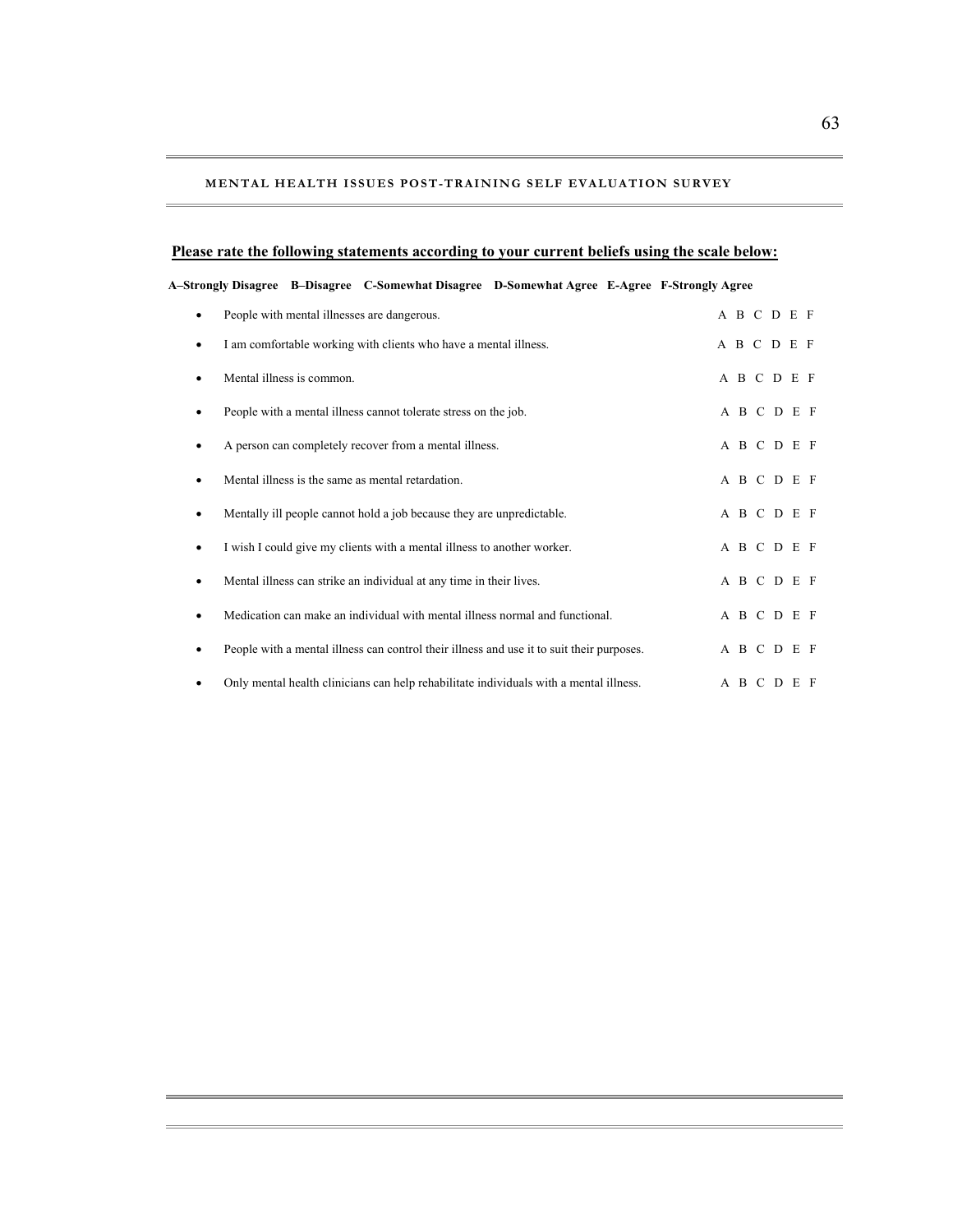## MENTAL HEALTH ISSUES POST-TRAINING SELF EVALUATION SURVEY

**Please rate the following statements according to your current beliefs using the scale below:**

**A–Strongly Disagree B–Disagree C-Somewhat Disagree D-Somewhat Agree E-Agree F-Strongly Agree**

- People with mental illnesses are dangerous. A B C D E F
- I am comfortable working with clients who have a mental illness. A B C D E F
- Mental illness is common. A B C D E F
- People with a mental illness cannot tolerate stress on the job. A B C D E F
- A person can completely recover from a mental illness. A B C D E F
- Mental illness is the same as mental retardation. A B C D E F
- Mentally ill people cannot hold a job because they are unpredictable. A B C D E F
- I wish I could give my clients with a mental illness to another worker. A B C D E F
- Mental illness can strike an individual at any time in their lives. A B C D E F
- Medication can make an individual with mental illness normal and functional. A B C D E F
- People with a mental illness can control their illness and use it to suit their purposes. A B C D E F
- Only mental health clinicians can help rehabilitate individuals with a mental illness. A B C D E F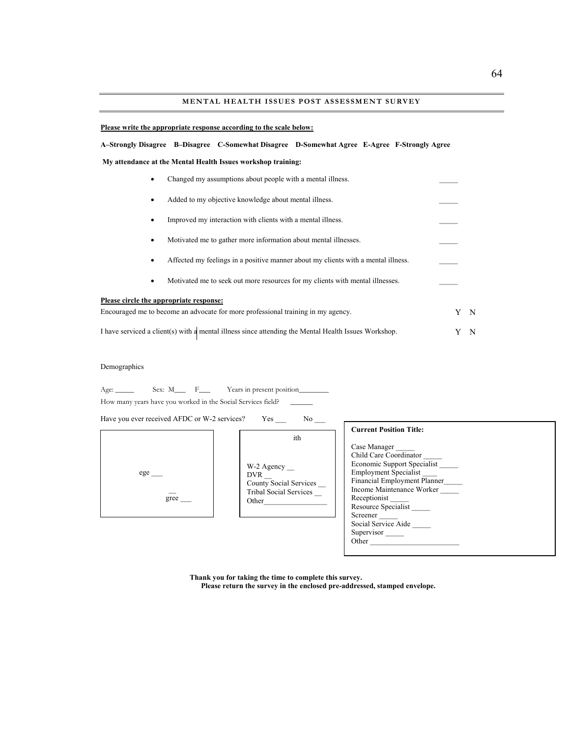## MENTAL HEALTH ISSUES POST ASSESSMENT SURVEY

**Please write the appropriate response according to the scale below:**

**A–Strongly Disagree B–Disagree C-Somewhat Disagree D-Somewhat Agree E-Agree F-Strongly Agree**

**My attendance at the Mental Health Issues workshop training:**

- Changed my assumptions about people with a mental illness. _____
- Added to my objective knowledge about mental illness. _____
- Improved my interaction with clients with a mental illness. _____
- Motivated me to gather more information about mental illnesses. _____
- Affected my feelings in a positive manner about my clients with a mental illness. _____
- Motivated me to seek out more resources for my clients with mental illnesses. _____

**Please circle the appropriate response:**

Encouraged me to become an advocate for more professional training in my agency. Y N

I have serviced a client(s) with a mental illness since attending the Mental Health Issues Workshop. Y N

Demographics

Age: _____ Sex: M___ F___ Years in present position________

How many years have you worked in the Social Services field? ______

Have you ever received AFDC or W-2 services? Yes ___ No ___

ege ___

__
gree ___

ith

W-2 Agency __
DVR __
County Social Services __
Tribal Social Services __
Other_________________

**Current Position Title:**

Case Manager _____
Child Care Coordinator _____
Economic Support Specialist _____
Employment Specialist ____
Financial Employment Planner_____
Income Maintenance Worker _____
Receptionist _____
Resource Specialist _____
Screener _____
Social Service Aide _____
Supervisor _____
Other ________________________

**Thank you for taking the time to complete this survey.**
**Please return the survey in the enclosed pre-addressed, stamped envelope.**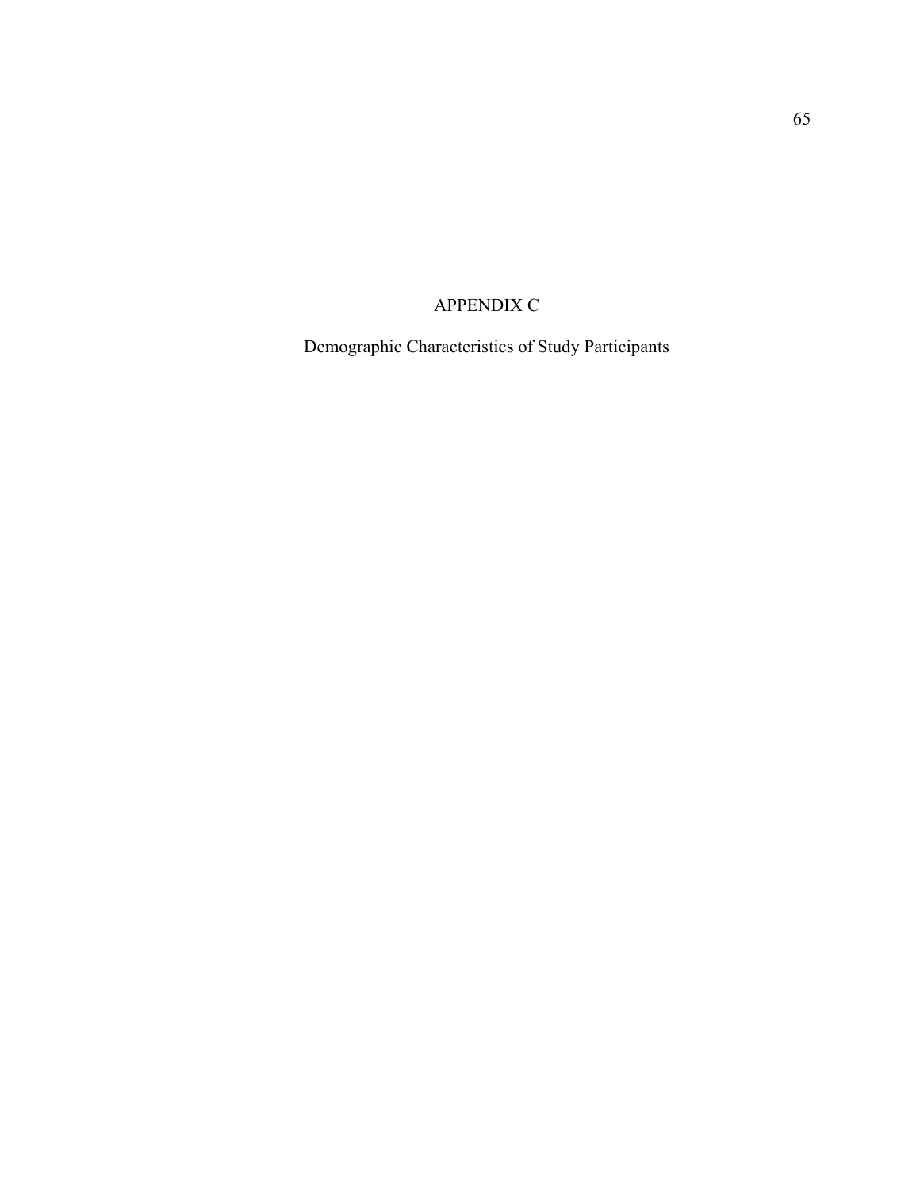# APPENDIX C

Demographic Characteristics of Study Participants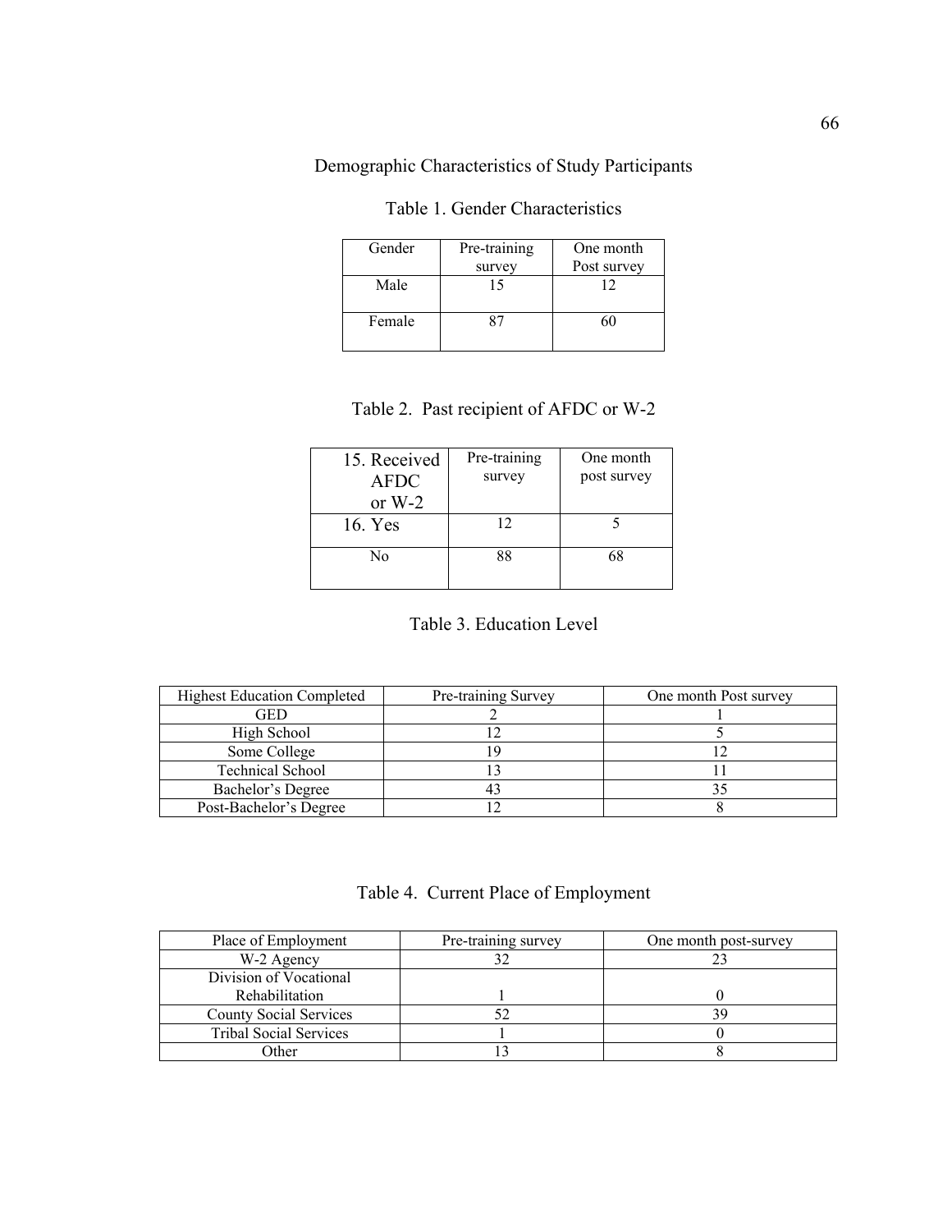## Demographic Characteristics of Study Participants

Table 1. Gender Characteristics

| Gender | Pre-training survey | One month Post survey |
|---|---|---|
| Male | 15 | 12 |
| Female | 87 | 60 |

Table 2. Past recipient of AFDC or W-2

| 15. Received AFDC or W-2 | Pre-training survey | One month post survey |
|---|---|---|
| 16. Yes | 12 | 5 |
| No | 88 | 68 |

Table 3. Education Level

| Highest Education Completed | Pre-training Survey | One month Post survey |
|---|---|---|
| GED | 2 | 1 |
| High School | 12 | 5 |
| Some College | 19 | 12 |
| Technical School | 13 | 11 |
| Bachelor's Degree | 43 | 35 |
| Post-Bachelor's Degree | 12 | 8 |

Table 4. Current Place of Employment

| Place of Employment | Pre-training survey | One month post-survey |
|---|---|---|
| W-2 Agency | 32 | 23 |
| Division of Vocational Rehabilitation | 1 | 0 |
| County Social Services | 52 | 39 |
| Tribal Social Services | 1 | 0 |
| Other | 13 | 8 |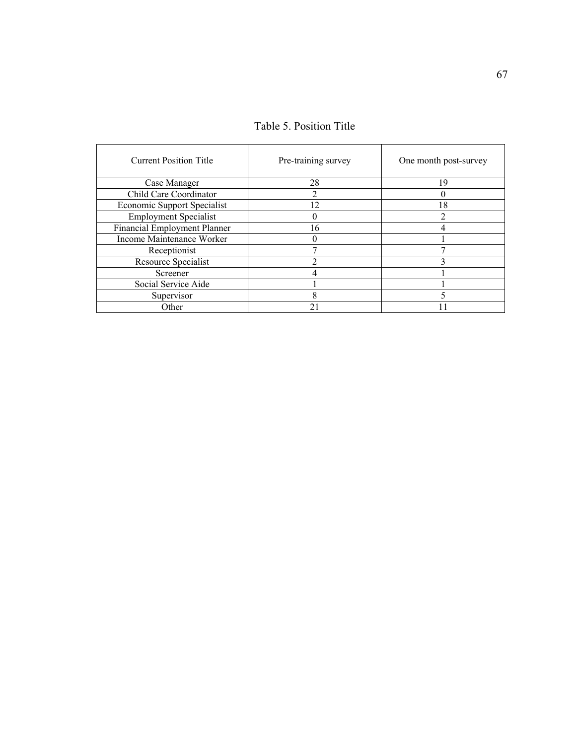Table 5. Position Title

| Current Position Title | Pre-training survey | One month post-survey |
|---|---|---|
| Case Manager | 28 | 19 |
| Child Care Coordinator | 2 | 0 |
| Economic Support Specialist | 12 | 18 |
| Employment Specialist | 0 | 2 |
| Financial Employment Planner | 16 | 4 |
| Income Maintenance Worker | 0 | 1 |
| Receptionist | 7 | 7 |
| Resource Specialist | 2 | 3 |
| Screener | 4 | 1 |
| Social Service Aide | 1 | 1 |
| Supervisor | 8 | 5 |
| Other | 21 | 11 |